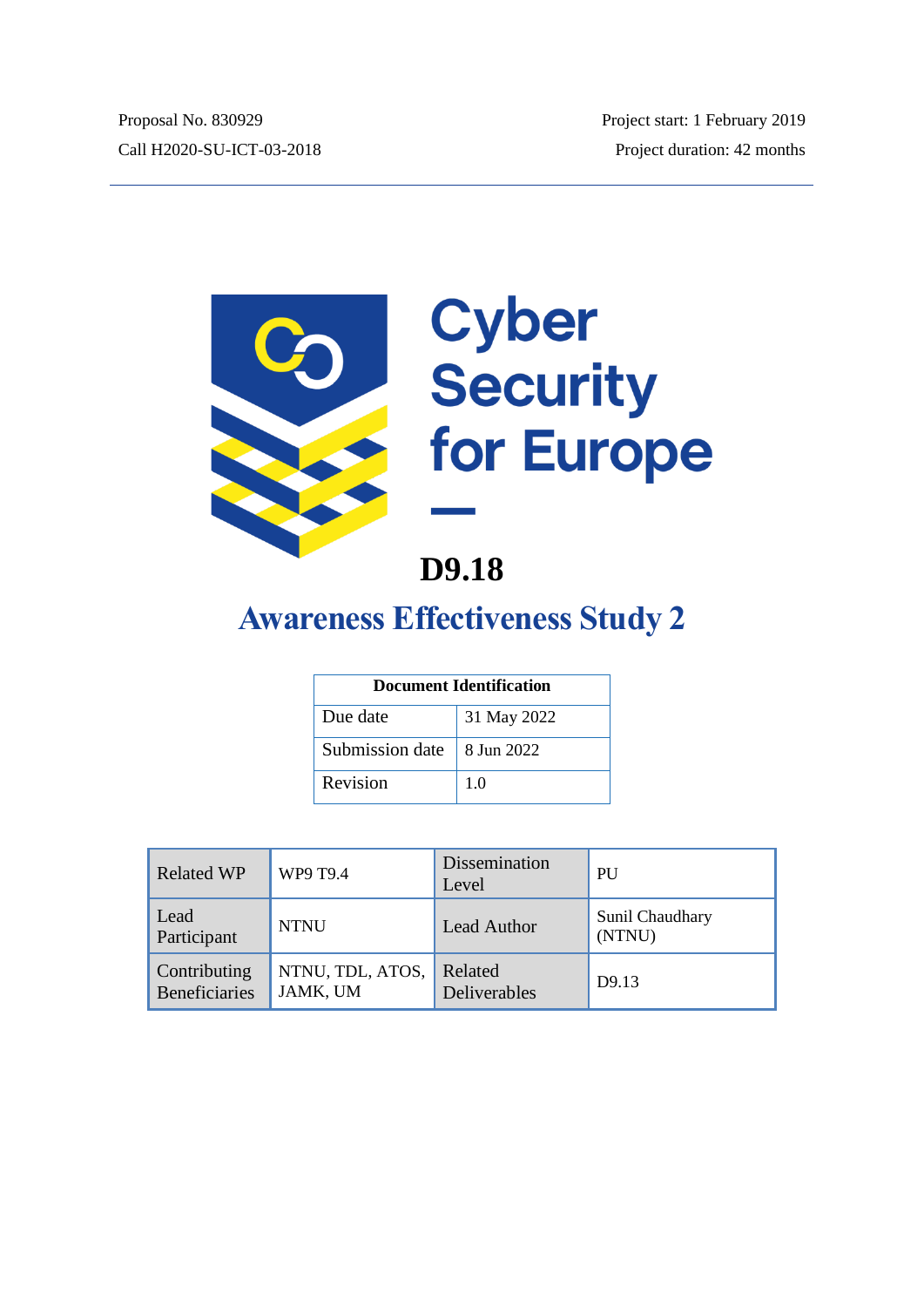Proposal No. 830929
Call H2020-SU-ICT-03-2018

Project start: 1 February 2019
Project duration: 42 months

Cyber Security for Europe

# D9.18

## Awareness Effectiveness Study 2

| Document Identification | |
|---|---|
| Due date | 31 May 2022 |
| Submission date | 8 Jun 2022 |
| Revision | 1.0 |

| Related WP | WP9 T9.4 | Dissemination Level | PU |
|---|---|---|---|
| Lead Participant | NTNU | Lead Author | Sunil Chaudhary (NTNU) |
| Contributing Beneficiaries | NTNU, TDL, ATOS, JAMK, UM | Related Deliverables | D9.13 |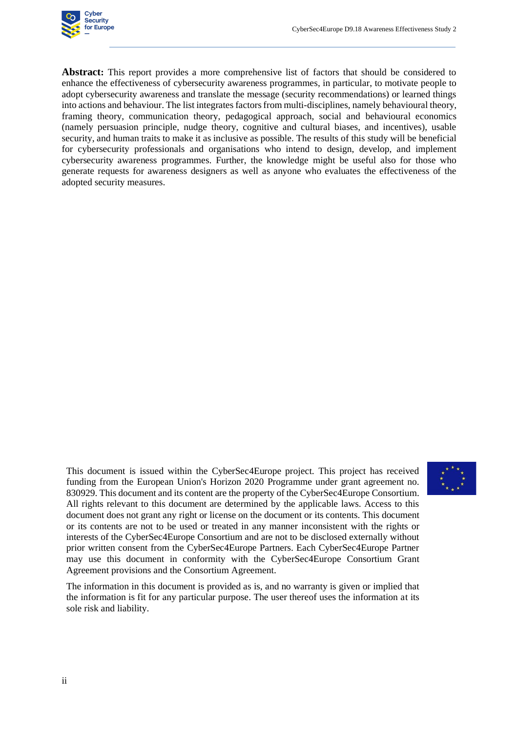**Abstract:** This report provides a more comprehensive list of factors that should be considered to enhance the effectiveness of cybersecurity awareness programmes, in particular, to motivate people to adopt cybersecurity awareness and translate the message (security recommendations) or learned things into actions and behaviour. The list integrates factors from multi-disciplines, namely behavioural theory, framing theory, communication theory, pedagogical approach, social and behavioural economics (namely persuasion principle, nudge theory, cognitive and cultural biases, and incentives), usable security, and human traits to make it as inclusive as possible. The results of this study will be beneficial for cybersecurity professionals and organisations who intend to design, develop, and implement cybersecurity awareness programmes. Further, the knowledge might be useful also for those who generate requests for awareness designers as well as anyone who evaluates the effectiveness of the adopted security measures.

This document is issued within the CyberSec4Europe project. This project has received funding from the European Union's Horizon 2020 Programme under grant agreement no. 830929. This document and its content are the property of the CyberSec4Europe Consortium. All rights relevant to this document are determined by the applicable laws. Access to this document does not grant any right or license on the document or its contents. This document or its contents are not to be used or treated in any manner inconsistent with the rights or interests of the CyberSec4Europe Consortium and are not to be disclosed externally without prior written consent from the CyberSec4Europe Partners. Each CyberSec4Europe Partner may use this document in conformity with the CyberSec4Europe Consortium Grant Agreement provisions and the Consortium Agreement.

The information in this document is provided as is, and no warranty is given or implied that the information is fit for any particular purpose. The user thereof uses the information at its sole risk and liability.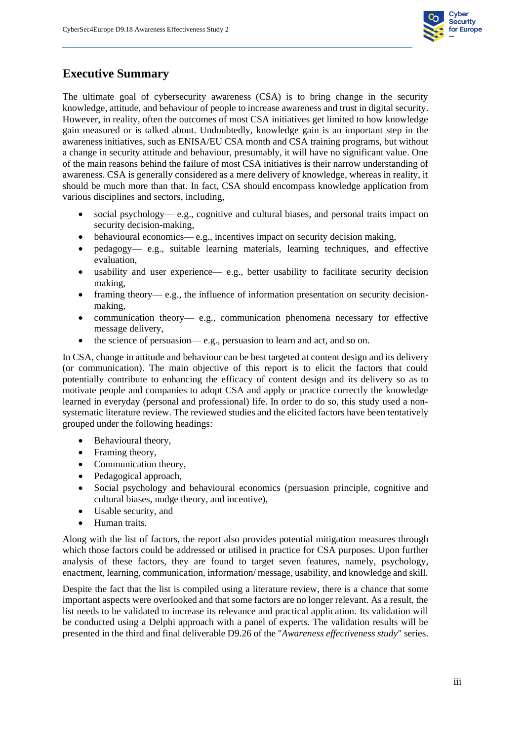# Executive Summary

The ultimate goal of cybersecurity awareness (CSA) is to bring change in the security knowledge, attitude, and behaviour of people to increase awareness and trust in digital security. However, in reality, often the outcomes of most CSA initiatives get limited to how knowledge gain measured or is talked about. Undoubtedly, knowledge gain is an important step in the awareness initiatives, such as ENISA/EU CSA month and CSA training programs, but without a change in security attitude and behaviour, presumably, it will have no significant value. One of the main reasons behind the failure of most CSA initiatives is their narrow understanding of awareness. CSA is generally considered as a mere delivery of knowledge, whereas in reality, it should be much more than that. In fact, CSA should encompass knowledge application from various disciplines and sectors, including,

- social psychology— e.g., cognitive and cultural biases, and personal traits impact on security decision-making,
- behavioural economics— e.g., incentives impact on security decision making,
- pedagogy— e.g., suitable learning materials, learning techniques, and effective evaluation,
- usability and user experience— e.g., better usability to facilitate security decision making,
- framing theory— e.g., the influence of information presentation on security decision-making,
- communication theory— e.g., communication phenomena necessary for effective message delivery,
- the science of persuasion— e.g., persuasion to learn and act, and so on.

In CSA, change in attitude and behaviour can be best targeted at content design and its delivery (or communication). The main objective of this report is to elicit the factors that could potentially contribute to enhancing the efficacy of content design and its delivery so as to motivate people and companies to adopt CSA and apply or practice correctly the knowledge learned in everyday (personal and professional) life. In order to do so, this study used a non-systematic literature review. The reviewed studies and the elicited factors have been tentatively grouped under the following headings:

- Behavioural theory,
- Framing theory,
- Communication theory,
- Pedagogical approach,
- Social psychology and behavioural economics (persuasion principle, cognitive and cultural biases, nudge theory, and incentive),
- Usable security, and
- Human traits.

Along with the list of factors, the report also provides potential mitigation measures through which those factors could be addressed or utilised in practice for CSA purposes. Upon further analysis of these factors, they are found to target seven features, namely, psychology, enactment, learning, communication, information/ message, usability, and knowledge and skill.

Despite the fact that the list is compiled using a literature review, there is a chance that some important aspects were overlooked and that some factors are no longer relevant. As a result, the list needs to be validated to increase its relevance and practical application. Its validation will be conducted using a Delphi approach with a panel of experts. The validation results will be presented in the third and final deliverable D9.26 of the "*Awareness effectiveness study*" series.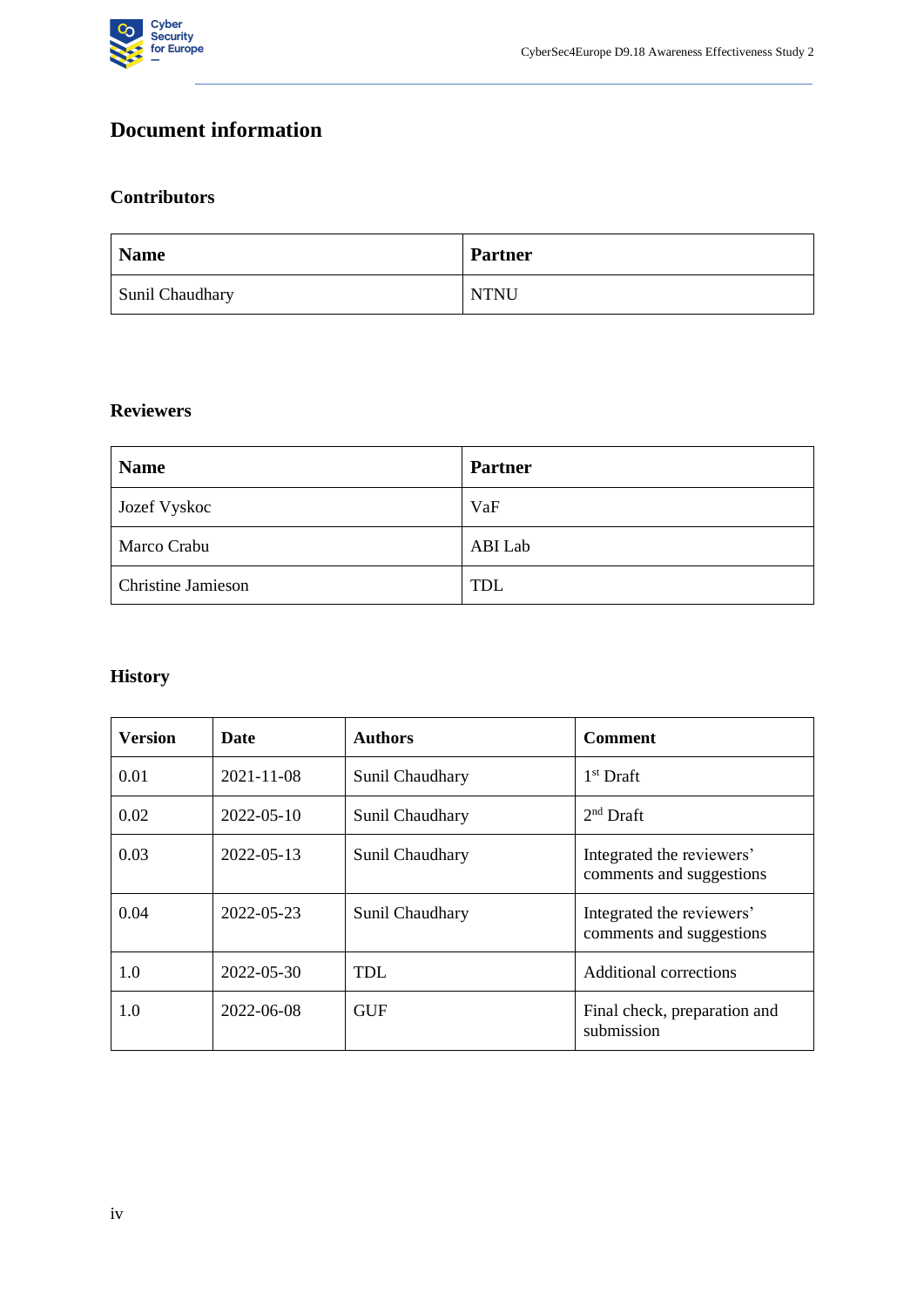# Document information

## Contributors

| Name | Partner |
|---|---|
| Sunil Chaudhary | NTNU |

## Reviewers

| Name | Partner |
|---|---|
| Jozef Vyskoc | VaF |
| Marco Crabu | ABI Lab |
| Christine Jamieson | TDL |

## History

| Version | Date | Authors | Comment |
|---|---|---|---|
| 0.01 | 2021-11-08 | Sunil Chaudhary | 1st Draft |
| 0.02 | 2022-05-10 | Sunil Chaudhary | 2nd Draft |
| 0.03 | 2022-05-13 | Sunil Chaudhary | Integrated the reviewers' comments and suggestions |
| 0.04 | 2022-05-23 | Sunil Chaudhary | Integrated the reviewers' comments and suggestions |
| 1.0 | 2022-05-30 | TDL | Additional corrections |
| 1.0 | 2022-06-08 | GUF | Final check, preparation and submission |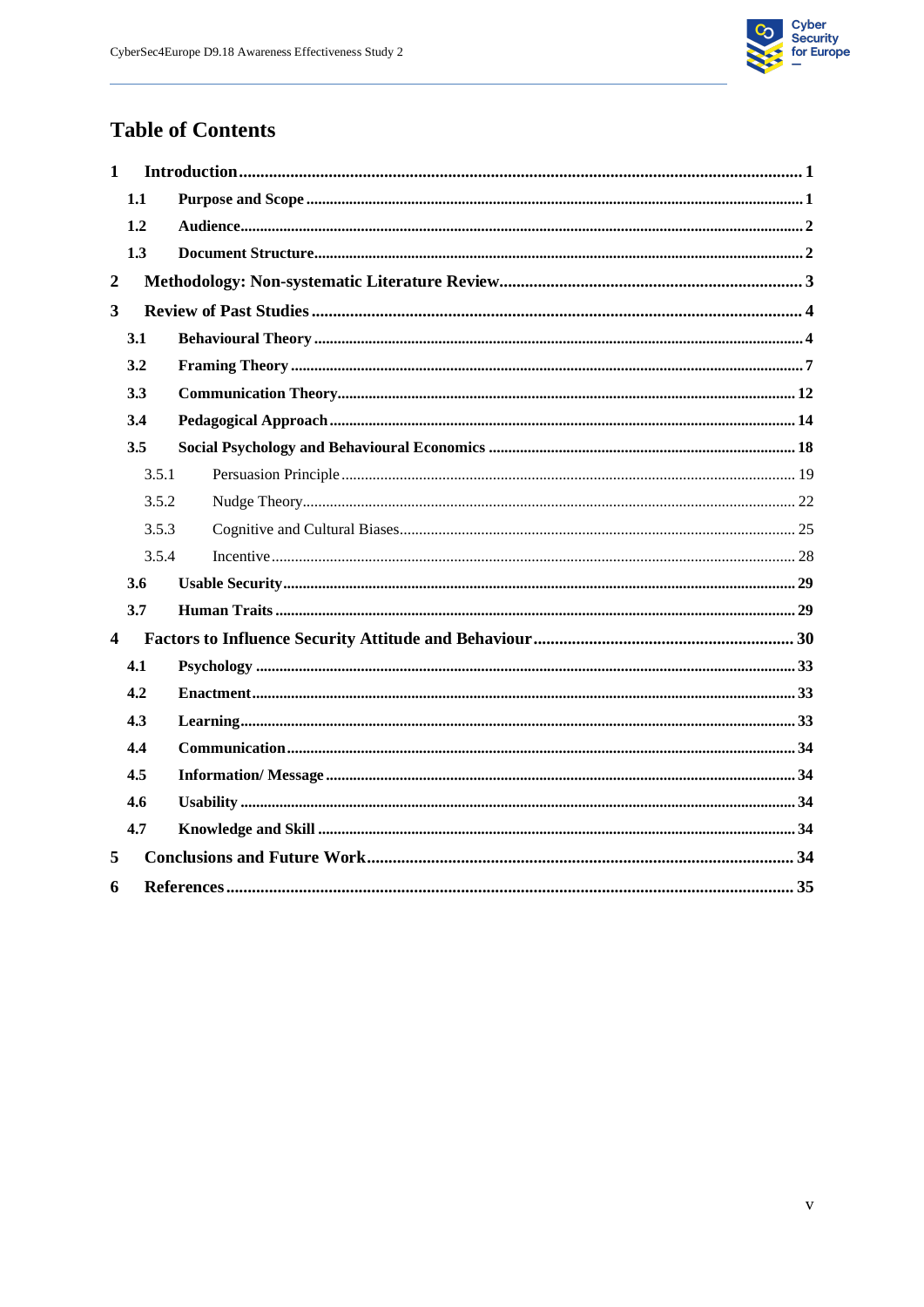# Table of Contents

- **1 Introduction** ..... 1
  - **1.1 Purpose and Scope** ..... 1
  - **1.2 Audience** ..... 2
  - **1.3 Document Structure** ..... 2
- **2 Methodology: Non-systematic Literature Review** ..... 3
- **3 Review of Past Studies** ..... 4
  - **3.1 Behavioural Theory** ..... 4
  - **3.2 Framing Theory** ..... 7
  - **3.3 Communication Theory** ..... 12
  - **3.4 Pedagogical Approach** ..... 14
  - **3.5 Social Psychology and Behavioural Economics** ..... 18
    - 3.5.1 Persuasion Principle ..... 19
    - 3.5.2 Nudge Theory ..... 22
    - 3.5.3 Cognitive and Cultural Biases ..... 25
    - 3.5.4 Incentive ..... 28
  - **3.6 Usable Security** ..... 29
  - **3.7 Human Traits** ..... 29
- **4 Factors to Influence Security Attitude and Behaviour** ..... 30
  - **4.1 Psychology** ..... 33
  - **4.2 Enactment** ..... 33
  - **4.3 Learning** ..... 33
  - **4.4 Communication** ..... 34
  - **4.5 Information/ Message** ..... 34
  - **4.6 Usability** ..... 34
  - **4.7 Knowledge and Skill** ..... 34
- **5 Conclusions and Future Work** ..... 34
- **6 References** ..... 35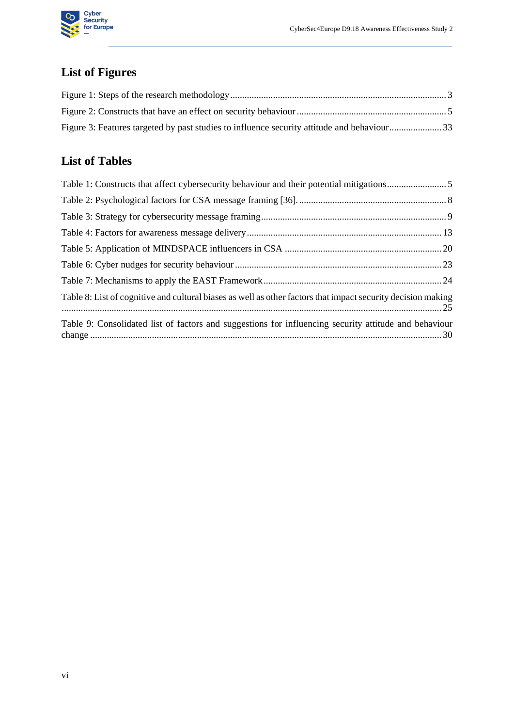## List of Figures

Figure 1: Steps of the research methodology .......................................................................................... 3
Figure 2: Constructs that have an effect on security behaviour ............................................................... 5
Figure 3: Features targeted by past studies to influence security attitude and behaviour ...................... 33

## List of Tables

Table 1: Constructs that affect cybersecurity behaviour and their potential mitigations ......................... 5
Table 2: Psychological factors for CSA message framing [36]. ............................................................. 8
Table 3: Strategy for cybersecurity message framing ............................................................................. 9
Table 4: Factors for awareness message delivery ................................................................................. 13
Table 5: Application of MINDSPACE influencers in CSA .................................................................. 20
Table 6: Cyber nudges for security behaviour ...................................................................................... 23
Table 7: Mechanisms to apply the EAST Framework ........................................................................... 24
Table 8: List of cognitive and cultural biases as well as other factors that impact security decision making ............................................................................................................................................... 25
Table 9: Consolidated list of factors and suggestions for influencing security attitude and behaviour change .................................................................................................................................................. 30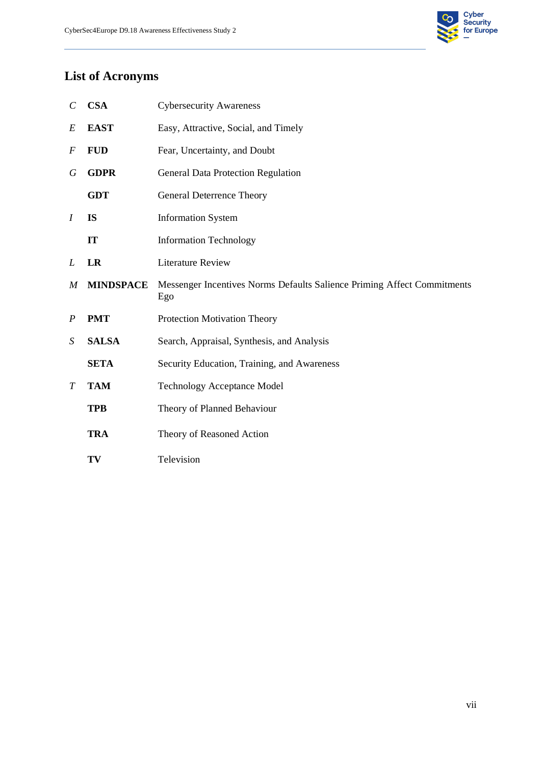# List of Acronyms

| | | |
|---|---|---|
| *C* | **CSA** | Cybersecurity Awareness |
| *E* | **EAST** | Easy, Attractive, Social, and Timely |
| *F* | **FUD** | Fear, Uncertainty, and Doubt |
| *G* | **GDPR** | General Data Protection Regulation |
| | **GDT** | General Deterrence Theory |
| *I* | **IS** | Information System |
| | **IT** | Information Technology |
| *L* | **LR** | Literature Review |
| *M* | **MINDSPACE** | Messenger Incentives Norms Defaults Salience Priming Affect Commitments Ego |
| *P* | **PMT** | Protection Motivation Theory |
| *S* | **SALSA** | Search, Appraisal, Synthesis, and Analysis |
| | **SETA** | Security Education, Training, and Awareness |
| *T* | **TAM** | Technology Acceptance Model |
| | **TPB** | Theory of Planned Behaviour |
| | **TRA** | Theory of Reasoned Action |
| | **TV** | Television |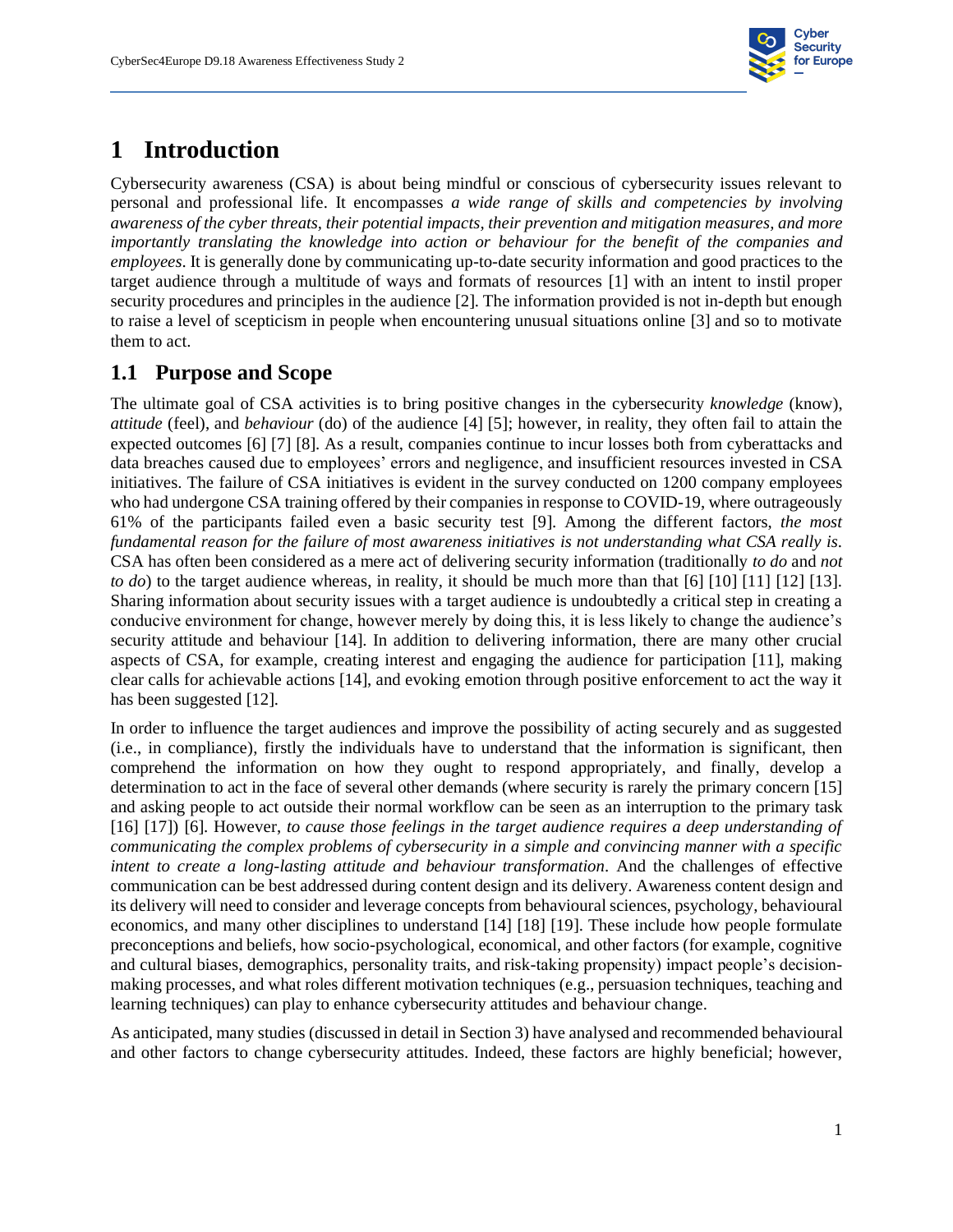# 1 Introduction

Cybersecurity awareness (CSA) is about being mindful or conscious of cybersecurity issues relevant to personal and professional life. It encompasses *a wide range of skills and competencies by involving awareness of the cyber threats, their potential impacts, their prevention and mitigation measures, and more importantly translating the knowledge into action or behaviour for the benefit of the companies and employees*. It is generally done by communicating up-to-date security information and good practices to the target audience through a multitude of ways and formats of resources [1] with an intent to instil proper security procedures and principles in the audience [2]. The information provided is not in-depth but enough to raise a level of scepticism in people when encountering unusual situations online [3] and so to motivate them to act.

## 1.1 Purpose and Scope

The ultimate goal of CSA activities is to bring positive changes in the cybersecurity *knowledge* (know), *attitude* (feel), and *behaviour* (do) of the audience [4] [5]; however, in reality, they often fail to attain the expected outcomes [6] [7] [8]. As a result, companies continue to incur losses both from cyberattacks and data breaches caused due to employees' errors and negligence, and insufficient resources invested in CSA initiatives. The failure of CSA initiatives is evident in the survey conducted on 1200 company employees who had undergone CSA training offered by their companies in response to COVID-19, where outrageously 61% of the participants failed even a basic security test [9]. Among the different factors, *the most fundamental reason for the failure of most awareness initiatives is not understanding what CSA really is*. CSA has often been considered as a mere act of delivering security information (traditionally *to do* and *not to do*) to the target audience whereas, in reality, it should be much more than that [6] [10] [11] [12] [13]. Sharing information about security issues with a target audience is undoubtedly a critical step in creating a conducive environment for change, however merely by doing this, it is less likely to change the audience's security attitude and behaviour [14]. In addition to delivering information, there are many other crucial aspects of CSA, for example, creating interest and engaging the audience for participation [11], making clear calls for achievable actions [14], and evoking emotion through positive enforcement to act the way it has been suggested [12].

In order to influence the target audiences and improve the possibility of acting securely and as suggested (i.e., in compliance), firstly the individuals have to understand that the information is significant, then comprehend the information on how they ought to respond appropriately, and finally, develop a determination to act in the face of several other demands (where security is rarely the primary concern [15] and asking people to act outside their normal workflow can be seen as an interruption to the primary task [16] [17]) [6]. However, *to cause those feelings in the target audience requires a deep understanding of communicating the complex problems of cybersecurity in a simple and convincing manner with a specific intent to create a long-lasting attitude and behaviour transformation*. And the challenges of effective communication can be best addressed during content design and its delivery. Awareness content design and its delivery will need to consider and leverage concepts from behavioural sciences, psychology, behavioural economics, and many other disciplines to understand [14] [18] [19]. These include how people formulate preconceptions and beliefs, how socio-psychological, economical, and other factors (for example, cognitive and cultural biases, demographics, personality traits, and risk-taking propensity) impact people's decision-making processes, and what roles different motivation techniques (e.g., persuasion techniques, teaching and learning techniques) can play to enhance cybersecurity attitudes and behaviour change.

As anticipated, many studies (discussed in detail in Section 3) have analysed and recommended behavioural and other factors to change cybersecurity attitudes. Indeed, these factors are highly beneficial; however,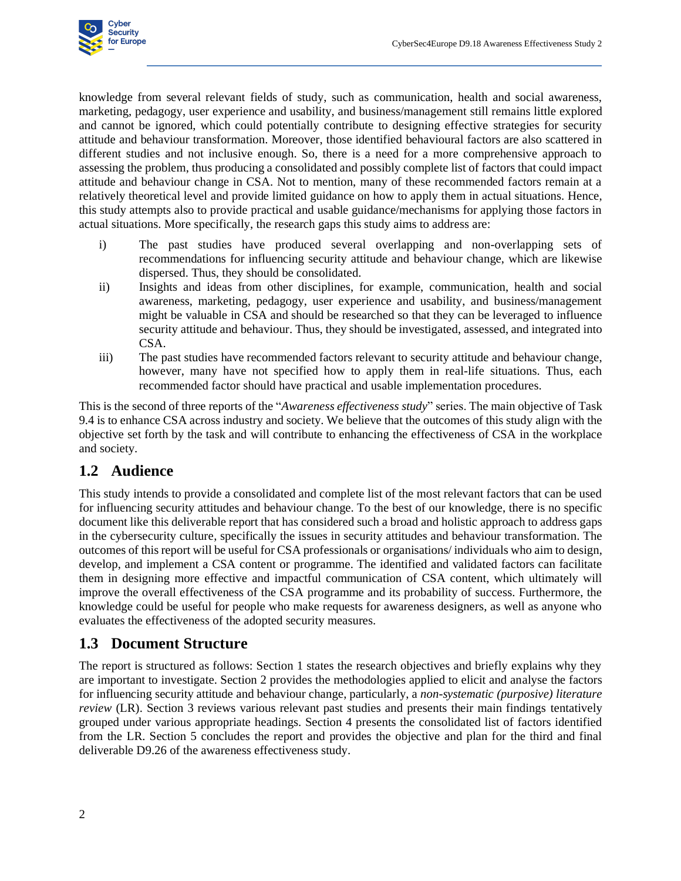knowledge from several relevant fields of study, such as communication, health and social awareness, marketing, pedagogy, user experience and usability, and business/management still remains little explored and cannot be ignored, which could potentially contribute to designing effective strategies for security attitude and behaviour transformation. Moreover, those identified behavioural factors are also scattered in different studies and not inclusive enough. So, there is a need for a more comprehensive approach to assessing the problem, thus producing a consolidated and possibly complete list of factors that could impact attitude and behaviour change in CSA. Not to mention, many of these recommended factors remain at a relatively theoretical level and provide limited guidance on how to apply them in actual situations. Hence, this study attempts also to provide practical and usable guidance/mechanisms for applying those factors in actual situations. More specifically, the research gaps this study aims to address are:

i) The past studies have produced several overlapping and non-overlapping sets of recommendations for influencing security attitude and behaviour change, which are likewise dispersed. Thus, they should be consolidated.
ii) Insights and ideas from other disciplines, for example, communication, health and social awareness, marketing, pedagogy, user experience and usability, and business/management might be valuable in CSA and should be researched so that they can be leveraged to influence security attitude and behaviour. Thus, they should be investigated, assessed, and integrated into CSA.
iii) The past studies have recommended factors relevant to security attitude and behaviour change, however, many have not specified how to apply them in real-life situations. Thus, each recommended factor should have practical and usable implementation procedures.

This is the second of three reports of the "*Awareness effectiveness study*" series. The main objective of Task 9.4 is to enhance CSA across industry and society. We believe that the outcomes of this study align with the objective set forth by the task and will contribute to enhancing the effectiveness of CSA in the workplace and society.

## 1.2 Audience

This study intends to provide a consolidated and complete list of the most relevant factors that can be used for influencing security attitudes and behaviour change. To the best of our knowledge, there is no specific document like this deliverable report that has considered such a broad and holistic approach to address gaps in the cybersecurity culture, specifically the issues in security attitudes and behaviour transformation. The outcomes of this report will be useful for CSA professionals or organisations/ individuals who aim to design, develop, and implement a CSA content or programme. The identified and validated factors can facilitate them in designing more effective and impactful communication of CSA content, which ultimately will improve the overall effectiveness of the CSA programme and its probability of success. Furthermore, the knowledge could be useful for people who make requests for awareness designers, as well as anyone who evaluates the effectiveness of the adopted security measures.

## 1.3 Document Structure

The report is structured as follows: Section 1 states the research objectives and briefly explains why they are important to investigate. Section 2 provides the methodologies applied to elicit and analyse the factors for influencing security attitude and behaviour change, particularly, a *non-systematic (purposive) literature review* (LR). Section 3 reviews various relevant past studies and presents their main findings tentatively grouped under various appropriate headings. Section 4 presents the consolidated list of factors identified from the LR. Section 5 concludes the report and provides the objective and plan for the third and final deliverable D9.26 of the awareness effectiveness study.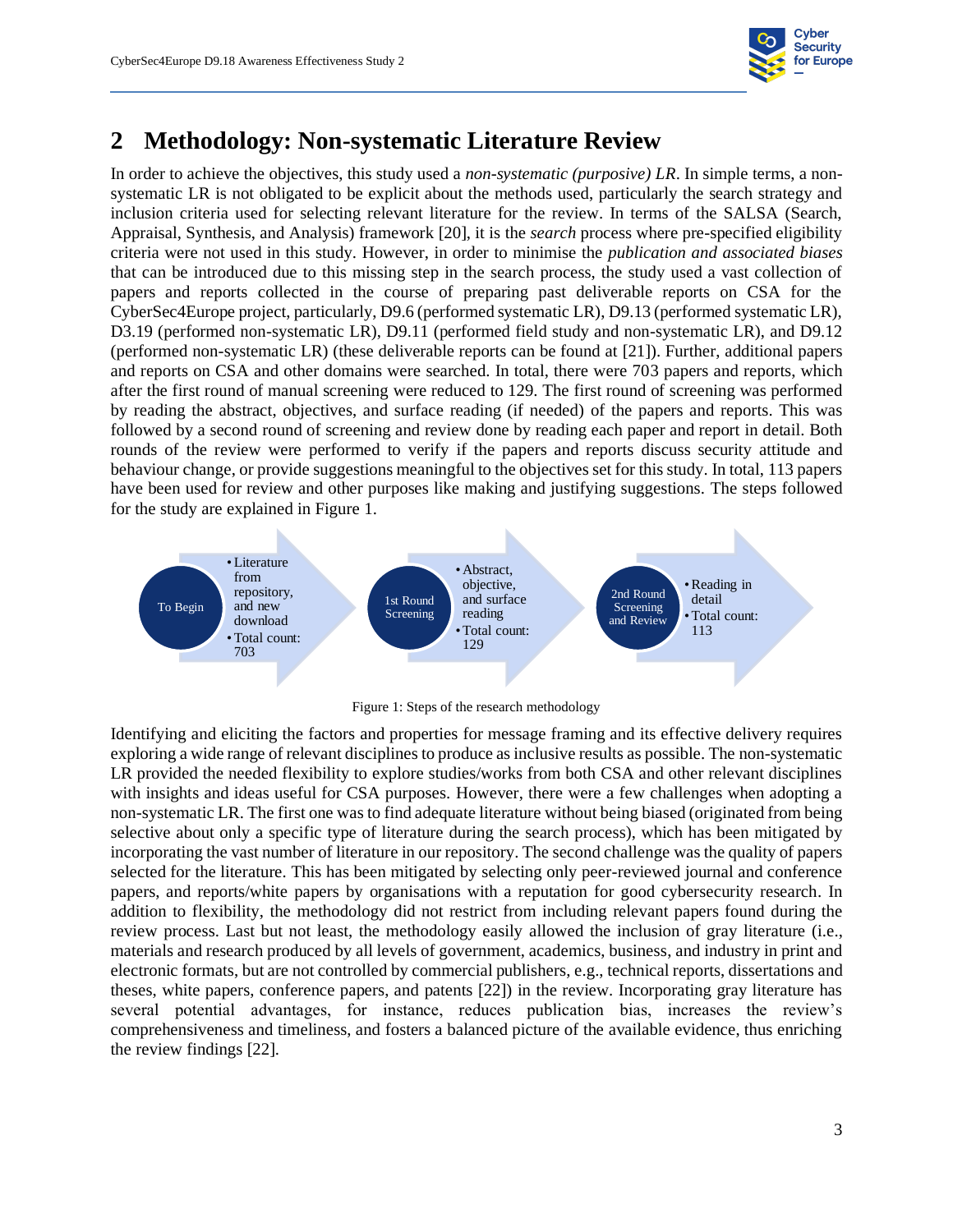# 2 Methodology: Non-systematic Literature Review

In order to achieve the objectives, this study used a *non-systematic (purposive) LR*. In simple terms, a non-systematic LR is not obligated to be explicit about the methods used, particularly the search strategy and inclusion criteria used for selecting relevant literature for the review. In terms of the SALSA (Search, Appraisal, Synthesis, and Analysis) framework [20], it is the *search* process where pre-specified eligibility criteria were not used in this study. However, in order to minimise the *publication and associated biases* that can be introduced due to this missing step in the search process, the study used a vast collection of papers and reports collected in the course of preparing past deliverable reports on CSA for the CyberSec4Europe project, particularly, D9.6 (performed systematic LR), D9.13 (performed systematic LR), D3.19 (performed non-systematic LR), D9.11 (performed field study and non-systematic LR), and D9.12 (performed non-systematic LR) (these deliverable reports can be found at [21]). Further, additional papers and reports on CSA and other domains were searched. In total, there were 703 papers and reports, which after the first round of manual screening were reduced to 129. The first round of screening was performed by reading the abstract, objectives, and surface reading (if needed) of the papers and reports. This was followed by a second round of screening and review done by reading each paper and report in detail. Both rounds of the review were performed to verify if the papers and reports discuss security attitude and behaviour change, or provide suggestions meaningful to the objectives set for this study. In total, 113 papers have been used for review and other purposes like making and justifying suggestions. The steps followed for the study are explained in Figure 1.

- **To Begin**
  - Literature from repository, and new download
  - Total count: 703
- **1st Round Screening**
  - Abstract, objective, and surface reading
  - Total count: 129
- **2nd Round Screening and Review**
  - Reading in detail
  - Total count: 113

Figure 1: Steps of the research methodology

Identifying and eliciting the factors and properties for message framing and its effective delivery requires exploring a wide range of relevant disciplines to produce as inclusive results as possible. The non-systematic LR provided the needed flexibility to explore studies/works from both CSA and other relevant disciplines with insights and ideas useful for CSA purposes. However, there were a few challenges when adopting a non-systematic LR. The first one was to find adequate literature without being biased (originated from being selective about only a specific type of literature during the search process), which has been mitigated by incorporating the vast number of literature in our repository. The second challenge was the quality of papers selected for the literature. This has been mitigated by selecting only peer-reviewed journal and conference papers, and reports/white papers by organisations with a reputation for good cybersecurity research. In addition to flexibility, the methodology did not restrict from including relevant papers found during the review process. Last but not least, the methodology easily allowed the inclusion of gray literature (i.e., materials and research produced by all levels of government, academics, business, and industry in print and electronic formats, but are not controlled by commercial publishers, e.g., technical reports, dissertations and theses, white papers, conference papers, and patents [22]) in the review. Incorporating gray literature has several potential advantages, for instance, reduces publication bias, increases the review's comprehensiveness and timeliness, and fosters a balanced picture of the available evidence, thus enriching the review findings [22].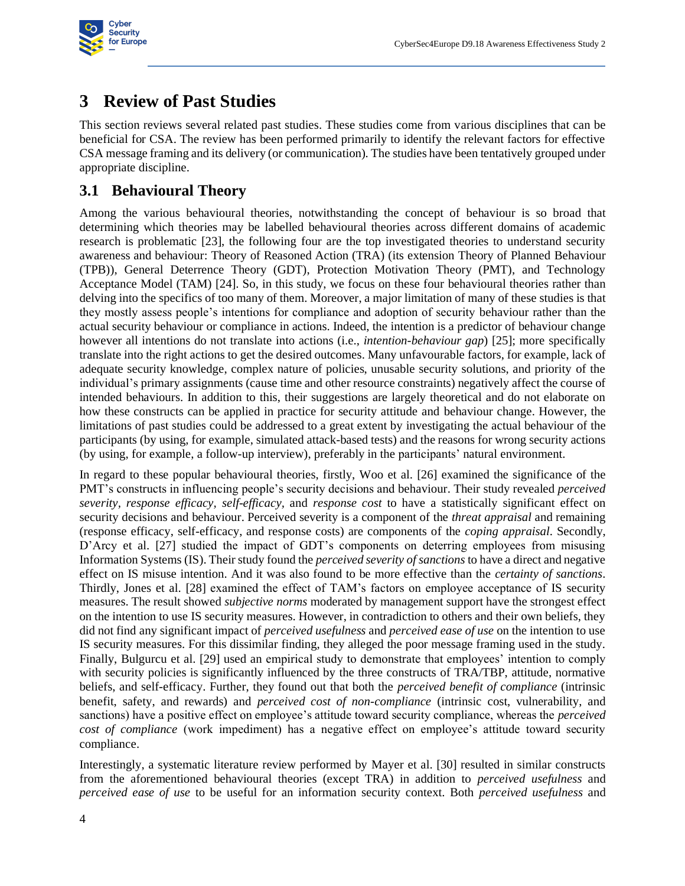# 3 Review of Past Studies

This section reviews several related past studies. These studies come from various disciplines that can be beneficial for CSA. The review has been performed primarily to identify the relevant factors for effective CSA message framing and its delivery (or communication). The studies have been tentatively grouped under appropriate discipline.

## 3.1 Behavioural Theory

Among the various behavioural theories, notwithstanding the concept of behaviour is so broad that determining which theories may be labelled behavioural theories across different domains of academic research is problematic [23], the following four are the top investigated theories to understand security awareness and behaviour: Theory of Reasoned Action (TRA) (its extension Theory of Planned Behaviour (TPB)), General Deterrence Theory (GDT), Protection Motivation Theory (PMT), and Technology Acceptance Model (TAM) [24]. So, in this study, we focus on these four behavioural theories rather than delving into the specifics of too many of them. Moreover, a major limitation of many of these studies is that they mostly assess people's intentions for compliance and adoption of security behaviour rather than the actual security behaviour or compliance in actions. Indeed, the intention is a predictor of behaviour change however all intentions do not translate into actions (i.e., *intention-behaviour gap*) [25]; more specifically translate into the right actions to get the desired outcomes. Many unfavourable factors, for example, lack of adequate security knowledge, complex nature of policies, unusable security solutions, and priority of the individual's primary assignments (cause time and other resource constraints) negatively affect the course of intended behaviours. In addition to this, their suggestions are largely theoretical and do not elaborate on how these constructs can be applied in practice for security attitude and behaviour change. However, the limitations of past studies could be addressed to a great extent by investigating the actual behaviour of the participants (by using, for example, simulated attack-based tests) and the reasons for wrong security actions (by using, for example, a follow-up interview), preferably in the participants' natural environment.

In regard to these popular behavioural theories, firstly, Woo et al. [26] examined the significance of the PMT's constructs in influencing people's security decisions and behaviour. Their study revealed *perceived severity*, *response efficacy*, *self-efficacy*, and *response cost* to have a statistically significant effect on security decisions and behaviour. Perceived severity is a component of the *threat appraisal* and remaining (response efficacy, self-efficacy, and response costs) are components of the *coping appraisal*. Secondly, D'Arcy et al. [27] studied the impact of GDT's components on deterring employees from misusing Information Systems (IS). Their study found the *perceived severity of sanctions* to have a direct and negative effect on IS misuse intention. And it was also found to be more effective than the *certainty of sanctions*. Thirdly, Jones et al. [28] examined the effect of TAM's factors on employee acceptance of IS security measures. The result showed *subjective norms* moderated by management support have the strongest effect on the intention to use IS security measures. However, in contradiction to others and their own beliefs, they did not find any significant impact of *perceived usefulness* and *perceived ease of use* on the intention to use IS security measures. For this dissimilar finding, they alleged the poor message framing used in the study. Finally, Bulgurcu et al. [29] used an empirical study to demonstrate that employees' intention to comply with security policies is significantly influenced by the three constructs of TRA/TBP, attitude, normative beliefs, and self-efficacy. Further, they found out that both the *perceived benefit of compliance* (intrinsic benefit, safety, and rewards) and *perceived cost of non-compliance* (intrinsic cost, vulnerability, and sanctions) have a positive effect on employee's attitude toward security compliance, whereas the *perceived cost of compliance* (work impediment) has a negative effect on employee's attitude toward security compliance.

Interestingly, a systematic literature review performed by Mayer et al. [30] resulted in similar constructs from the aforementioned behavioural theories (except TRA) in addition to *perceived usefulness* and *perceived ease of use* to be useful for an information security context. Both *perceived usefulness* and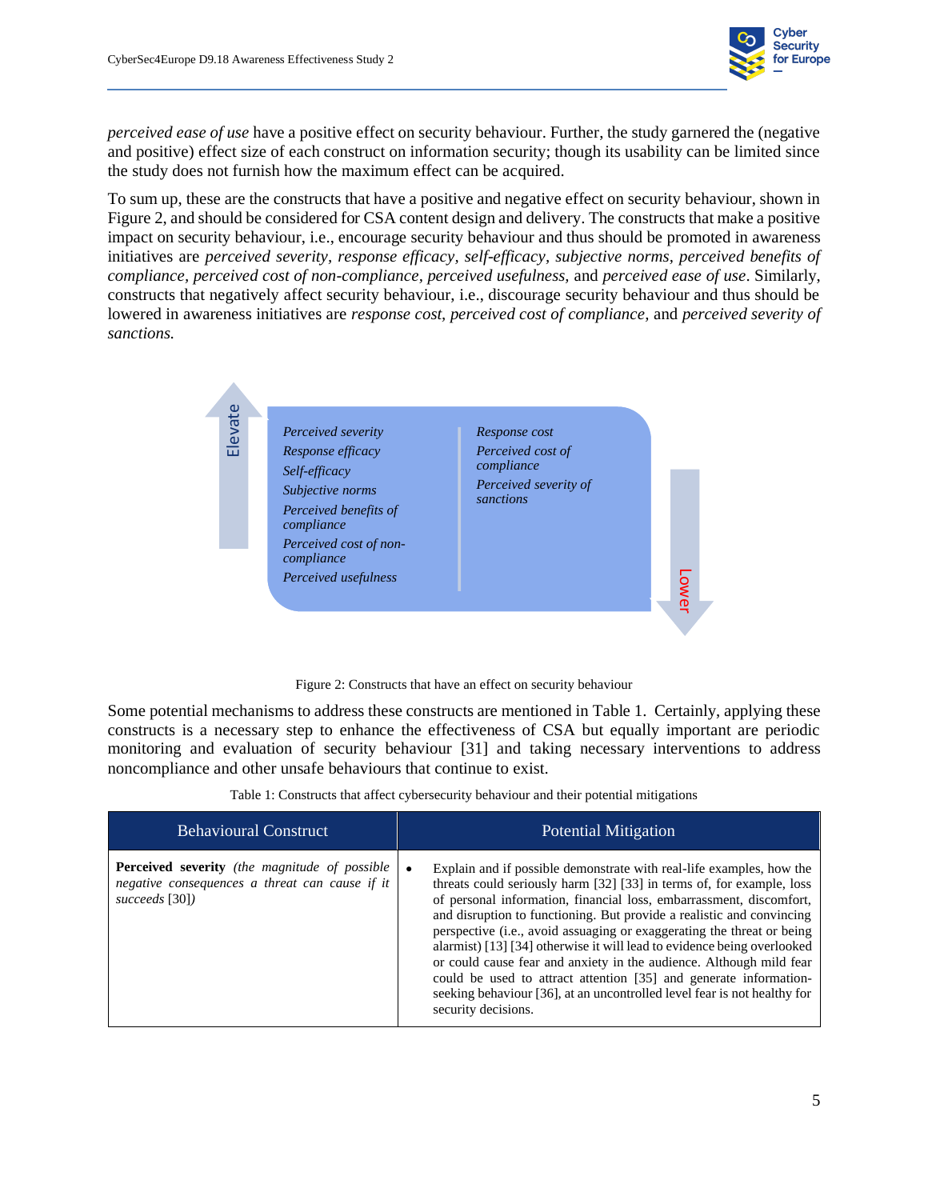*perceived ease of use* have a positive effect on security behaviour. Further, the study garnered the (negative and positive) effect size of each construct on information security; though its usability can be limited since the study does not furnish how the maximum effect can be acquired.

To sum up, these are the constructs that have a positive and negative effect on security behaviour, shown in Figure 2, and should be considered for CSA content design and delivery. The constructs that make a positive impact on security behaviour, i.e., encourage security behaviour and thus should be promoted in awareness initiatives are *perceived severity*, *response efficacy*, *self-efficacy*, *subjective norms*, *perceived benefits of compliance*, *perceived cost of non-compliance*, *perceived usefulness*, and *perceived ease of use*. Similarly, constructs that negatively affect security behaviour, i.e., discourage security behaviour and thus should be lowered in awareness initiatives are *response cost*, *perceived cost of compliance*, and *perceived severity of sanctions.*

Elevate

*Perceived severity*
*Response efficacy*
*Self-efficacy*
*Subjective norms*
*Perceived benefits of compliance*
*Perceived cost of non-compliance*
*Perceived usefulness*

Lower

*Response cost*
*Perceived cost of compliance*
*Perceived severity of sanctions*

Figure 2: Constructs that have an effect on security behaviour

Some potential mechanisms to address these constructs are mentioned in Table 1. Certainly, applying these constructs is a necessary step to enhance the effectiveness of CSA but equally important are periodic monitoring and evaluation of security behaviour [31] and taking necessary interventions to address noncompliance and other unsafe behaviours that continue to exist.

Table 1: Constructs that affect cybersecurity behaviour and their potential mitigations

| Behavioural Construct | Potential Mitigation |
|---|---|
| **Perceived severity** *(the magnitude of possible negative consequences a threat can cause if it succeeds* [30]*)* | • Explain and if possible demonstrate with real-life examples, how the threats could seriously harm [32] [33] in terms of, for example, loss of personal information, financial loss, embarrassment, discomfort, and disruption to functioning. But provide a realistic and convincing perspective (i.e., avoid assuaging or exaggerating the threat or being alarmist) [13] [34] otherwise it will lead to evidence being overlooked or could cause fear and anxiety in the audience. Although mild fear could be used to attract attention [35] and generate information-seeking behaviour [36], at an uncontrolled level fear is not healthy for security decisions. |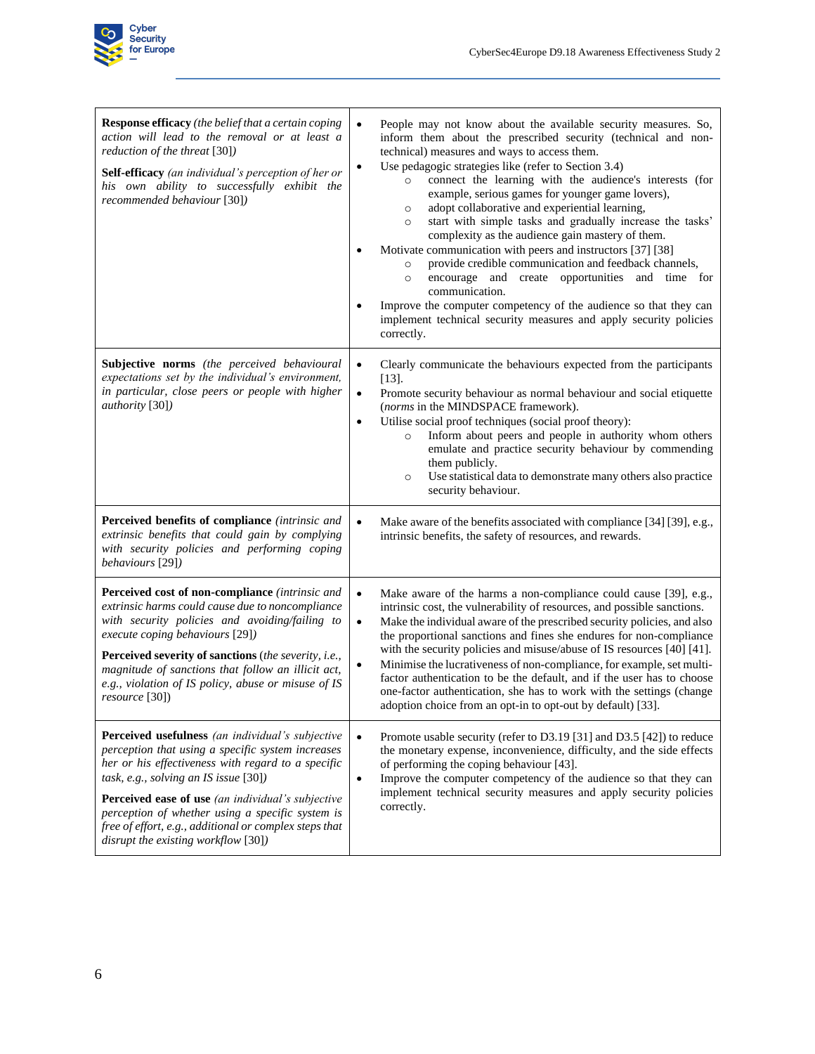| | |
|---|---|
| **Response efficacy** *(the belief that a certain coping action will lead to the removal or at least a reduction of the threat* [30]*)*<br><br>**Self-efficacy** *(an individual's perception of her or his own ability to successfully exhibit the recommended behaviour* [30]*)* | • People may not know about the available security measures. So, inform them about the prescribed security (technical and non-technical) measures and ways to access them.<br>• Use pedagogic strategies like (refer to Section 3.4)<br>  ○ connect the learning with the audience's interests (for example, serious games for younger game lovers),<br>  ○ adopt collaborative and experiential learning,<br>  ○ start with simple tasks and gradually increase the tasks' complexity as the audience gain mastery of them.<br>• Motivate communication with peers and instructors [37] [38]<br>  ○ provide credible communication and feedback channels,<br>  ○ encourage and create opportunities and time for communication.<br>• Improve the computer competency of the audience so that they can implement technical security measures and apply security policies correctly. |
| **Subjective norms** *(the perceived behavioural expectations set by the individual's environment, in particular, close peers or people with higher authority* [30]*)* | • Clearly communicate the behaviours expected from the participants [13].<br>• Promote security behaviour as normal behaviour and social etiquette (*norms* in the MINDSPACE framework).<br>• Utilise social proof techniques (social proof theory):<br>  ○ Inform about peers and people in authority whom others emulate and practice security behaviour by commending them publicly.<br>  ○ Use statistical data to demonstrate many others also practice security behaviour. |
| **Perceived benefits of compliance** *(intrinsic and extrinsic benefits that could gain by complying with security policies and performing coping behaviours* [29]*)* | • Make aware of the benefits associated with compliance [34] [39], e.g., intrinsic benefits, the safety of resources, and rewards. |
| **Perceived cost of non-compliance** *(intrinsic and extrinsic harms could cause due to noncompliance with security policies and avoiding/failing to execute coping behaviours* [29]*)*<br><br>**Perceived severity of sanctions** (*the severity, i.e., magnitude of sanctions that follow an illicit act, e.g., violation of IS policy, abuse or misuse of IS resource* [30]) | • Make aware of the harms a non-compliance could cause [39], e.g., intrinsic cost, the vulnerability of resources, and possible sanctions.<br>• Make the individual aware of the prescribed security policies, and also the proportional sanctions and fines she endures for non-compliance with the security policies and misuse/abuse of IS resources [40] [41].<br>• Minimise the lucrativeness of non-compliance, for example, set multi-factor authentication to be the default, and if the user has to choose one-factor authentication, she has to work with the settings (change adoption choice from an opt-in to opt-out by default) [33]. |
| **Perceived usefulness** *(an individual's subjective perception that using a specific system increases her or his effectiveness with regard to a specific task, e.g., solving an IS issue* [30]*)*<br><br>**Perceived ease of use** *(an individual's subjective perception of whether using a specific system is free of effort, e.g., additional or complex steps that disrupt the existing workflow* [30]*)* | • Promote usable security (refer to D3.19 [31] and D3.5 [42]) to reduce the monetary expense, inconvenience, difficulty, and the side effects of performing the coping behaviour [43].<br>• Improve the computer competency of the audience so that they can implement technical security measures and apply security policies correctly. |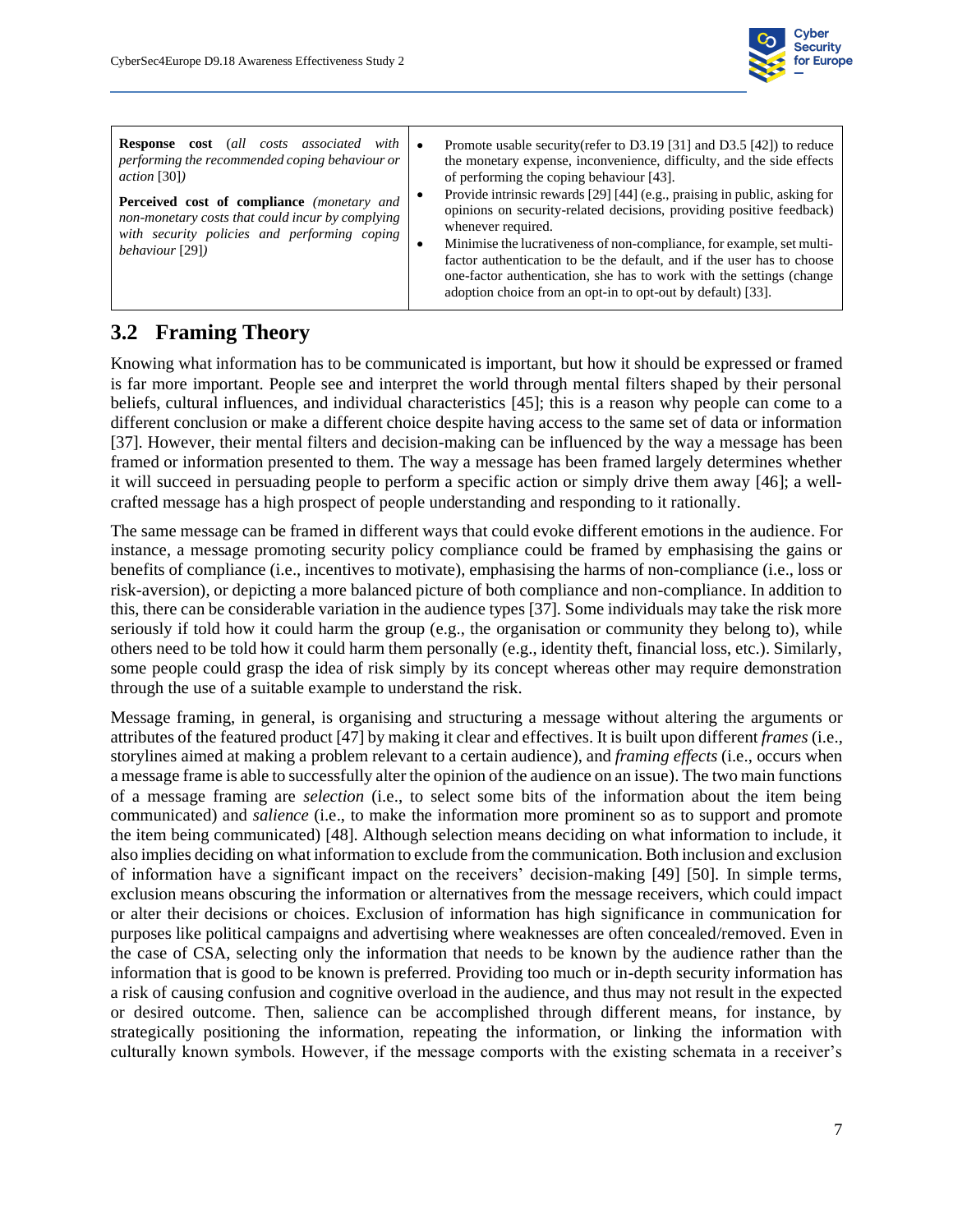| | |
|---|---|
| **Response cost** (*all costs associated with performing the recommended coping behaviour or action* [30]*)*<br><br>**Perceived cost of compliance** *(monetary and non-monetary costs that could incur by complying with security policies and performing coping behaviour* [29]*)* | • Promote usable security(refer to D3.19 [31] and D3.5 [42]) to reduce the monetary expense, inconvenience, difficulty, and the side effects of performing the coping behaviour [43].<br>• Provide intrinsic rewards [29] [44] (e.g., praising in public, asking for opinions on security-related decisions, providing positive feedback) whenever required.<br>• Minimise the lucrativeness of non-compliance, for example, set multi-factor authentication to be the default, and if the user has to choose one-factor authentication, she has to work with the settings (change adoption choice from an opt-in to opt-out by default) [33]. |

## 3.2 Framing Theory

Knowing what information has to be communicated is important, but how it should be expressed or framed is far more important. People see and interpret the world through mental filters shaped by their personal beliefs, cultural influences, and individual characteristics [45]; this is a reason why people can come to a different conclusion or make a different choice despite having access to the same set of data or information [37]. However, their mental filters and decision-making can be influenced by the way a message has been framed or information presented to them. The way a message has been framed largely determines whether it will succeed in persuading people to perform a specific action or simply drive them away [46]; a well-crafted message has a high prospect of people understanding and responding to it rationally.

The same message can be framed in different ways that could evoke different emotions in the audience. For instance, a message promoting security policy compliance could be framed by emphasising the gains or benefits of compliance (i.e., incentives to motivate), emphasising the harms of non-compliance (i.e., loss or risk-aversion), or depicting a more balanced picture of both compliance and non-compliance. In addition to this, there can be considerable variation in the audience types [37]. Some individuals may take the risk more seriously if told how it could harm the group (e.g., the organisation or community they belong to), while others need to be told how it could harm them personally (e.g., identity theft, financial loss, etc.). Similarly, some people could grasp the idea of risk simply by its concept whereas other may require demonstration through the use of a suitable example to understand the risk.

Message framing, in general, is organising and structuring a message without altering the arguments or attributes of the featured product [47] by making it clear and effectives. It is built upon different *frames* (i.e., storylines aimed at making a problem relevant to a certain audience), and *framing effects* (i.e., occurs when a message frame is able to successfully alter the opinion of the audience on an issue). The two main functions of a message framing are *selection* (i.e., to select some bits of the information about the item being communicated) and *salience* (i.e., to make the information more prominent so as to support and promote the item being communicated) [48]. Although selection means deciding on what information to include, it also implies deciding on what information to exclude from the communication. Both inclusion and exclusion of information have a significant impact on the receivers' decision-making [49] [50]. In simple terms, exclusion means obscuring the information or alternatives from the message receivers, which could impact or alter their decisions or choices. Exclusion of information has high significance in communication for purposes like political campaigns and advertising where weaknesses are often concealed/removed. Even in the case of CSA, selecting only the information that needs to be known by the audience rather than the information that is good to be known is preferred. Providing too much or in-depth security information has a risk of causing confusion and cognitive overload in the audience, and thus may not result in the expected or desired outcome. Then, salience can be accomplished through different means, for instance, by strategically positioning the information, repeating the information, or linking the information with culturally known symbols. However, if the message comports with the existing schemata in a receiver's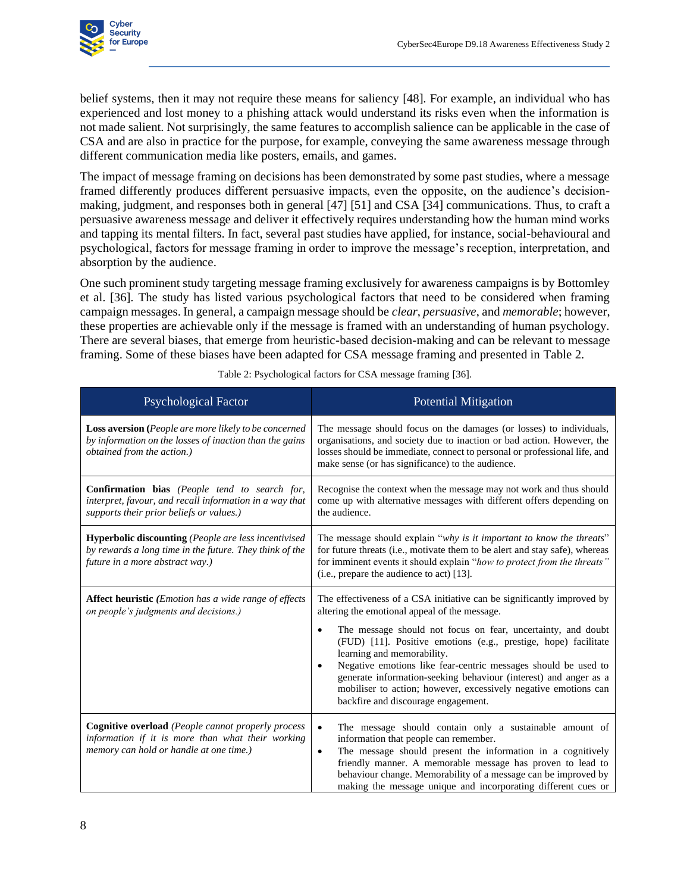belief systems, then it may not require these means for saliency [48]. For example, an individual who has experienced and lost money to a phishing attack would understand its risks even when the information is not made salient. Not surprisingly, the same features to accomplish salience can be applicable in the case of CSA and are also in practice for the purpose, for example, conveying the same awareness message through different communication media like posters, emails, and games.

The impact of message framing on decisions has been demonstrated by some past studies, where a message framed differently produces different persuasive impacts, even the opposite, on the audience's decision-making, judgment, and responses both in general [47] [51] and CSA [34] communications. Thus, to craft a persuasive awareness message and deliver it effectively requires understanding how the human mind works and tapping its mental filters. In fact, several past studies have applied, for instance, social-behavioural and psychological, factors for message framing in order to improve the message's reception, interpretation, and absorption by the audience.

One such prominent study targeting message framing exclusively for awareness campaigns is by Bottomley et al. [36]. The study has listed various psychological factors that need to be considered when framing campaign messages. In general, a campaign message should be *clear*, *persuasive*, and *memorable*; however, these properties are achievable only if the message is framed with an understanding of human psychology. There are several biases, that emerge from heuristic-based decision-making and can be relevant to message framing. Some of these biases have been adapted for CSA message framing and presented in Table 2.

Table 2: Psychological factors for CSA message framing [36].

| Psychological Factor | Potential Mitigation |
|---|---|
| **Loss aversion** (*People are more likely to be concerned by information on the losses of inaction than the gains obtained from the action.*) | The message should focus on the damages (or losses) to individuals, organisations, and society due to inaction or bad action. However, the losses should be immediate, connect to personal or professional life, and make sense (or has significance) to the audience. |
| **Confirmation bias** (*People tend to search for, interpret, favour, and recall information in a way that supports their prior beliefs or values.*) | Recognise the context when the message may not work and thus should come up with alternative messages with different offers depending on the audience. |
| **Hyperbolic discounting** (*People are less incentivised by rewards a long time in the future. They think of the future in a more abstract way.*) | The message should explain "*why is it important to know the threats*" for future threats (i.e., motivate them to be alert and stay safe), whereas for imminent events it should explain "*how to protect from the threats"* (i.e., prepare the audience to act) [13]. |
| **Affect heuristic** (*Emotion has a wide range of effects on people's judgments and decisions.*) | The effectiveness of a CSA initiative can be significantly improved by altering the emotional appeal of the message.<br>• The message should not focus on fear, uncertainty, and doubt (FUD) [11]. Positive emotions (e.g., prestige, hope) facilitate learning and memorability.<br>• Negative emotions like fear-centric messages should be used to generate information-seeking behaviour (interest) and anger as a mobiliser to action; however, excessively negative emotions can backfire and discourage engagement. |
| **Cognitive overload** (*People cannot properly process information if it is more than what their working memory can hold or handle at one time.*) | • The message should contain only a sustainable amount of information that people can remember.<br>• The message should present the information in a cognitively friendly manner. A memorable message has proven to lead to behaviour change. Memorability of a message can be improved by making the message unique and incorporating different cues or |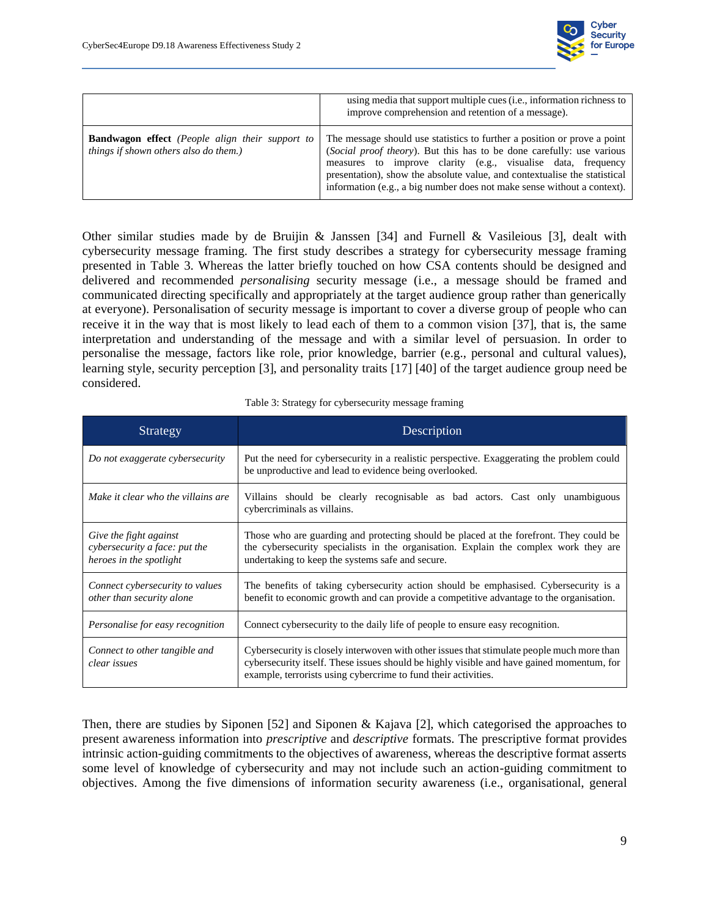|  |  |
|---|---|
|  | using media that support multiple cues (i.e., information richness to improve comprehension and retention of a message). |
| **Bandwagon effect** *(People align their support to things if shown others also do them.)* | The message should use statistics to further a position or prove a point (*Social proof theory*). But this has to be done carefully: use various measures to improve clarity (e.g., visualise data, frequency presentation), show the absolute value, and contextualise the statistical information (e.g., a big number does not make sense without a context). |

Other similar studies made by de Bruijin & Janssen [34] and Furnell & Vasileious [3], dealt with cybersecurity message framing. The first study describes a strategy for cybersecurity message framing presented in Table 3. Whereas the latter briefly touched on how CSA contents should be designed and delivered and recommended *personalising* security message (i.e., a message should be framed and communicated directing specifically and appropriately at the target audience group rather than generically at everyone). Personalisation of security message is important to cover a diverse group of people who can receive it in the way that is most likely to lead each of them to a common vision [37], that is, the same interpretation and understanding of the message and with a similar level of persuasion. In order to personalise the message, factors like role, prior knowledge, barrier (e.g., personal and cultural values), learning style, security perception [3], and personality traits [17] [40] of the target audience group need be considered.

Table 3: Strategy for cybersecurity message framing

| Strategy | Description |
|---|---|
| *Do not exaggerate cybersecurity* | Put the need for cybersecurity in a realistic perspective. Exaggerating the problem could be unproductive and lead to evidence being overlooked. |
| *Make it clear who the villains are* | Villains should be clearly recognisable as bad actors. Cast only unambiguous cybercriminals as villains. |
| *Give the fight against cybersecurity a face: put the heroes in the spotlight* | Those who are guarding and protecting should be placed at the forefront. They could be the cybersecurity specialists in the organisation. Explain the complex work they are undertaking to keep the systems safe and secure. |
| *Connect cybersecurity to values other than security alone* | The benefits of taking cybersecurity action should be emphasised. Cybersecurity is a benefit to economic growth and can provide a competitive advantage to the organisation. |
| *Personalise for easy recognition* | Connect cybersecurity to the daily life of people to ensure easy recognition. |
| *Connect to other tangible and clear issues* | Cybersecurity is closely interwoven with other issues that stimulate people much more than cybersecurity itself. These issues should be highly visible and have gained momentum, for example, terrorists using cybercrime to fund their activities. |

Then, there are studies by Siponen [52] and Siponen & Kajava [2], which categorised the approaches to present awareness information into *prescriptive* and *descriptive* formats. The prescriptive format provides intrinsic action-guiding commitments to the objectives of awareness, whereas the descriptive format asserts some level of knowledge of cybersecurity and may not include such an action-guiding commitment to objectives. Among the five dimensions of information security awareness (i.e., organisational, general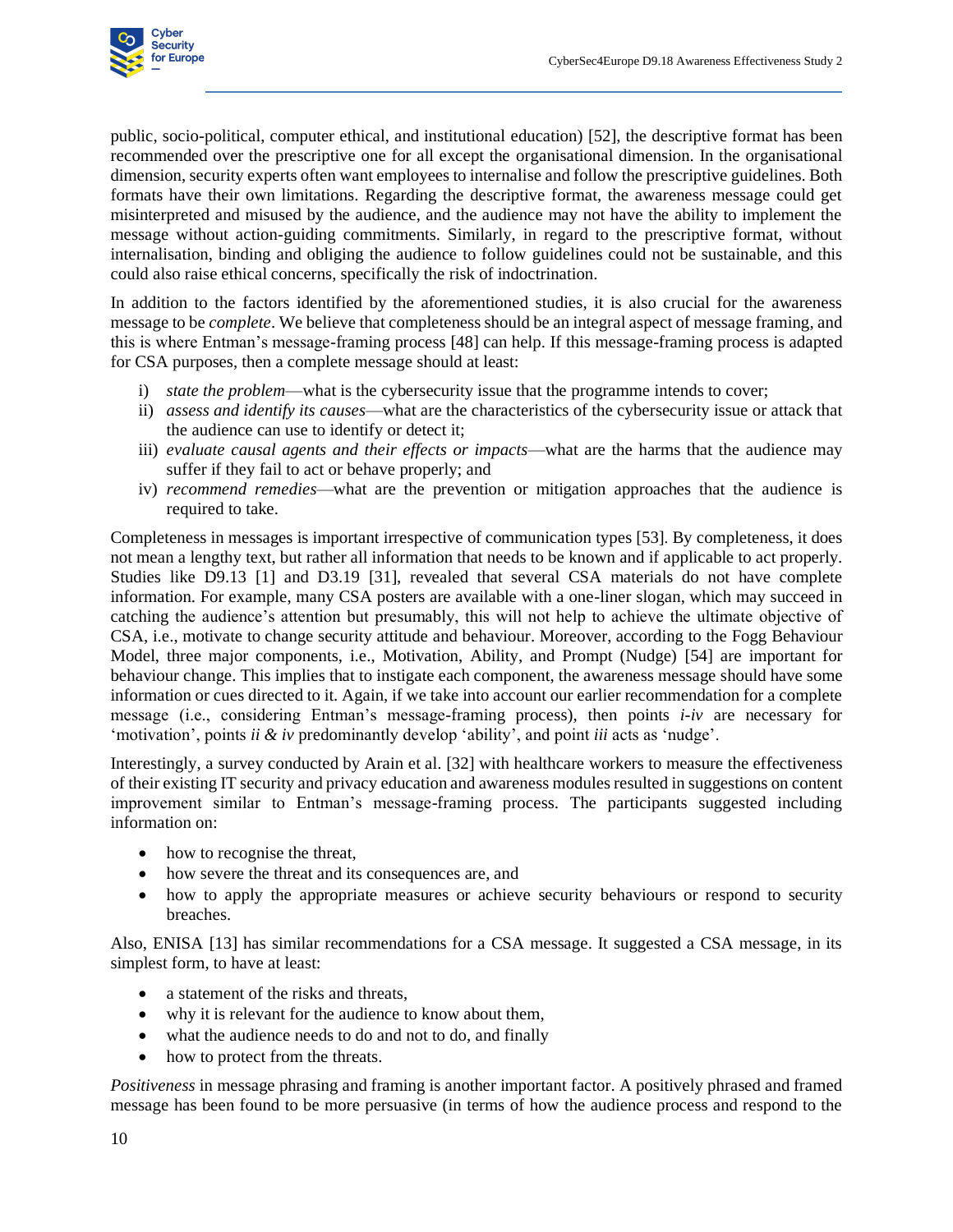public, socio-political, computer ethical, and institutional education) [52], the descriptive format has been recommended over the prescriptive one for all except the organisational dimension. In the organisational dimension, security experts often want employees to internalise and follow the prescriptive guidelines. Both formats have their own limitations. Regarding the descriptive format, the awareness message could get misinterpreted and misused by the audience, and the audience may not have the ability to implement the message without action-guiding commitments. Similarly, in regard to the prescriptive format, without internalisation, binding and obliging the audience to follow guidelines could not be sustainable, and this could also raise ethical concerns, specifically the risk of indoctrination.

In addition to the factors identified by the aforementioned studies, it is also crucial for the awareness message to be *complete*. We believe that completeness should be an integral aspect of message framing, and this is where Entman's message-framing process [48] can help. If this message-framing process is adapted for CSA purposes, then a complete message should at least:

i) *state the problem*—what is the cybersecurity issue that the programme intends to cover;
ii) *assess and identify its causes*—what are the characteristics of the cybersecurity issue or attack that the audience can use to identify or detect it;
iii) *evaluate causal agents and their effects or impacts*—what are the harms that the audience may suffer if they fail to act or behave properly; and
iv) *recommend remedies*—what are the prevention or mitigation approaches that the audience is required to take.

Completeness in messages is important irrespective of communication types [53]. By completeness, it does not mean a lengthy text, but rather all information that needs to be known and if applicable to act properly. Studies like D9.13 [1] and D3.19 [31], revealed that several CSA materials do not have complete information. For example, many CSA posters are available with a one-liner slogan, which may succeed in catching the audience's attention but presumably, this will not help to achieve the ultimate objective of CSA, i.e., motivate to change security attitude and behaviour. Moreover, according to the Fogg Behaviour Model, three major components, i.e., Motivation, Ability, and Prompt (Nudge) [54] are important for behaviour change. This implies that to instigate each component, the awareness message should have some information or cues directed to it. Again, if we take into account our earlier recommendation for a complete message (i.e., considering Entman's message-framing process), then points *i-iv* are necessary for 'motivation', points *ii & iv* predominantly develop 'ability', and point *iii* acts as 'nudge'.

Interestingly, a survey conducted by Arain et al. [32] with healthcare workers to measure the effectiveness of their existing IT security and privacy education and awareness modules resulted in suggestions on content improvement similar to Entman's message-framing process. The participants suggested including information on:

- how to recognise the threat,
- how severe the threat and its consequences are, and
- how to apply the appropriate measures or achieve security behaviours or respond to security breaches.

Also, ENISA [13] has similar recommendations for a CSA message. It suggested a CSA message, in its simplest form, to have at least:

- a statement of the risks and threats,
- why it is relevant for the audience to know about them,
- what the audience needs to do and not to do, and finally
- how to protect from the threats.

*Positiveness* in message phrasing and framing is another important factor. A positively phrased and framed message has been found to be more persuasive (in terms of how the audience process and respond to the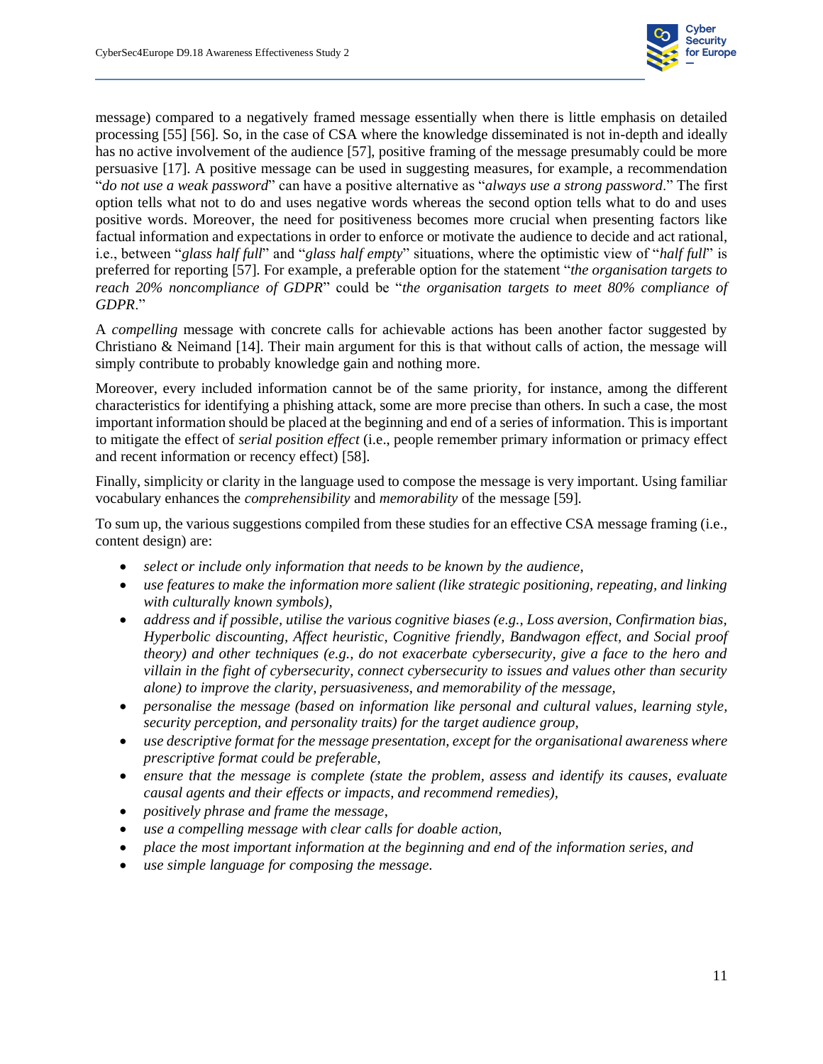message) compared to a negatively framed message essentially when there is little emphasis on detailed processing [55] [56]. So, in the case of CSA where the knowledge disseminated is not in-depth and ideally has no active involvement of the audience [57], positive framing of the message presumably could be more persuasive [17]. A positive message can be used in suggesting measures, for example, a recommendation "*do not use a weak password*" can have a positive alternative as "*always use a strong password*." The first option tells what not to do and uses negative words whereas the second option tells what to do and uses positive words. Moreover, the need for positiveness becomes more crucial when presenting factors like factual information and expectations in order to enforce or motivate the audience to decide and act rational, i.e., between "*glass half full*" and "*glass half empty*" situations, where the optimistic view of "*half full*" is preferred for reporting [57]. For example, a preferable option for the statement "*the organisation targets to reach 20% noncompliance of GDPR*" could be "*the organisation targets to meet 80% compliance of GDPR*."

A *compelling* message with concrete calls for achievable actions has been another factor suggested by Christiano & Neimand [14]. Their main argument for this is that without calls of action, the message will simply contribute to probably knowledge gain and nothing more.

Moreover, every included information cannot be of the same priority, for instance, among the different characteristics for identifying a phishing attack, some are more precise than others. In such a case, the most important information should be placed at the beginning and end of a series of information. This is important to mitigate the effect of *serial position effect* (i.e., people remember primary information or primacy effect and recent information or recency effect) [58].

Finally, simplicity or clarity in the language used to compose the message is very important. Using familiar vocabulary enhances the *comprehensibility* and *memorability* of the message [59].

To sum up, the various suggestions compiled from these studies for an effective CSA message framing (i.e., content design) are:

- *select or include only information that needs to be known by the audience,*
- *use features to make the information more salient (like strategic positioning, repeating, and linking with culturally known symbols),*
- *address and if possible, utilise the various cognitive biases (e.g., Loss aversion, Confirmation bias, Hyperbolic discounting, Affect heuristic, Cognitive friendly, Bandwagon effect, and Social proof theory) and other techniques (e.g., do not exacerbate cybersecurity, give a face to the hero and villain in the fight of cybersecurity, connect cybersecurity to issues and values other than security alone) to improve the clarity, persuasiveness, and memorability of the message,*
- *personalise the message (based on information like personal and cultural values, learning style, security perception, and personality traits) for the target audience group,*
- *use descriptive format for the message presentation, except for the organisational awareness where prescriptive format could be preferable,*
- *ensure that the message is complete (state the problem, assess and identify its causes, evaluate causal agents and their effects or impacts, and recommend remedies),*
- *positively phrase and frame the message,*
- *use a compelling message with clear calls for doable action,*
- *place the most important information at the beginning and end of the information series, and*
- *use simple language for composing the message.*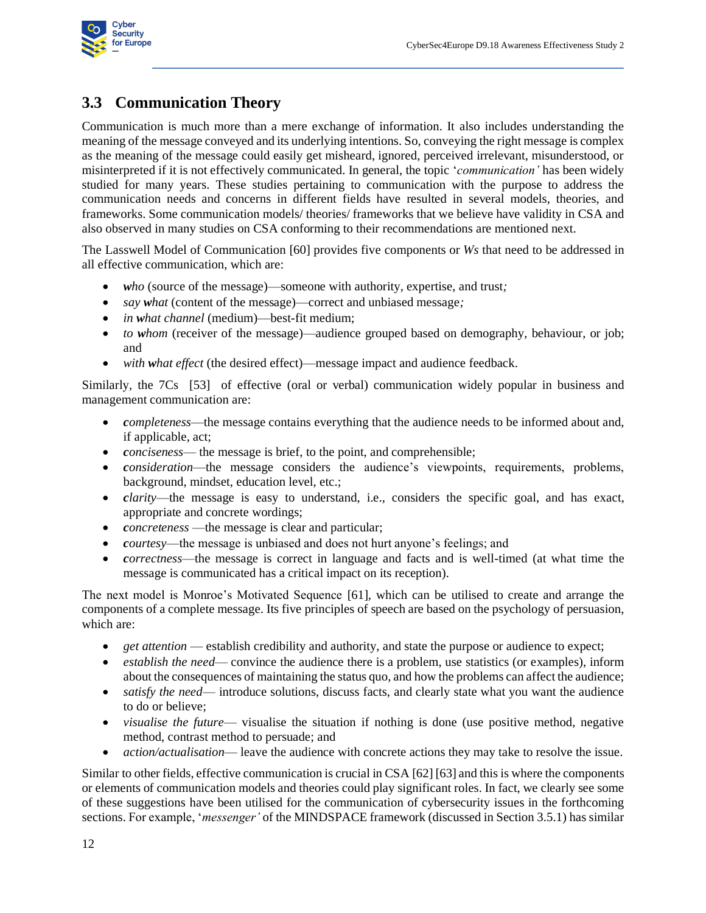## 3.3 Communication Theory

Communication is much more than a mere exchange of information. It also includes understanding the meaning of the message conveyed and its underlying intentions. So, conveying the right message is complex as the meaning of the message could easily get misheard, ignored, perceived irrelevant, misunderstood, or misinterpreted if it is not effectively communicated. In general, the topic '*communication'* has been widely studied for many years. These studies pertaining to communication with the purpose to address the communication needs and concerns in different fields have resulted in several models, theories, and frameworks. Some communication models/ theories/ frameworks that we believe have validity in CSA and also observed in many studies on CSA conforming to their recommendations are mentioned next.

The Lasswell Model of Communication [60] provides five components or *Ws* that need to be addressed in all effective communication, which are:

- ***w**ho* (source of the message)—someone with authority, expertise, and trust*;*
- *say **w**hat* (content of the message)—correct and unbiased message*;*
- *in **w**hat channel* (medium)—best-fit medium;
- *to **w**hom* (receiver of the message)—audience grouped based on demography, behaviour, or job; and
- *with **w**hat effect* (the desired effect)—message impact and audience feedback.

Similarly, the 7Cs [53] of effective (oral or verbal) communication widely popular in business and management communication are:

- ***c**ompleteness*—the message contains everything that the audience needs to be informed about and, if applicable, act;
- ***c**onciseness*— the message is brief, to the point, and comprehensible;
- ***c**onsideration*—the message considers the audience's viewpoints, requirements, problems, background, mindset, education level, etc.;
- ***c**larity*—the message is easy to understand, i.e., considers the specific goal, and has exact, appropriate and concrete wordings;
- ***c**oncreteness* —the message is clear and particular;
- ***c**ourtesy*—the message is unbiased and does not hurt anyone's feelings; and
- ***c**orrectness*—the message is correct in language and facts and is well-timed (at what time the message is communicated has a critical impact on its reception).

The next model is Monroe's Motivated Sequence [61], which can be utilised to create and arrange the components of a complete message. Its five principles of speech are based on the psychology of persuasion, which are:

- *get attention* — establish credibility and authority, and state the purpose or audience to expect;
- *establish the need*— convince the audience there is a problem, use statistics (or examples), inform about the consequences of maintaining the status quo, and how the problems can affect the audience;
- *satisfy the need*— introduce solutions, discuss facts, and clearly state what you want the audience to do or believe;
- *visualise the future*— visualise the situation if nothing is done (use positive method, negative method, contrast method to persuade; and
- *action/actualisation*— leave the audience with concrete actions they may take to resolve the issue.

Similar to other fields, effective communication is crucial in CSA [62] [63] and this is where the components or elements of communication models and theories could play significant roles. In fact, we clearly see some of these suggestions have been utilised for the communication of cybersecurity issues in the forthcoming sections. For example, '*messenger'* of the MINDSPACE framework (discussed in Section 3.5.1) has similar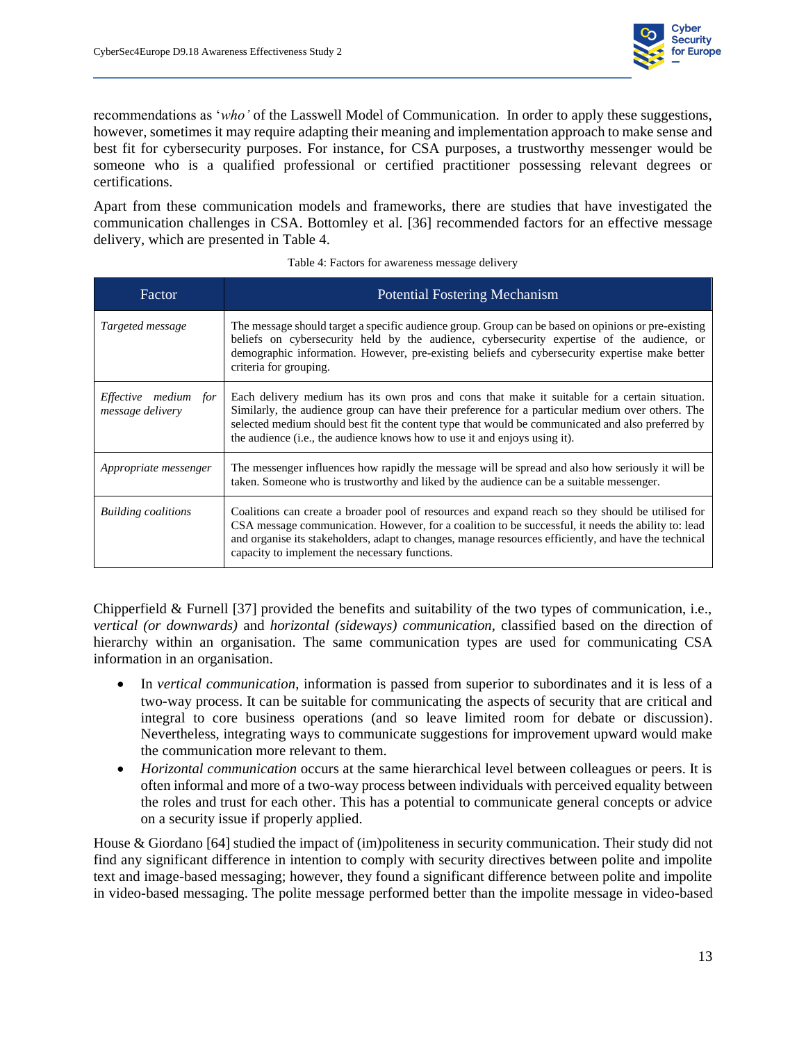recommendations as '*who'* of the Lasswell Model of Communication. In order to apply these suggestions, however, sometimes it may require adapting their meaning and implementation approach to make sense and best fit for cybersecurity purposes. For instance, for CSA purposes, a trustworthy messenger would be someone who is a qualified professional or certified practitioner possessing relevant degrees or certifications.

Apart from these communication models and frameworks, there are studies that have investigated the communication challenges in CSA. Bottomley et al. [36] recommended factors for an effective message delivery, which are presented in Table 4.

Table 4: Factors for awareness message delivery

| Factor | Potential Fostering Mechanism |
|---|---|
| *Targeted message* | The message should target a specific audience group. Group can be based on opinions or pre-existing beliefs on cybersecurity held by the audience, cybersecurity expertise of the audience, or demographic information. However, pre-existing beliefs and cybersecurity expertise make better criteria for grouping. |
| *Effective medium for message delivery* | Each delivery medium has its own pros and cons that make it suitable for a certain situation. Similarly, the audience group can have their preference for a particular medium over others. The selected medium should best fit the content type that would be communicated and also preferred by the audience (i.e., the audience knows how to use it and enjoys using it). |
| *Appropriate messenger* | The messenger influences how rapidly the message will be spread and also how seriously it will be taken. Someone who is trustworthy and liked by the audience can be a suitable messenger. |
| *Building coalitions* | Coalitions can create a broader pool of resources and expand reach so they should be utilised for CSA message communication. However, for a coalition to be successful, it needs the ability to: lead and organise its stakeholders, adapt to changes, manage resources efficiently, and have the technical capacity to implement the necessary functions. |

Chipperfield & Furnell [37] provided the benefits and suitability of the two types of communication, i.e., *vertical (or downwards)* and *horizontal (sideways) communication*, classified based on the direction of hierarchy within an organisation. The same communication types are used for communicating CSA information in an organisation.

- In *vertical communication*, information is passed from superior to subordinates and it is less of a two-way process. It can be suitable for communicating the aspects of security that are critical and integral to core business operations (and so leave limited room for debate or discussion). Nevertheless, integrating ways to communicate suggestions for improvement upward would make the communication more relevant to them.
- *Horizontal communication* occurs at the same hierarchical level between colleagues or peers. It is often informal and more of a two-way process between individuals with perceived equality between the roles and trust for each other. This has a potential to communicate general concepts or advice on a security issue if properly applied.

House & Giordano [64] studied the impact of (im)politeness in security communication. Their study did not find any significant difference in intention to comply with security directives between polite and impolite text and image-based messaging; however, they found a significant difference between polite and impolite in video-based messaging. The polite message performed better than the impolite message in video-based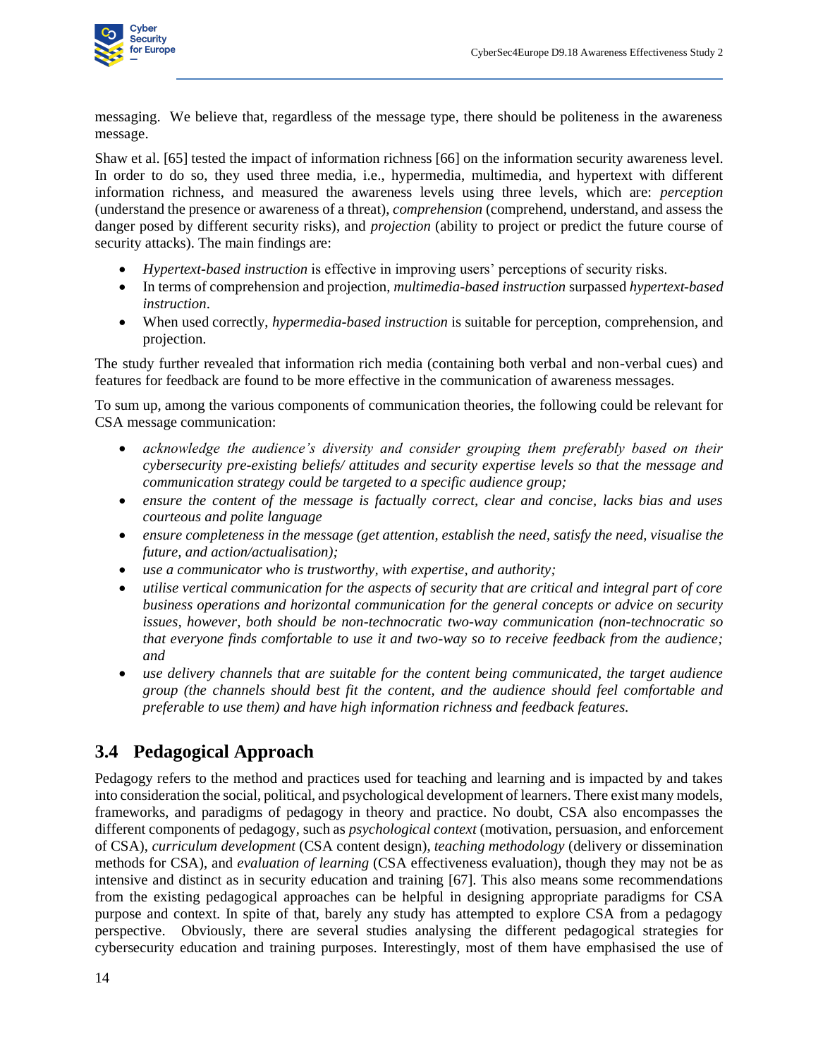messaging. We believe that, regardless of the message type, there should be politeness in the awareness message.

Shaw et al. [65] tested the impact of information richness [66] on the information security awareness level. In order to do so, they used three media, i.e., hypermedia, multimedia, and hypertext with different information richness, and measured the awareness levels using three levels, which are: *perception* (understand the presence or awareness of a threat), *comprehension* (comprehend, understand, and assess the danger posed by different security risks), and *projection* (ability to project or predict the future course of security attacks). The main findings are:

- *Hypertext-based instruction* is effective in improving users' perceptions of security risks.
- In terms of comprehension and projection, *multimedia-based instruction* surpassed *hypertext-based instruction*.
- When used correctly, *hypermedia-based instruction* is suitable for perception, comprehension, and projection.

The study further revealed that information rich media (containing both verbal and non-verbal cues) and features for feedback are found to be more effective in the communication of awareness messages.

To sum up, among the various components of communication theories, the following could be relevant for CSA message communication:

- *acknowledge the audience's diversity and consider grouping them preferably based on their cybersecurity pre-existing beliefs/ attitudes and security expertise levels so that the message and communication strategy could be targeted to a specific audience group;*
- *ensure the content of the message is factually correct, clear and concise, lacks bias and uses courteous and polite language*
- *ensure completeness in the message (get attention, establish the need, satisfy the need, visualise the future, and action/actualisation);*
- *use a communicator who is trustworthy, with expertise, and authority;*
- *utilise vertical communication for the aspects of security that are critical and integral part of core business operations and horizontal communication for the general concepts or advice on security issues, however, both should be non-technocratic two-way communication (non-technocratic so that everyone finds comfortable to use it and two-way so to receive feedback from the audience; and*
- *use delivery channels that are suitable for the content being communicated, the target audience group (the channels should best fit the content, and the audience should feel comfortable and preferable to use them) and have high information richness and feedback features.*

## 3.4 Pedagogical Approach

Pedagogy refers to the method and practices used for teaching and learning and is impacted by and takes into consideration the social, political, and psychological development of learners. There exist many models, frameworks, and paradigms of pedagogy in theory and practice. No doubt, CSA also encompasses the different components of pedagogy, such as *psychological context* (motivation, persuasion, and enforcement of CSA), *curriculum development* (CSA content design), *teaching methodology* (delivery or dissemination methods for CSA), and *evaluation of learning* (CSA effectiveness evaluation), though they may not be as intensive and distinct as in security education and training [67]. This also means some recommendations from the existing pedagogical approaches can be helpful in designing appropriate paradigms for CSA purpose and context. In spite of that, barely any study has attempted to explore CSA from a pedagogy perspective. Obviously, there are several studies analysing the different pedagogical strategies for cybersecurity education and training purposes. Interestingly, most of them have emphasised the use of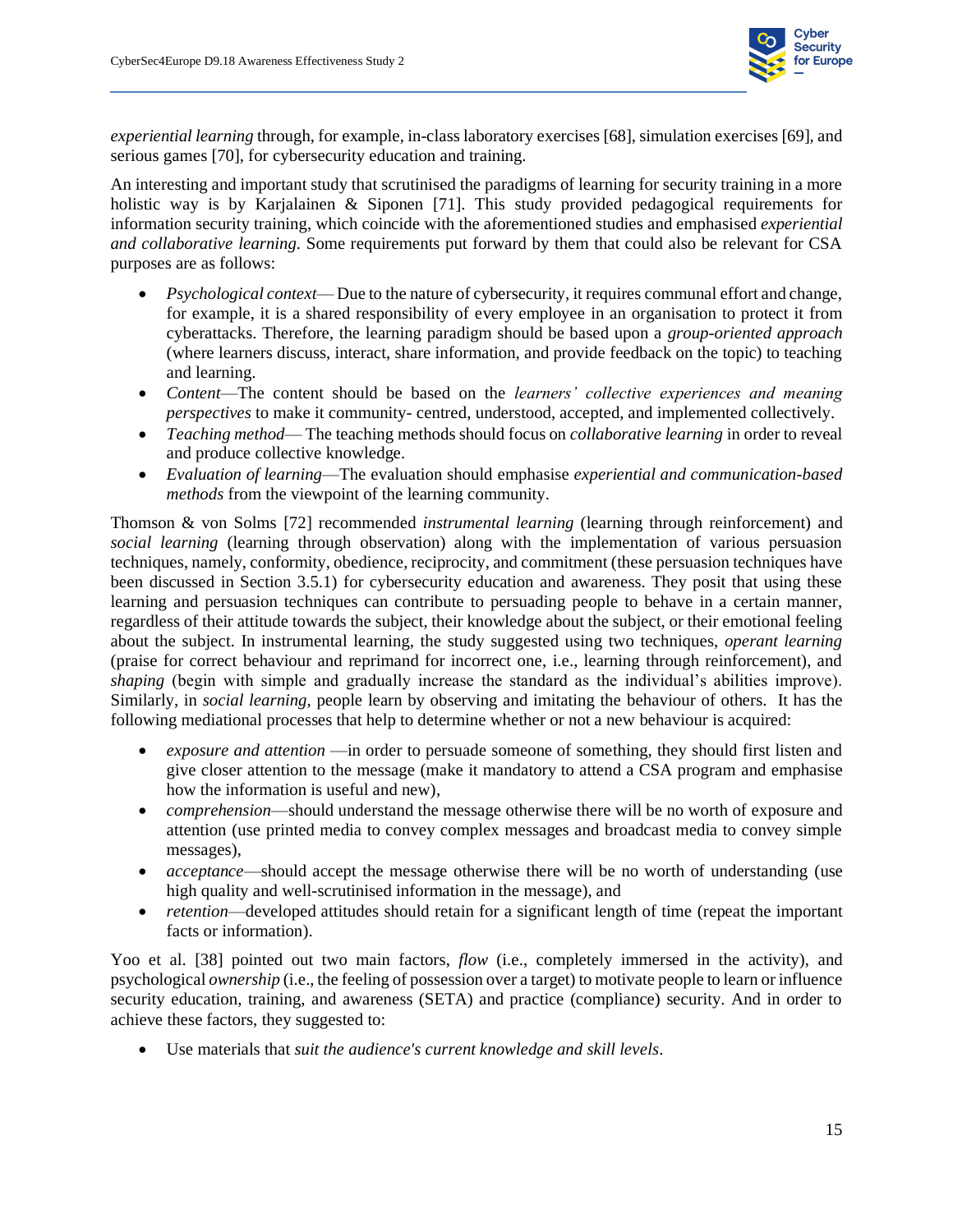*experiential learning* through, for example, in-class laboratory exercises [68], simulation exercises [69], and serious games [70], for cybersecurity education and training.

An interesting and important study that scrutinised the paradigms of learning for security training in a more holistic way is by Karjalainen & Siponen [71]. This study provided pedagogical requirements for information security training, which coincide with the aforementioned studies and emphasised *experiential and collaborative learning*. Some requirements put forward by them that could also be relevant for CSA purposes are as follows:

- *Psychological context*— Due to the nature of cybersecurity, it requires communal effort and change, for example, it is a shared responsibility of every employee in an organisation to protect it from cyberattacks. Therefore, the learning paradigm should be based upon a *group-oriented approach* (where learners discuss, interact, share information, and provide feedback on the topic) to teaching and learning.
- *Content*—The content should be based on the *learners' collective experiences and meaning perspectives* to make it community- centred, understood, accepted, and implemented collectively.
- *Teaching method*— The teaching methods should focus on *collaborative learning* in order to reveal and produce collective knowledge.
- *Evaluation of learning*—The evaluation should emphasise *experiential and communication-based methods* from the viewpoint of the learning community.

Thomson & von Solms [72] recommended *instrumental learning* (learning through reinforcement) and *social learning* (learning through observation) along with the implementation of various persuasion techniques, namely, conformity, obedience, reciprocity, and commitment (these persuasion techniques have been discussed in Section 3.5.1) for cybersecurity education and awareness. They posit that using these learning and persuasion techniques can contribute to persuading people to behave in a certain manner, regardless of their attitude towards the subject, their knowledge about the subject, or their emotional feeling about the subject. In instrumental learning, the study suggested using two techniques, *operant learning* (praise for correct behaviour and reprimand for incorrect one, i.e., learning through reinforcement), and *shaping* (begin with simple and gradually increase the standard as the individual's abilities improve). Similarly, in *social learning*, people learn by observing and imitating the behaviour of others. It has the following mediational processes that help to determine whether or not a new behaviour is acquired:

- *exposure and attention* —in order to persuade someone of something, they should first listen and give closer attention to the message (make it mandatory to attend a CSA program and emphasise how the information is useful and new),
- *comprehension*—should understand the message otherwise there will be no worth of exposure and attention (use printed media to convey complex messages and broadcast media to convey simple messages),
- *acceptance*—should accept the message otherwise there will be no worth of understanding (use high quality and well-scrutinised information in the message), and
- *retention*—developed attitudes should retain for a significant length of time (repeat the important facts or information).

Yoo et al. [38] pointed out two main factors, *flow* (i.e., completely immersed in the activity), and psychological *ownership* (i.e., the feeling of possession over a target) to motivate people to learn or influence security education, training, and awareness (SETA) and practice (compliance) security. And in order to achieve these factors, they suggested to:

- Use materials that *suit the audience's current knowledge and skill levels*.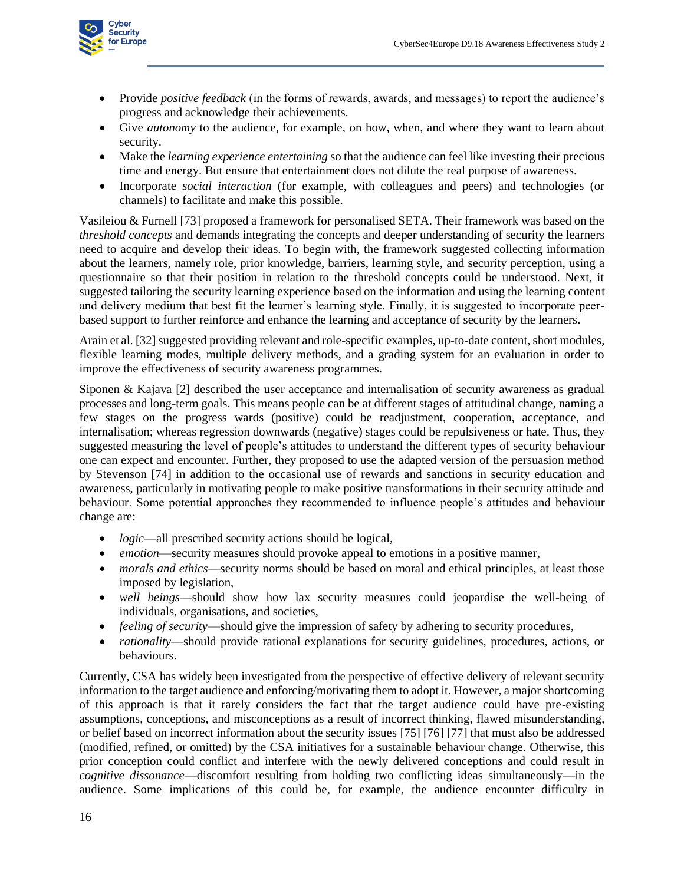- Provide *positive feedback* (in the forms of rewards, awards, and messages) to report the audience's progress and acknowledge their achievements.
- Give *autonomy* to the audience, for example, on how, when, and where they want to learn about security.
- Make the *learning experience entertaining* so that the audience can feel like investing their precious time and energy. But ensure that entertainment does not dilute the real purpose of awareness.
- Incorporate *social interaction* (for example, with colleagues and peers) and technologies (or channels) to facilitate and make this possible.

Vasileiou & Furnell [73] proposed a framework for personalised SETA. Their framework was based on the *threshold concepts* and demands integrating the concepts and deeper understanding of security the learners need to acquire and develop their ideas. To begin with, the framework suggested collecting information about the learners, namely role, prior knowledge, barriers, learning style, and security perception, using a questionnaire so that their position in relation to the threshold concepts could be understood. Next, it suggested tailoring the security learning experience based on the information and using the learning content and delivery medium that best fit the learner's learning style. Finally, it is suggested to incorporate peer-based support to further reinforce and enhance the learning and acceptance of security by the learners.

Arain et al. [32] suggested providing relevant and role-specific examples, up-to-date content, short modules, flexible learning modes, multiple delivery methods, and a grading system for an evaluation in order to improve the effectiveness of security awareness programmes.

Siponen & Kajava [2] described the user acceptance and internalisation of security awareness as gradual processes and long-term goals. This means people can be at different stages of attitudinal change, naming a few stages on the progress wards (positive) could be readjustment, cooperation, acceptance, and internalisation; whereas regression downwards (negative) stages could be repulsiveness or hate. Thus, they suggested measuring the level of people's attitudes to understand the different types of security behaviour one can expect and encounter. Further, they proposed to use the adapted version of the persuasion method by Stevenson [74] in addition to the occasional use of rewards and sanctions in security education and awareness, particularly in motivating people to make positive transformations in their security attitude and behaviour. Some potential approaches they recommended to influence people's attitudes and behaviour change are:

- *logic*—all prescribed security actions should be logical,
- *emotion*—security measures should provoke appeal to emotions in a positive manner,
- *morals and ethics*—security norms should be based on moral and ethical principles, at least those imposed by legislation,
- *well beings*—should show how lax security measures could jeopardise the well-being of individuals, organisations, and societies,
- *feeling of security*—should give the impression of safety by adhering to security procedures,
- *rationality*—should provide rational explanations for security guidelines, procedures, actions, or behaviours.

Currently, CSA has widely been investigated from the perspective of effective delivery of relevant security information to the target audience and enforcing/motivating them to adopt it. However, a major shortcoming of this approach is that it rarely considers the fact that the target audience could have pre-existing assumptions, conceptions, and misconceptions as a result of incorrect thinking, flawed misunderstanding, or belief based on incorrect information about the security issues [75] [76] [77] that must also be addressed (modified, refined, or omitted) by the CSA initiatives for a sustainable behaviour change. Otherwise, this prior conception could conflict and interfere with the newly delivered conceptions and could result in *cognitive dissonance*—discomfort resulting from holding two conflicting ideas simultaneously—in the audience. Some implications of this could be, for example, the audience encounter difficulty in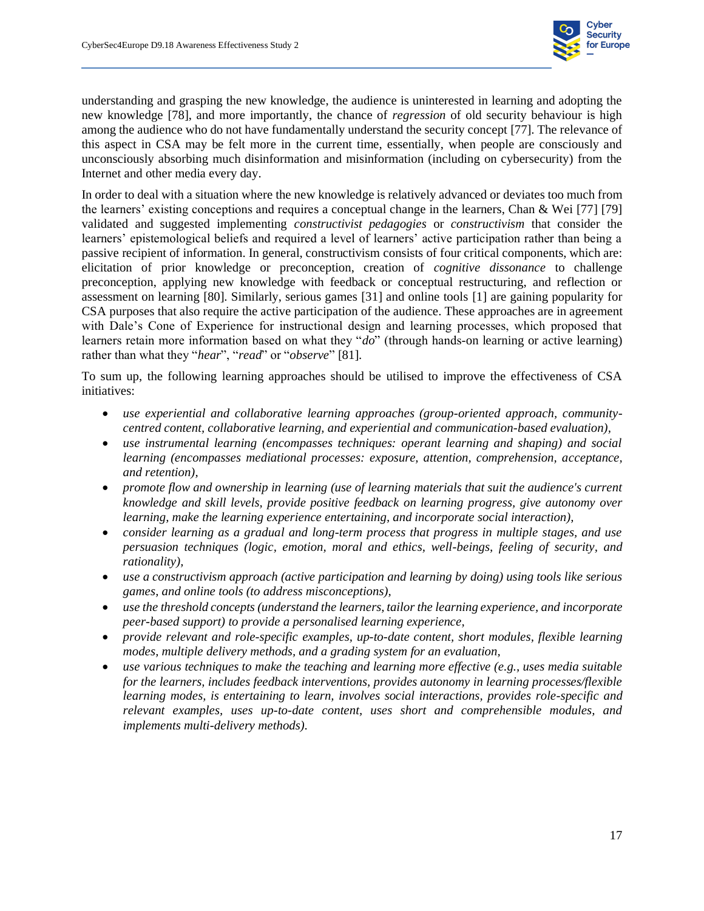understanding and grasping the new knowledge, the audience is uninterested in learning and adopting the new knowledge [78], and more importantly, the chance of *regression* of old security behaviour is high among the audience who do not have fundamentally understand the security concept [77]. The relevance of this aspect in CSA may be felt more in the current time, essentially, when people are consciously and unconsciously absorbing much disinformation and misinformation (including on cybersecurity) from the Internet and other media every day.

In order to deal with a situation where the new knowledge is relatively advanced or deviates too much from the learners' existing conceptions and requires a conceptual change in the learners, Chan & Wei [77] [79] validated and suggested implementing *constructivist pedagogies* or *constructivism* that consider the learners' epistemological beliefs and required a level of learners' active participation rather than being a passive recipient of information. In general, constructivism consists of four critical components, which are: elicitation of prior knowledge or preconception, creation of *cognitive dissonance* to challenge preconception, applying new knowledge with feedback or conceptual restructuring, and reflection or assessment on learning [80]. Similarly, serious games [31] and online tools [1] are gaining popularity for CSA purposes that also require the active participation of the audience. These approaches are in agreement with Dale's Cone of Experience for instructional design and learning processes, which proposed that learners retain more information based on what they "*do*" (through hands-on learning or active learning) rather than what they "*hear*", "*read*" or "*observe*" [81].

To sum up, the following learning approaches should be utilised to improve the effectiveness of CSA initiatives:

- *use experiential and collaborative learning approaches (group-oriented approach, community-centred content, collaborative learning, and experiential and communication-based evaluation),*
- *use instrumental learning (encompasses techniques: operant learning and shaping) and social learning (encompasses mediational processes: exposure, attention, comprehension, acceptance, and retention),*
- *promote flow and ownership in learning (use of learning materials that suit the audience's current knowledge and skill levels, provide positive feedback on learning progress, give autonomy over learning, make the learning experience entertaining, and incorporate social interaction),*
- *consider learning as a gradual and long-term process that progress in multiple stages, and use persuasion techniques (logic, emotion, moral and ethics, well-beings, feeling of security, and rationality),*
- *use a constructivism approach (active participation and learning by doing) using tools like serious games, and online tools (to address misconceptions),*
- *use the threshold concepts (understand the learners, tailor the learning experience, and incorporate peer-based support) to provide a personalised learning experience,*
- *provide relevant and role-specific examples, up-to-date content, short modules, flexible learning modes, multiple delivery methods, and a grading system for an evaluation,*
- *use various techniques to make the teaching and learning more effective (e.g., uses media suitable for the learners, includes feedback interventions, provides autonomy in learning processes/flexible learning modes, is entertaining to learn, involves social interactions, provides role-specific and relevant examples, uses up-to-date content, uses short and comprehensible modules, and implements multi-delivery methods).*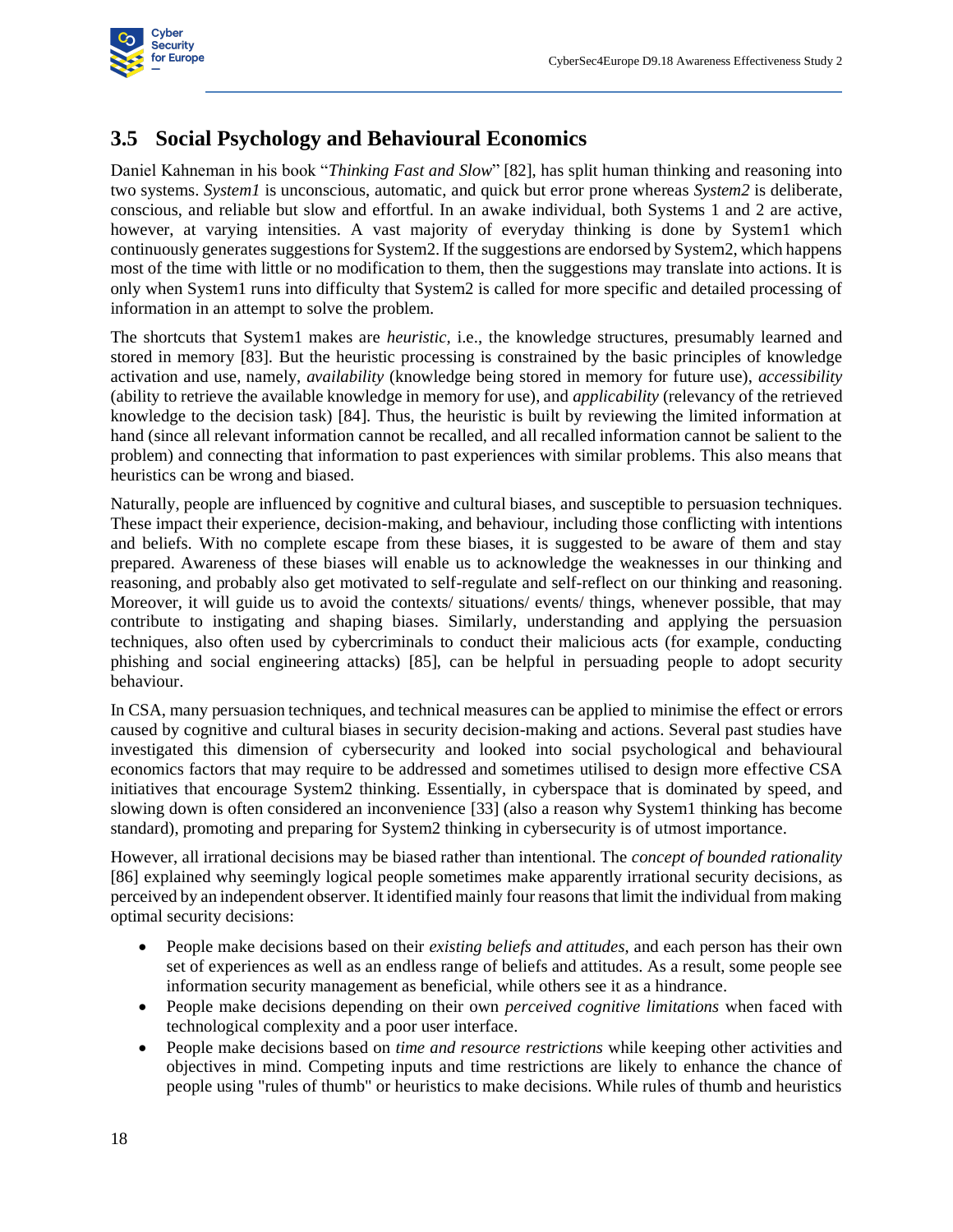## 3.5 Social Psychology and Behavioural Economics

Daniel Kahneman in his book "*Thinking Fast and Slow*" [82], has split human thinking and reasoning into two systems. *System1* is unconscious, automatic, and quick but error prone whereas *System2* is deliberate, conscious, and reliable but slow and effortful. In an awake individual, both Systems 1 and 2 are active, however, at varying intensities. A vast majority of everyday thinking is done by System1 which continuously generates suggestions for System2. If the suggestions are endorsed by System2, which happens most of the time with little or no modification to them, then the suggestions may translate into actions. It is only when System1 runs into difficulty that System2 is called for more specific and detailed processing of information in an attempt to solve the problem.

The shortcuts that System1 makes are *heuristic*, i.e., the knowledge structures, presumably learned and stored in memory [83]. But the heuristic processing is constrained by the basic principles of knowledge activation and use, namely, *availability* (knowledge being stored in memory for future use), *accessibility* (ability to retrieve the available knowledge in memory for use), and *applicability* (relevancy of the retrieved knowledge to the decision task) [84]. Thus, the heuristic is built by reviewing the limited information at hand (since all relevant information cannot be recalled, and all recalled information cannot be salient to the problem) and connecting that information to past experiences with similar problems. This also means that heuristics can be wrong and biased.

Naturally, people are influenced by cognitive and cultural biases, and susceptible to persuasion techniques. These impact their experience, decision-making, and behaviour, including those conflicting with intentions and beliefs. With no complete escape from these biases, it is suggested to be aware of them and stay prepared. Awareness of these biases will enable us to acknowledge the weaknesses in our thinking and reasoning, and probably also get motivated to self-regulate and self-reflect on our thinking and reasoning. Moreover, it will guide us to avoid the contexts/ situations/ events/ things, whenever possible, that may contribute to instigating and shaping biases. Similarly, understanding and applying the persuasion techniques, also often used by cybercriminals to conduct their malicious acts (for example, conducting phishing and social engineering attacks) [85], can be helpful in persuading people to adopt security behaviour.

In CSA, many persuasion techniques, and technical measures can be applied to minimise the effect or errors caused by cognitive and cultural biases in security decision-making and actions. Several past studies have investigated this dimension of cybersecurity and looked into social psychological and behavioural economics factors that may require to be addressed and sometimes utilised to design more effective CSA initiatives that encourage System2 thinking. Essentially, in cyberspace that is dominated by speed, and slowing down is often considered an inconvenience [33] (also a reason why System1 thinking has become standard), promoting and preparing for System2 thinking in cybersecurity is of utmost importance.

However, all irrational decisions may be biased rather than intentional. The *concept of bounded rationality* [86] explained why seemingly logical people sometimes make apparently irrational security decisions, as perceived by an independent observer. It identified mainly four reasons that limit the individual from making optimal security decisions:

- People make decisions based on their *existing beliefs and attitudes*, and each person has their own set of experiences as well as an endless range of beliefs and attitudes. As a result, some people see information security management as beneficial, while others see it as a hindrance.
- People make decisions depending on their own *perceived cognitive limitations* when faced with technological complexity and a poor user interface.
- People make decisions based on *time and resource restrictions* while keeping other activities and objectives in mind. Competing inputs and time restrictions are likely to enhance the chance of people using "rules of thumb" or heuristics to make decisions. While rules of thumb and heuristics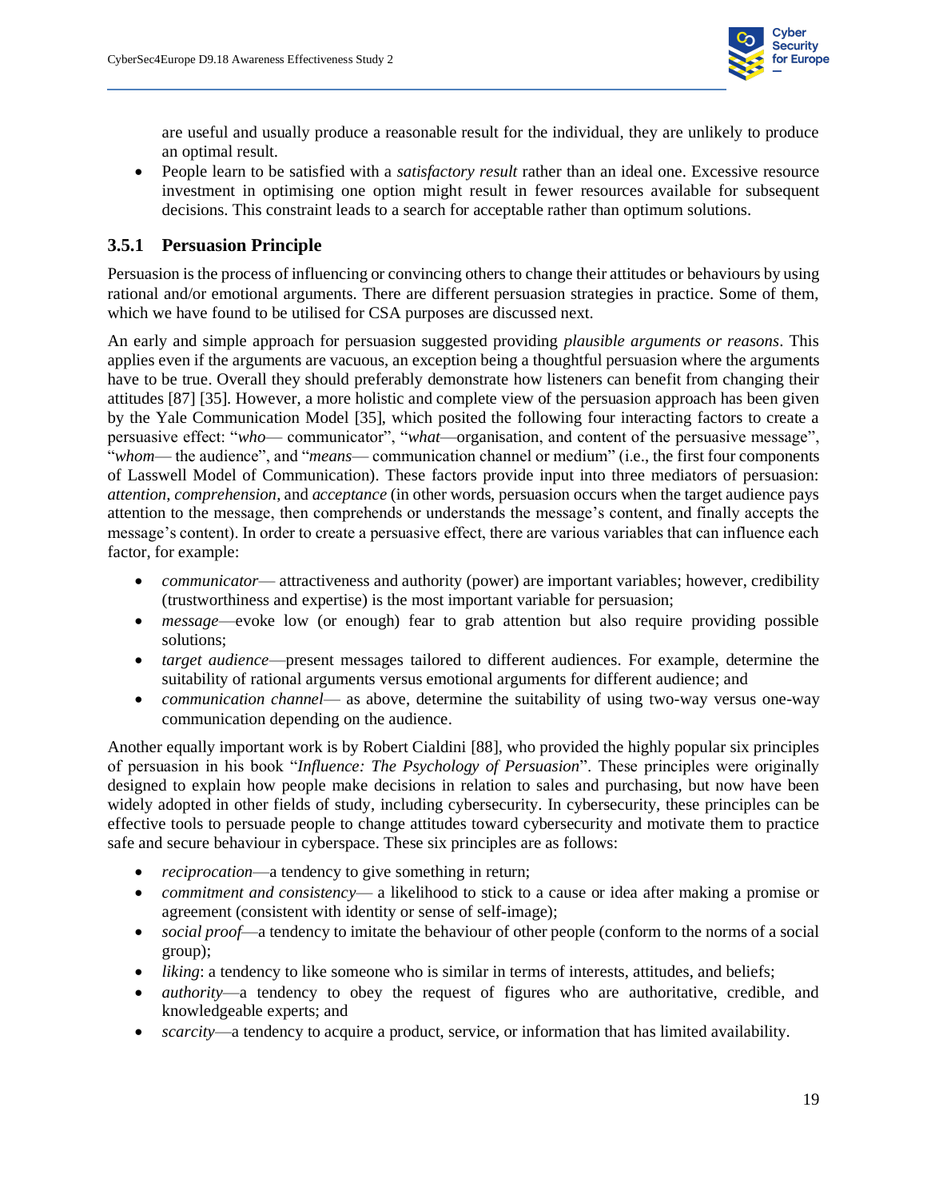are useful and usually produce a reasonable result for the individual, they are unlikely to produce an optimal result.

- People learn to be satisfied with a *satisfactory result* rather than an ideal one. Excessive resource investment in optimising one option might result in fewer resources available for subsequent decisions. This constraint leads to a search for acceptable rather than optimum solutions.

### 3.5.1 Persuasion Principle

Persuasion is the process of influencing or convincing others to change their attitudes or behaviours by using rational and/or emotional arguments. There are different persuasion strategies in practice. Some of them, which we have found to be utilised for CSA purposes are discussed next.

An early and simple approach for persuasion suggested providing *plausible arguments or reasons*. This applies even if the arguments are vacuous, an exception being a thoughtful persuasion where the arguments have to be true. Overall they should preferably demonstrate how listeners can benefit from changing their attitudes [87] [35]. However, a more holistic and complete view of the persuasion approach has been given by the Yale Communication Model [35], which posited the following four interacting factors to create a persuasive effect: "*who*— communicator", "*what*—organisation, and content of the persuasive message", "*whom*— the audience", and "*means*— communication channel or medium" (i.e., the first four components of Lasswell Model of Communication). These factors provide input into three mediators of persuasion: *attention*, *comprehension*, and *acceptance* (in other words, persuasion occurs when the target audience pays attention to the message, then comprehends or understands the message's content, and finally accepts the message's content). In order to create a persuasive effect, there are various variables that can influence each factor, for example:

- *communicator*— attractiveness and authority (power) are important variables; however, credibility (trustworthiness and expertise) is the most important variable for persuasion;
- *message*—evoke low (or enough) fear to grab attention but also require providing possible solutions;
- *target audience*—present messages tailored to different audiences. For example, determine the suitability of rational arguments versus emotional arguments for different audience; and
- *communication channel*— as above, determine the suitability of using two-way versus one-way communication depending on the audience.

Another equally important work is by Robert Cialdini [88], who provided the highly popular six principles of persuasion in his book "*Influence: The Psychology of Persuasion*". These principles were originally designed to explain how people make decisions in relation to sales and purchasing, but now have been widely adopted in other fields of study, including cybersecurity. In cybersecurity, these principles can be effective tools to persuade people to change attitudes toward cybersecurity and motivate them to practice safe and secure behaviour in cyberspace. These six principles are as follows:

- *reciprocation*—a tendency to give something in return;
- *commitment and consistency*— a likelihood to stick to a cause or idea after making a promise or agreement (consistent with identity or sense of self-image);
- *social proof*—a tendency to imitate the behaviour of other people (conform to the norms of a social group);
- *liking*: a tendency to like someone who is similar in terms of interests, attitudes, and beliefs;
- *authority*—a tendency to obey the request of figures who are authoritative, credible, and knowledgeable experts; and
- *scarcity*—a tendency to acquire a product, service, or information that has limited availability.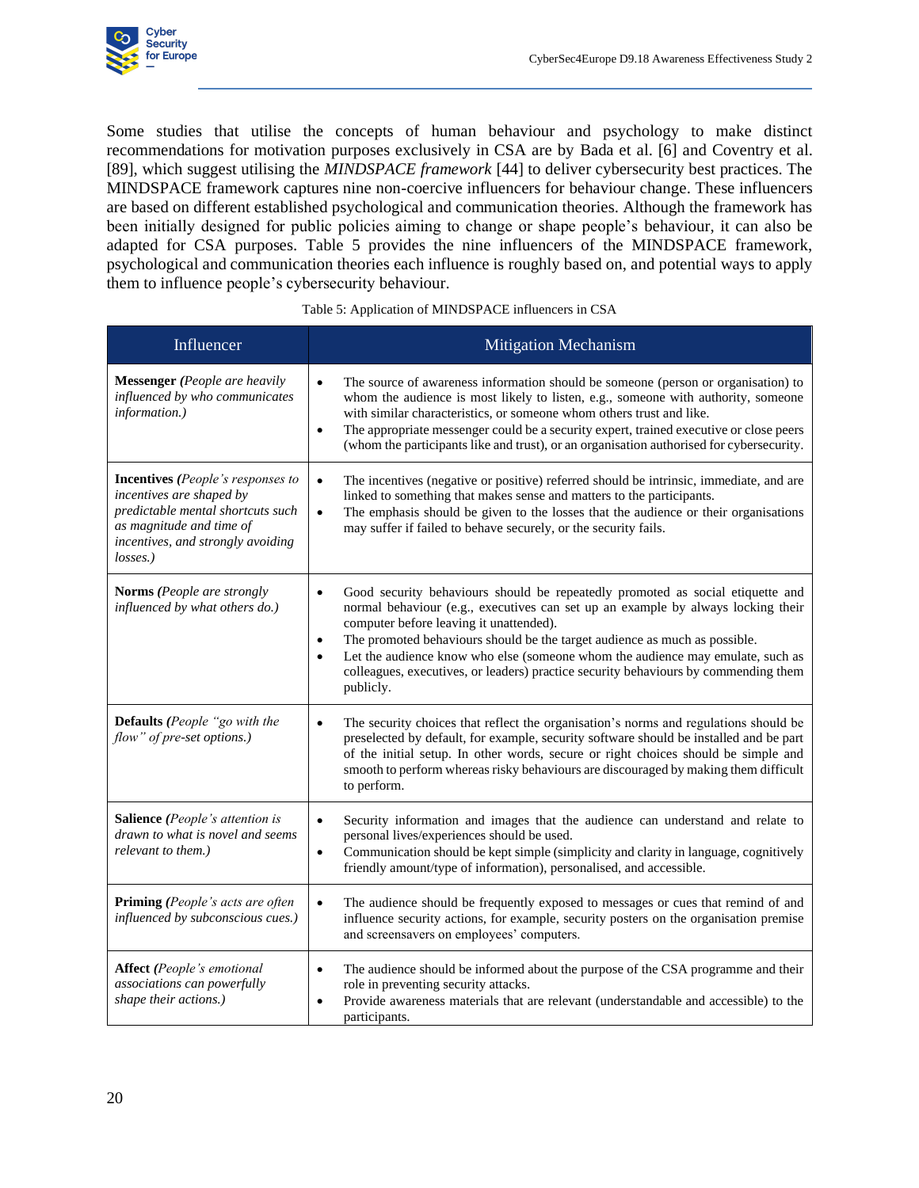Some studies that utilise the concepts of human behaviour and psychology to make distinct recommendations for motivation purposes exclusively in CSA are by Bada et al. [6] and Coventry et al. [89], which suggest utilising the *MINDSPACE framework* [44] to deliver cybersecurity best practices. The MINDSPACE framework captures nine non-coercive influencers for behaviour change. These influencers are based on different established psychological and communication theories. Although the framework has been initially designed for public policies aiming to change or shape people's behaviour, it can also be adapted for CSA purposes. Table 5 provides the nine influencers of the MINDSPACE framework, psychological and communication theories each influence is roughly based on, and potential ways to apply them to influence people's cybersecurity behaviour.

Table 5: Application of MINDSPACE influencers in CSA

| Influencer | Mitigation Mechanism |
|---|---|
| **Messenger** *(People are heavily influenced by who communicates information.)* | • The source of awareness information should be someone (person or organisation) to whom the audience is most likely to listen, e.g., someone with authority, someone with similar characteristics, or someone whom others trust and like.<br>• The appropriate messenger could be a security expert, trained executive or close peers (whom the participants like and trust), or an organisation authorised for cybersecurity. |
| **Incentives** *(People's responses to incentives are shaped by predictable mental shortcuts such as magnitude and time of incentives, and strongly avoiding losses.)* | • The incentives (negative or positive) referred should be intrinsic, immediate, and are linked to something that makes sense and matters to the participants.<br>• The emphasis should be given to the losses that the audience or their organisations may suffer if failed to behave securely, or the security fails. |
| **Norms** *(People are strongly influenced by what others do.)* | • Good security behaviours should be repeatedly promoted as social etiquette and normal behaviour (e.g., executives can set up an example by always locking their computer before leaving it unattended).<br>• The promoted behaviours should be the target audience as much as possible.<br>• Let the audience know who else (someone whom the audience may emulate, such as colleagues, executives, or leaders) practice security behaviours by commending them publicly. |
| **Defaults** *(People "go with the flow" of pre-set options.)* | • The security choices that reflect the organisation's norms and regulations should be preselected by default, for example, security software should be installed and be part of the initial setup. In other words, secure or right choices should be simple and smooth to perform whereas risky behaviours are discouraged by making them difficult to perform. |
| **Salience** *(People's attention is drawn to what is novel and seems relevant to them.)* | • Security information and images that the audience can understand and relate to personal lives/experiences should be used.<br>• Communication should be kept simple (simplicity and clarity in language, cognitively friendly amount/type of information), personalised, and accessible. |
| **Priming** *(People's acts are often influenced by subconscious cues.)* | • The audience should be frequently exposed to messages or cues that remind of and influence security actions, for example, security posters on the organisation premise and screensavers on employees' computers. |
| **Affect** *(People's emotional associations can powerfully shape their actions.)* | • The audience should be informed about the purpose of the CSA programme and their role in preventing security attacks.<br>• Provide awareness materials that are relevant (understandable and accessible) to the participants. |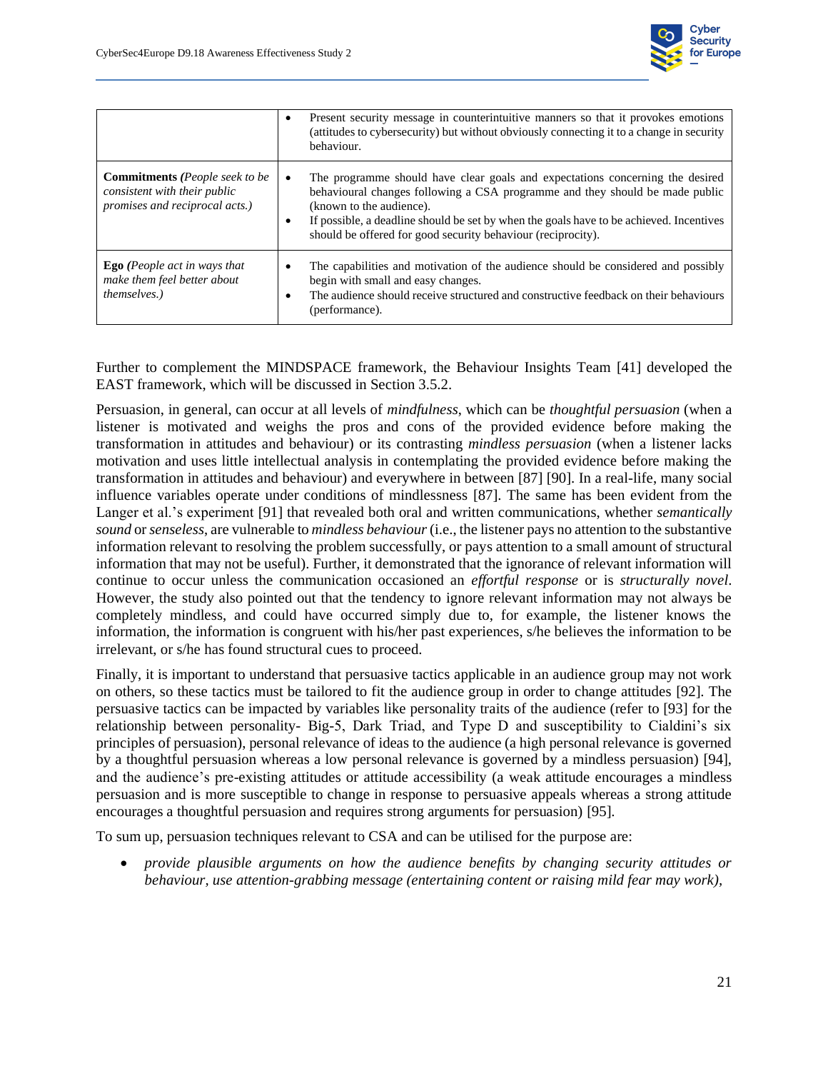| | |
|---|---|
| | • Present security message in counterintuitive manners so that it provokes emotions (attitudes to cybersecurity) but without obviously connecting it to a change in security behaviour. |
| **Commitments** *(People seek to be consistent with their public promises and reciprocal acts.)* | • The programme should have clear goals and expectations concerning the desired behavioural changes following a CSA programme and they should be made public (known to the audience).<br>• If possible, a deadline should be set by when the goals have to be achieved. Incentives should be offered for good security behaviour (reciprocity). |
| **Ego** *(People act in ways that make them feel better about themselves.)* | • The capabilities and motivation of the audience should be considered and possibly begin with small and easy changes.<br>• The audience should receive structured and constructive feedback on their behaviours (performance). |

Further to complement the MINDSPACE framework, the Behaviour Insights Team [41] developed the EAST framework, which will be discussed in Section 3.5.2.

Persuasion, in general, can occur at all levels of *mindfulness*, which can be *thoughtful persuasion* (when a listener is motivated and weighs the pros and cons of the provided evidence before making the transformation in attitudes and behaviour) or its contrasting *mindless persuasion* (when a listener lacks motivation and uses little intellectual analysis in contemplating the provided evidence before making the transformation in attitudes and behaviour) and everywhere in between [87] [90]. In a real-life, many social influence variables operate under conditions of mindlessness [87]. The same has been evident from the Langer et al.'s experiment [91] that revealed both oral and written communications, whether *semantically sound* or *senseless*, are vulnerable to *mindless behaviour* (i.e., the listener pays no attention to the substantive information relevant to resolving the problem successfully, or pays attention to a small amount of structural information that may not be useful). Further, it demonstrated that the ignorance of relevant information will continue to occur unless the communication occasioned an *effortful response* or is *structurally novel*. However, the study also pointed out that the tendency to ignore relevant information may not always be completely mindless, and could have occurred simply due to, for example, the listener knows the information, the information is congruent with his/her past experiences, s/he believes the information to be irrelevant, or s/he has found structural cues to proceed.

Finally, it is important to understand that persuasive tactics applicable in an audience group may not work on others, so these tactics must be tailored to fit the audience group in order to change attitudes [92]. The persuasive tactics can be impacted by variables like personality traits of the audience (refer to [93] for the relationship between personality- Big-5, Dark Triad, and Type D and susceptibility to Cialdini's six principles of persuasion), personal relevance of ideas to the audience (a high personal relevance is governed by a thoughtful persuasion whereas a low personal relevance is governed by a mindless persuasion) [94], and the audience's pre-existing attitudes or attitude accessibility (a weak attitude encourages a mindless persuasion and is more susceptible to change in response to persuasive appeals whereas a strong attitude encourages a thoughtful persuasion and requires strong arguments for persuasion) [95].

To sum up, persuasion techniques relevant to CSA and can be utilised for the purpose are:

- *provide plausible arguments on how the audience benefits by changing security attitudes or behaviour, use attention-grabbing message (entertaining content or raising mild fear may work),*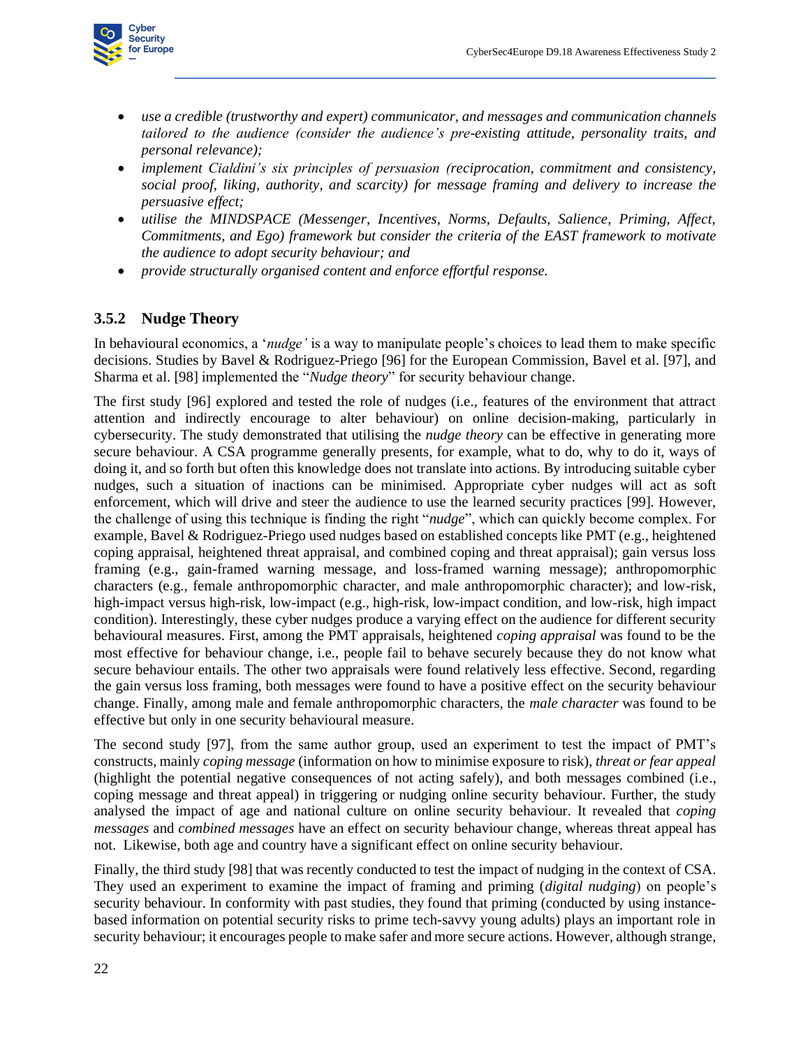- *use a credible (trustworthy and expert) communicator, and messages and communication channels tailored to the audience (consider the audience's pre-existing attitude, personality traits, and personal relevance);*
- *implement Cialdini's six principles of persuasion (reciprocation, commitment and consistency, social proof, liking, authority, and scarcity) for message framing and delivery to increase the persuasive effect;*
- *utilise the MINDSPACE (Messenger, Incentives, Norms, Defaults, Salience, Priming, Affect, Commitments, and Ego) framework but consider the criteria of the EAST framework to motivate the audience to adopt security behaviour; and*
- *provide structurally organised content and enforce effortful response.*

### 3.5.2 Nudge Theory

In behavioural economics, a '*nudge'* is a way to manipulate people's choices to lead them to make specific decisions. Studies by Bavel & Rodriguez-Priego [96] for the European Commission, Bavel et al. [97], and Sharma et al. [98] implemented the "*Nudge theory*" for security behaviour change.

The first study [96] explored and tested the role of nudges (i.e., features of the environment that attract attention and indirectly encourage to alter behaviour) on online decision-making, particularly in cybersecurity. The study demonstrated that utilising the *nudge theory* can be effective in generating more secure behaviour. A CSA programme generally presents, for example, what to do, why to do it, ways of doing it, and so forth but often this knowledge does not translate into actions. By introducing suitable cyber nudges, such a situation of inactions can be minimised. Appropriate cyber nudges will act as soft enforcement, which will drive and steer the audience to use the learned security practices [99]. However, the challenge of using this technique is finding the right "*nudge*", which can quickly become complex. For example, Bavel & Rodriguez-Priego used nudges based on established concepts like PMT (e.g., heightened coping appraisal, heightened threat appraisal, and combined coping and threat appraisal); gain versus loss framing (e.g., gain-framed warning message, and loss-framed warning message); anthropomorphic characters (e.g., female anthropomorphic character, and male anthropomorphic character); and low-risk, high-impact versus high-risk, low-impact (e.g., high-risk, low-impact condition, and low-risk, high impact condition). Interestingly, these cyber nudges produce a varying effect on the audience for different security behavioural measures. First, among the PMT appraisals, heightened *coping appraisal* was found to be the most effective for behaviour change, i.e., people fail to behave securely because they do not know what secure behaviour entails. The other two appraisals were found relatively less effective. Second, regarding the gain versus loss framing, both messages were found to have a positive effect on the security behaviour change. Finally, among male and female anthropomorphic characters, the *male character* was found to be effective but only in one security behavioural measure.

The second study [97], from the same author group, used an experiment to test the impact of PMT's constructs, mainly *coping message* (information on how to minimise exposure to risk), *threat or fear appeal* (highlight the potential negative consequences of not acting safely), and both messages combined (i.e., coping message and threat appeal) in triggering or nudging online security behaviour. Further, the study analysed the impact of age and national culture on online security behaviour. It revealed that *coping messages* and *combined messages* have an effect on security behaviour change, whereas threat appeal has not. Likewise, both age and country have a significant effect on online security behaviour.

Finally, the third study [98] that was recently conducted to test the impact of nudging in the context of CSA. They used an experiment to examine the impact of framing and priming (*digital nudging*) on people's security behaviour. In conformity with past studies, they found that priming (conducted by using instance-based information on potential security risks to prime tech-savvy young adults) plays an important role in security behaviour; it encourages people to make safer and more secure actions. However, although strange,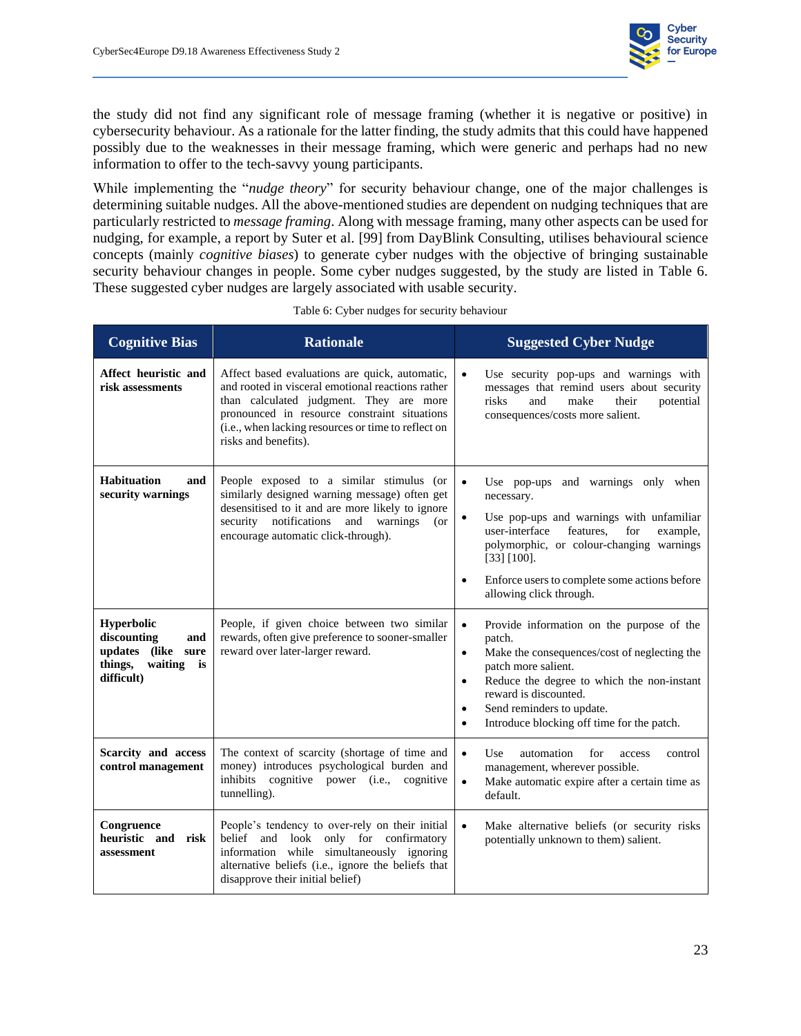the study did not find any significant role of message framing (whether it is negative or positive) in cybersecurity behaviour. As a rationale for the latter finding, the study admits that this could have happened possibly due to the weaknesses in their message framing, which were generic and perhaps had no new information to offer to the tech-savvy young participants.

While implementing the "*nudge theory*" for security behaviour change, one of the major challenges is determining suitable nudges. All the above-mentioned studies are dependent on nudging techniques that are particularly restricted to *message framing*. Along with message framing, many other aspects can be used for nudging, for example, a report by Suter et al. [99] from DayBlink Consulting, utilises behavioural science concepts (mainly *cognitive biases*) to generate cyber nudges with the objective of bringing sustainable security behaviour changes in people. Some cyber nudges suggested, by the study are listed in Table 6. These suggested cyber nudges are largely associated with usable security.

Table 6: Cyber nudges for security behaviour

| Cognitive Bias | Rationale | Suggested Cyber Nudge |
|---|---|---|
| **Affect heuristic and risk assessments** | Affect based evaluations are quick, automatic, and rooted in visceral emotional reactions rather than calculated judgment. They are more pronounced in resource constraint situations (i.e., when lacking resources or time to reflect on risks and benefits). | • Use security pop-ups and warnings with messages that remind users about security risks and make their potential consequences/costs more salient. |
| **Habituation and security warnings** | People exposed to a similar stimulus (or similarly designed warning message) often get desensitised to it and are more likely to ignore security notifications and warnings (or encourage automatic click-through). | • Use pop-ups and warnings only when necessary.<br>• Use pop-ups and warnings with unfamiliar user-interface features, for example, polymorphic, or colour-changing warnings [33] [100].<br>• Enforce users to complete some actions before allowing click through. |
| **Hyperbolic discounting and updates (like sure things, waiting is difficult)** | People, if given choice between two similar rewards, often give preference to sooner-smaller reward over later-larger reward. | • Provide information on the purpose of the patch.<br>• Make the consequences/cost of neglecting the patch more salient.<br>• Reduce the degree to which the non-instant reward is discounted.<br>• Send reminders to update.<br>• Introduce blocking off time for the patch. |
| **Scarcity and access control management** | The context of scarcity (shortage of time and money) introduces psychological burden and inhibits cognitive power (i.e., cognitive tunnelling). | • Use automation for access control management, wherever possible.<br>• Make automatic expire after a certain time as default. |
| **Congruence heuristic and risk assessment** | People's tendency to over-rely on their initial belief and look only for confirmatory information while simultaneously ignoring alternative beliefs (i.e., ignore the beliefs that disapprove their initial belief) | • Make alternative beliefs (or security risks potentially unknown to them) salient. |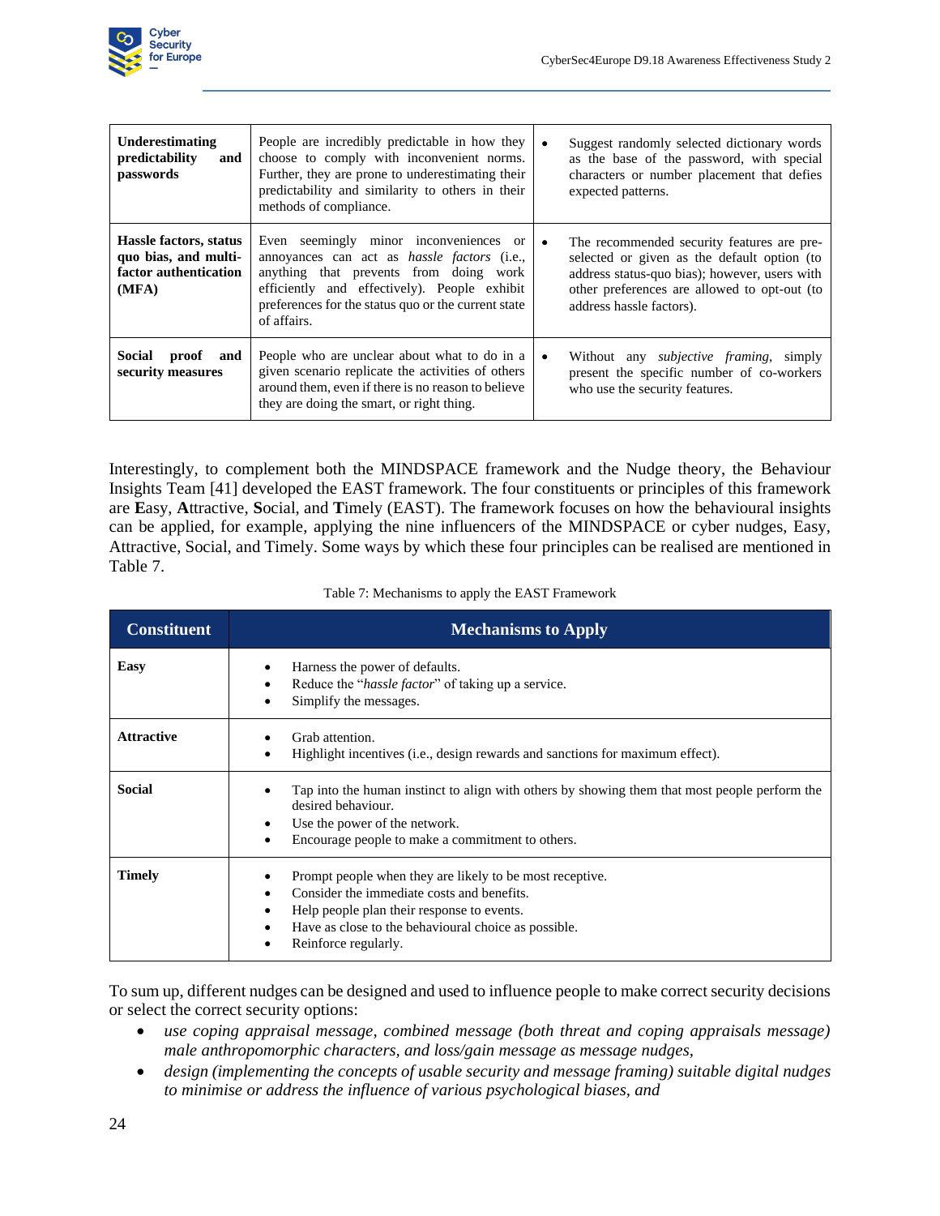| **Underestimating predictability and passwords** | People are incredibly predictable in how they choose to comply with inconvenient norms. Further, they are prone to underestimating their predictability and similarity to others in their methods of compliance. | • Suggest randomly selected dictionary words as the base of the password, with special characters or number placement that defies expected patterns. |
|---|---|---|
| **Hassle factors, status quo bias, and multi-factor authentication (MFA)** | Even seemingly minor inconveniences or annoyances can act as *hassle factors* (i.e., anything that prevents from doing work efficiently and effectively). People exhibit preferences for the status quo or the current state of affairs. | • The recommended security features are pre-selected or given as the default option (to address status-quo bias); however, users with other preferences are allowed to opt-out (to address hassle factors). |
| **Social proof and security measures** | People who are unclear about what to do in a given scenario replicate the activities of others around them, even if there is no reason to believe they are doing the smart, or right thing. | • Without any *subjective framing*, simply present the specific number of co-workers who use the security features. |

Interestingly, to complement both the MINDSPACE framework and the Nudge theory, the Behaviour Insights Team [41] developed the EAST framework. The four constituents or principles of this framework are **E**asy, **A**ttractive, **S**ocial, and **T**imely (EAST). The framework focuses on how the behavioural insights can be applied, for example, applying the nine influencers of the MINDSPACE or cyber nudges, Easy, Attractive, Social, and Timely. Some ways by which these four principles can be realised are mentioned in Table 7.

Table 7: Mechanisms to apply the EAST Framework

| Constituent | Mechanisms to Apply |
|---|---|
| **Easy** | • Harness the power of defaults.<br>• Reduce the "*hassle factor*" of taking up a service.<br>• Simplify the messages. |
| **Attractive** | • Grab attention.<br>• Highlight incentives (i.e., design rewards and sanctions for maximum effect). |
| **Social** | • Tap into the human instinct to align with others by showing them that most people perform the desired behaviour.<br>• Use the power of the network.<br>• Encourage people to make a commitment to others. |
| **Timely** | • Prompt people when they are likely to be most receptive.<br>• Consider the immediate costs and benefits.<br>• Help people plan their response to events.<br>• Have as close to the behavioural choice as possible.<br>• Reinforce regularly. |

To sum up, different nudges can be designed and used to influence people to make correct security decisions or select the correct security options:

- *use coping appraisal message, combined message (both threat and coping appraisals message) male anthropomorphic characters, and loss/gain message as message nudges,*
- *design (implementing the concepts of usable security and message framing) suitable digital nudges to minimise or address the influence of various psychological biases, and*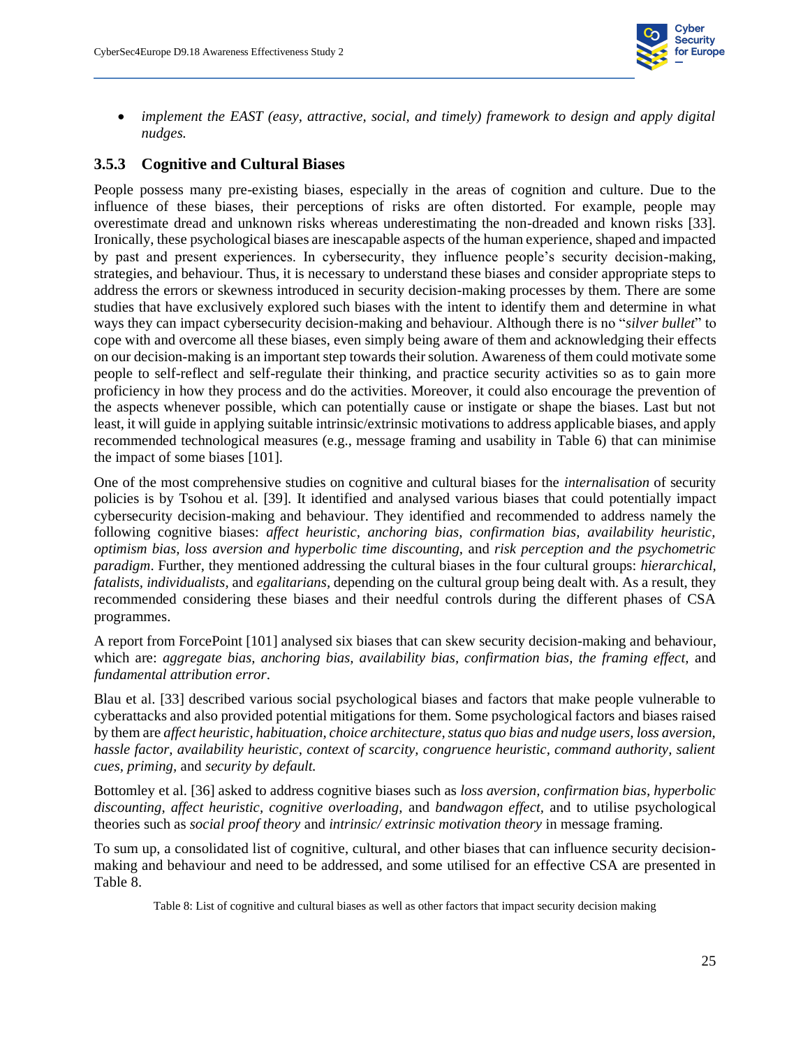- *implement the EAST (easy, attractive, social, and timely) framework to design and apply digital nudges.*

### 3.5.3 Cognitive and Cultural Biases

People possess many pre-existing biases, especially in the areas of cognition and culture. Due to the influence of these biases, their perceptions of risks are often distorted. For example, people may overestimate dread and unknown risks whereas underestimating the non-dreaded and known risks [33]. Ironically, these psychological biases are inescapable aspects of the human experience, shaped and impacted by past and present experiences. In cybersecurity, they influence people's security decision-making, strategies, and behaviour. Thus, it is necessary to understand these biases and consider appropriate steps to address the errors or skewness introduced in security decision-making processes by them. There are some studies that have exclusively explored such biases with the intent to identify them and determine in what ways they can impact cybersecurity decision-making and behaviour. Although there is no "*silver bullet*" to cope with and overcome all these biases, even simply being aware of them and acknowledging their effects on our decision-making is an important step towards their solution. Awareness of them could motivate some people to self-reflect and self-regulate their thinking, and practice security activities so as to gain more proficiency in how they process and do the activities. Moreover, it could also encourage the prevention of the aspects whenever possible, which can potentially cause or instigate or shape the biases. Last but not least, it will guide in applying suitable intrinsic/extrinsic motivations to address applicable biases, and apply recommended technological measures (e.g., message framing and usability in Table 6) that can minimise the impact of some biases [101].

One of the most comprehensive studies on cognitive and cultural biases for the *internalisation* of security policies is by Tsohou et al. [39]. It identified and analysed various biases that could potentially impact cybersecurity decision-making and behaviour. They identified and recommended to address namely the following cognitive biases: *affect heuristic, anchoring bias, confirmation bias, availability heuristic, optimism bias, loss aversion and hyperbolic time discounting,* and *risk perception and the psychometric paradigm*. Further, they mentioned addressing the cultural biases in the four cultural groups: *hierarchical, fatalists, individualists,* and *egalitarians,* depending on the cultural group being dealt with. As a result, they recommended considering these biases and their needful controls during the different phases of CSA programmes.

A report from ForcePoint [101] analysed six biases that can skew security decision-making and behaviour, which are: *aggregate bias, anchoring bias, availability bias, confirmation bias, the framing effect,* and *fundamental attribution error*.

Blau et al. [33] described various social psychological biases and factors that make people vulnerable to cyberattacks and also provided potential mitigations for them. Some psychological factors and biases raised by them are *affect heuristic, habituation, choice architecture, status quo bias and nudge users, loss aversion, hassle factor, availability heuristic, context of scarcity, congruence heuristic, command authority, salient cues, priming,* and *security by default.*

Bottomley et al. [36] asked to address cognitive biases such as *loss aversion, confirmation bias, hyperbolic discounting, affect heuristic, cognitive overloading,* and *bandwagon effect,* and to utilise psychological theories such as *social proof theory* and *intrinsic/ extrinsic motivation theory* in message framing.

To sum up, a consolidated list of cognitive, cultural, and other biases that can influence security decision-making and behaviour and need to be addressed, and some utilised for an effective CSA are presented in Table 8.

Table 8: List of cognitive and cultural biases as well as other factors that impact security decision making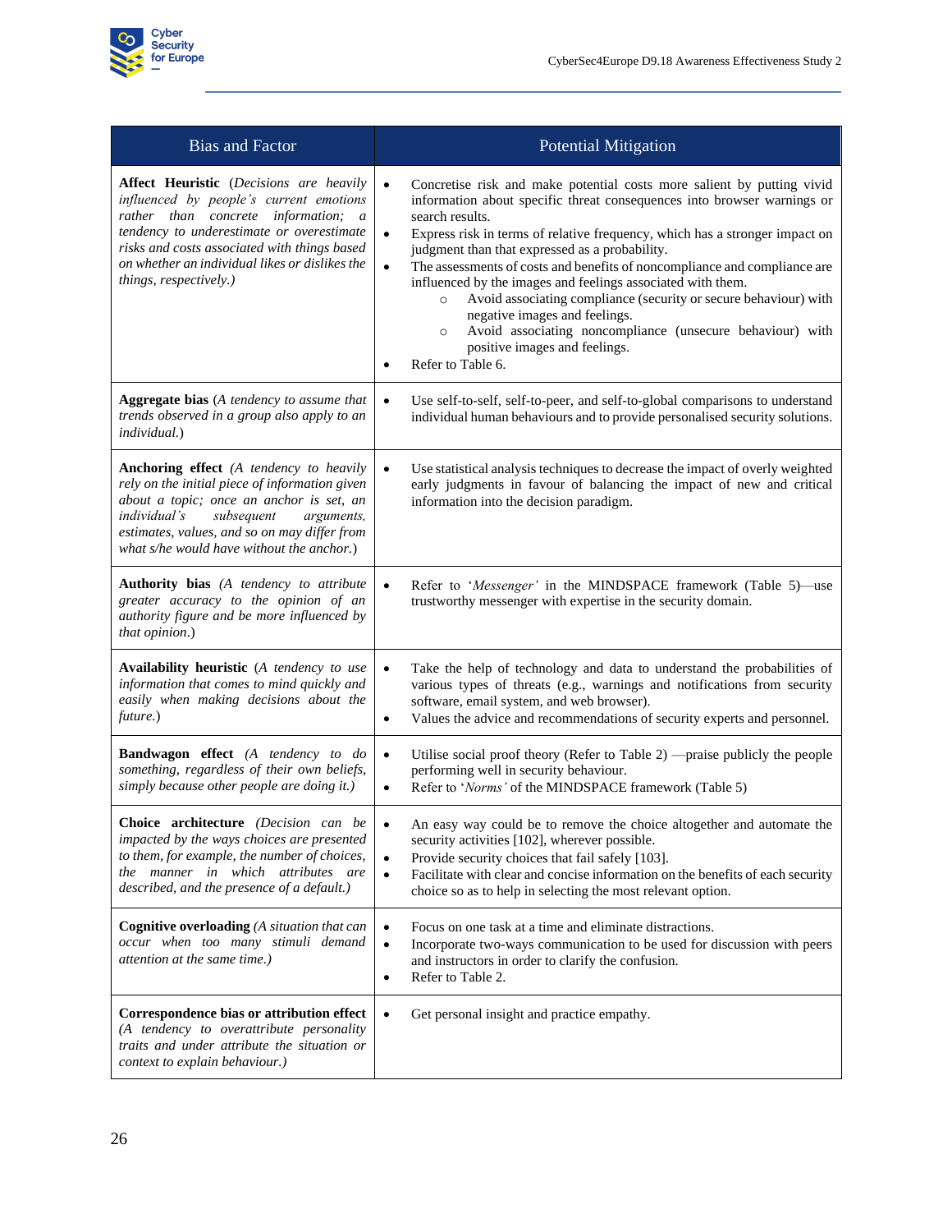| Bias and Factor | Potential Mitigation |
|---|---|
| **Affect Heuristic** (*Decisions are heavily influenced by people's current emotions rather than concrete information; a tendency to underestimate or overestimate risks and costs associated with things based on whether an individual likes or dislikes the things, respectively.*) | • Concretise risk and make potential costs more salient by putting vivid information about specific threat consequences into browser warnings or search results.<br>• Express risk in terms of relative frequency, which has a stronger impact on judgment than that expressed as a probability.<br>• The assessments of costs and benefits of noncompliance and compliance are influenced by the images and feelings associated with them.<br>  ○ Avoid associating compliance (security or secure behaviour) with negative images and feelings.<br>  ○ Avoid associating noncompliance (unsecure behaviour) with positive images and feelings.<br>• Refer to Table 6. |
| **Aggregate bias** (*A tendency to assume that trends observed in a group also apply to an individual.*) | • Use self-to-self, self-to-peer, and self-to-global comparisons to understand individual human behaviours and to provide personalised security solutions. |
| **Anchoring effect** (*A tendency to heavily rely on the initial piece of information given about a topic; once an anchor is set, an individual's subsequent arguments, estimates, values, and so on may differ from what s/he would have without the anchor.*) | • Use statistical analysis techniques to decrease the impact of overly weighted early judgments in favour of balancing the impact of new and critical information into the decision paradigm. |
| **Authority bias** (*A tendency to attribute greater accuracy to the opinion of an authority figure and be more influenced by that opinion.*) | • Refer to '*Messenger'* in the MINDSPACE framework (Table 5)—use trustworthy messenger with expertise in the security domain. |
| **Availability heuristic** (*A tendency to use information that comes to mind quickly and easily when making decisions about the future.*) | • Take the help of technology and data to understand the probabilities of various types of threats (e.g., warnings and notifications from security software, email system, and web browser).<br>• Values the advice and recommendations of security experts and personnel. |
| **Bandwagon effect** (*A tendency to do something, regardless of their own beliefs, simply because other people are doing it.*) | • Utilise social proof theory (Refer to Table 2) —praise publicly the people performing well in security behaviour.<br>• Refer to '*Norms'* of the MINDSPACE framework (Table 5) |
| **Choice architecture** (*Decision can be impacted by the ways choices are presented to them, for example, the number of choices, the manner in which attributes are described, and the presence of a default.*) | • An easy way could be to remove the choice altogether and automate the security activities [102], wherever possible.<br>• Provide security choices that fail safely [103].<br>• Facilitate with clear and concise information on the benefits of each security choice so as to help in selecting the most relevant option. |
| **Cognitive overloading** (*A situation that can occur when too many stimuli demand attention at the same time.*) | • Focus on one task at a time and eliminate distractions.<br>• Incorporate two-ways communication to be used for discussion with peers and instructors in order to clarify the confusion.<br>• Refer to Table 2. |
| **Correspondence bias or attribution effect** (*A tendency to overattribute personality traits and under attribute the situation or context to explain behaviour.*) | • Get personal insight and practice empathy. |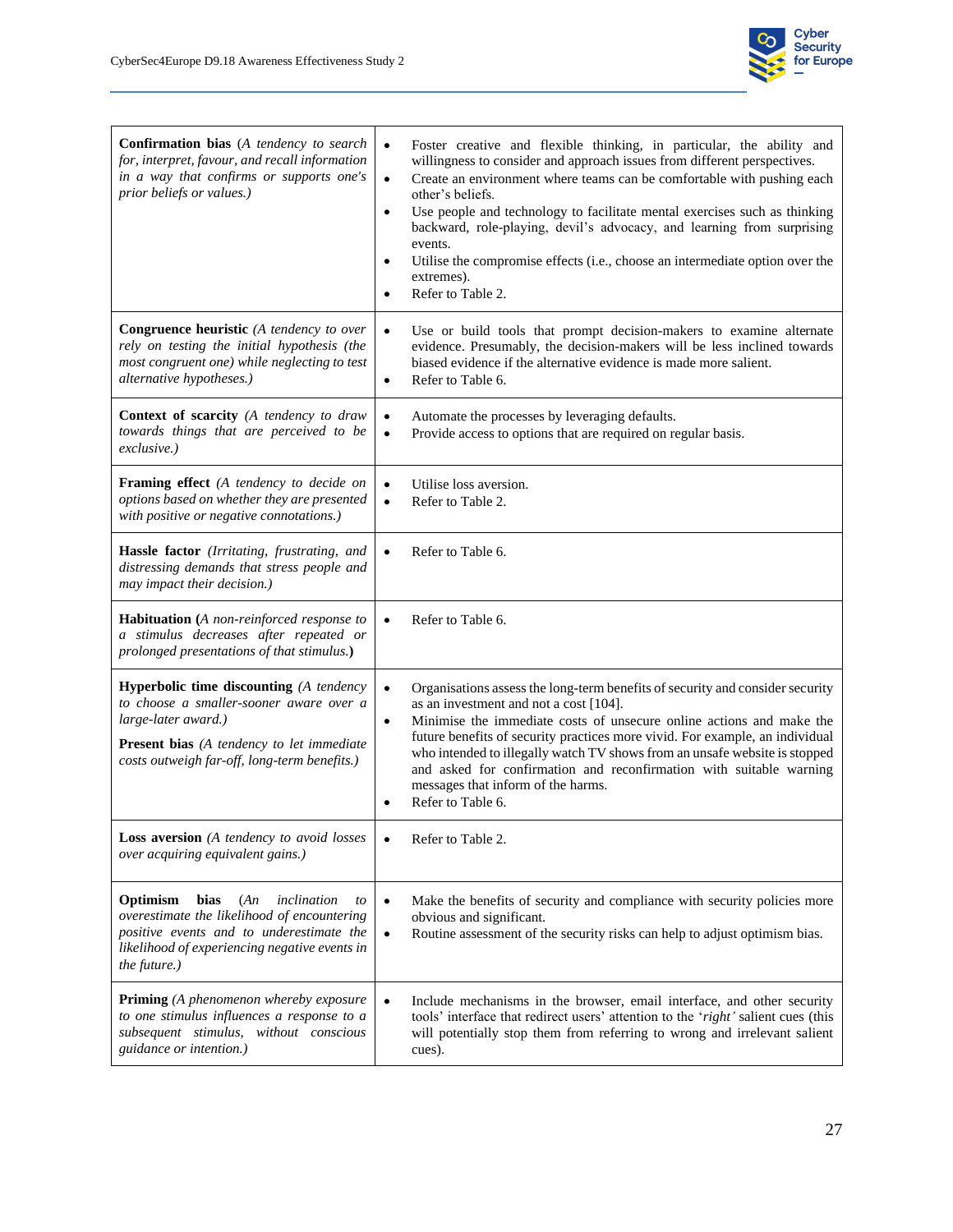| | |
|---|---|
| **Confirmation bias** (*A tendency to search for, interpret, favour, and recall information in a way that confirms or supports one's prior beliefs or values.*) | • Foster creative and flexible thinking, in particular, the ability and willingness to consider and approach issues from different perspectives.<br>• Create an environment where teams can be comfortable with pushing each other's beliefs.<br>• Use people and technology to facilitate mental exercises such as thinking backward, role-playing, devil's advocacy, and learning from surprising events.<br>• Utilise the compromise effects (i.e., choose an intermediate option over the extremes).<br>• Refer to Table 2. |
| **Congruence heuristic** (*A tendency to over rely on testing the initial hypothesis (the most congruent one) while neglecting to test alternative hypotheses.*) | • Use or build tools that prompt decision-makers to examine alternate evidence. Presumably, the decision-makers will be less inclined towards biased evidence if the alternative evidence is made more salient.<br>• Refer to Table 6. |
| **Context of scarcity** (*A tendency to draw towards things that are perceived to be exclusive.*) | • Automate the processes by leveraging defaults.<br>• Provide access to options that are required on regular basis. |
| **Framing effect** (*A tendency to decide on options based on whether they are presented with positive or negative connotations.*) | • Utilise loss aversion.<br>• Refer to Table 2. |
| **Hassle factor** (*Irritating, frustrating, and distressing demands that stress people and may impact their decision.*) | • Refer to Table 6. |
| **Habituation (***A non-reinforced response to a stimulus decreases after repeated or prolonged presentations of that stimulus.***)** | • Refer to Table 6. |
| **Hyperbolic time discounting** (*A tendency to choose a smaller-sooner aware over a large-later award.*)<br><br>**Present bias** (*A tendency to let immediate costs outweigh far-off, long-term benefits.*) | • Organisations assess the long-term benefits of security and consider security as an investment and not a cost [104].<br>• Minimise the immediate costs of unsecure online actions and make the future benefits of security practices more vivid. For example, an individual who intended to illegally watch TV shows from an unsafe website is stopped and asked for confirmation and reconfirmation with suitable warning messages that inform of the harms.<br>• Refer to Table 6. |
| **Loss aversion** (*A tendency to avoid losses over acquiring equivalent gains.*) | • Refer to Table 2. |
| **Optimism bias** (*An inclination to overestimate the likelihood of encountering positive events and to underestimate the likelihood of experiencing negative events in the future.*) | • Make the benefits of security and compliance with security policies more obvious and significant.<br>• Routine assessment of the security risks can help to adjust optimism bias. |
| **Priming** (*A phenomenon whereby exposure to one stimulus influences a response to a subsequent stimulus, without conscious guidance or intention.*) | • Include mechanisms in the browser, email interface, and other security tools' interface that redirect users' attention to the '*right'* salient cues (this will potentially stop them from referring to wrong and irrelevant salient cues). |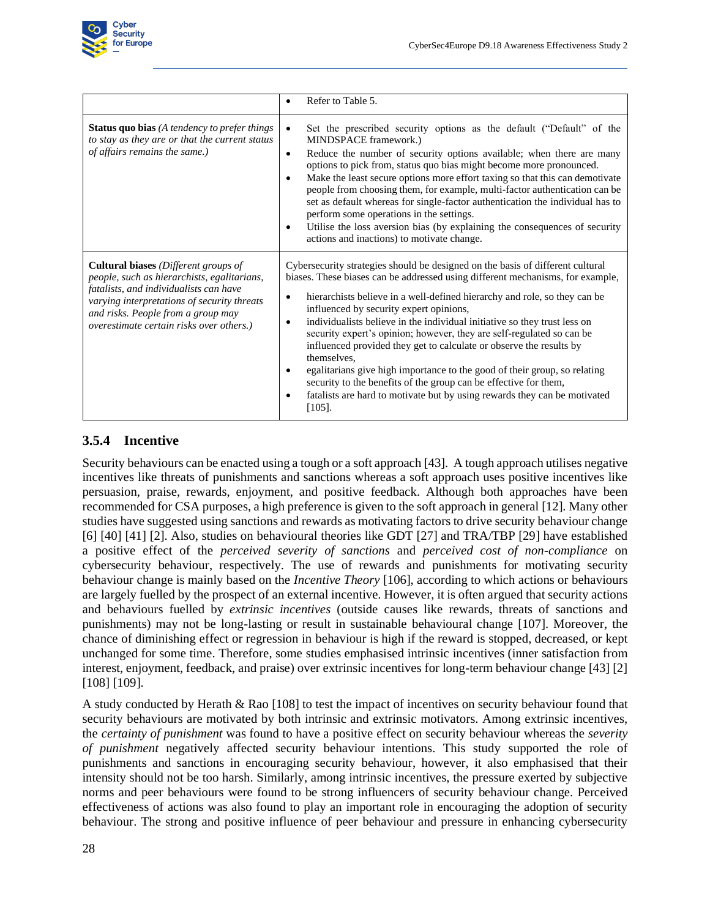| | |
|---|---|
| | • Refer to Table 5. |
| **Status quo bias** *(A tendency to prefer things to stay as they are or that the current status of affairs remains the same.)* | • Set the prescribed security options as the default ("Default" of the MINDSPACE framework.)<br>• Reduce the number of security options available; when there are many options to pick from, status quo bias might become more pronounced.<br>• Make the least secure options more effort taxing so that this can demotivate people from choosing them, for example, multi-factor authentication can be set as default whereas for single-factor authentication the individual has to perform some operations in the settings.<br>• Utilise the loss aversion bias (by explaining the consequences of security actions and inactions) to motivate change. |
| **Cultural biases** *(Different groups of people, such as hierarchists, egalitarians, fatalists, and individualists can have varying interpretations of security threats and risks. People from a group may overestimate certain risks over others.)* | Cybersecurity strategies should be designed on the basis of different cultural biases. These biases can be addressed using different mechanisms, for example,<br>• hierarchists believe in a well-defined hierarchy and role, so they can be influenced by security expert opinions,<br>• individualists believe in the individual initiative so they trust less on security expert's opinion; however, they are self-regulated so can be influenced provided they get to calculate or observe the results by themselves,<br>• egalitarians give high importance to the good of their group, so relating security to the benefits of the group can be effective for them,<br>• fatalists are hard to motivate but by using rewards they can be motivated [105]. |

### 3.5.4 Incentive

Security behaviours can be enacted using a tough or a soft approach [43]. A tough approach utilises negative incentives like threats of punishments and sanctions whereas a soft approach uses positive incentives like persuasion, praise, rewards, enjoyment, and positive feedback. Although both approaches have been recommended for CSA purposes, a high preference is given to the soft approach in general [12]. Many other studies have suggested using sanctions and rewards as motivating factors to drive security behaviour change [6] [40] [41] [2]. Also, studies on behavioural theories like GDT [27] and TRA/TBP [29] have established a positive effect of the *perceived severity of sanctions* and *perceived cost of non-compliance* on cybersecurity behaviour, respectively. The use of rewards and punishments for motivating security behaviour change is mainly based on the *Incentive Theory* [106], according to which actions or behaviours are largely fuelled by the prospect of an external incentive. However, it is often argued that security actions and behaviours fuelled by *extrinsic incentives* (outside causes like rewards, threats of sanctions and punishments) may not be long-lasting or result in sustainable behavioural change [107]. Moreover, the chance of diminishing effect or regression in behaviour is high if the reward is stopped, decreased, or kept unchanged for some time. Therefore, some studies emphasised intrinsic incentives (inner satisfaction from interest, enjoyment, feedback, and praise) over extrinsic incentives for long-term behaviour change [43] [2] [108] [109].

A study conducted by Herath & Rao [108] to test the impact of incentives on security behaviour found that security behaviours are motivated by both intrinsic and extrinsic motivators. Among extrinsic incentives, the *certainty of punishment* was found to have a positive effect on security behaviour whereas the *severity of punishment* negatively affected security behaviour intentions. This study supported the role of punishments and sanctions in encouraging security behaviour, however, it also emphasised that their intensity should not be too harsh. Similarly, among intrinsic incentives, the pressure exerted by subjective norms and peer behaviours were found to be strong influencers of security behaviour change. Perceived effectiveness of actions was also found to play an important role in encouraging the adoption of security behaviour. The strong and positive influence of peer behaviour and pressure in enhancing cybersecurity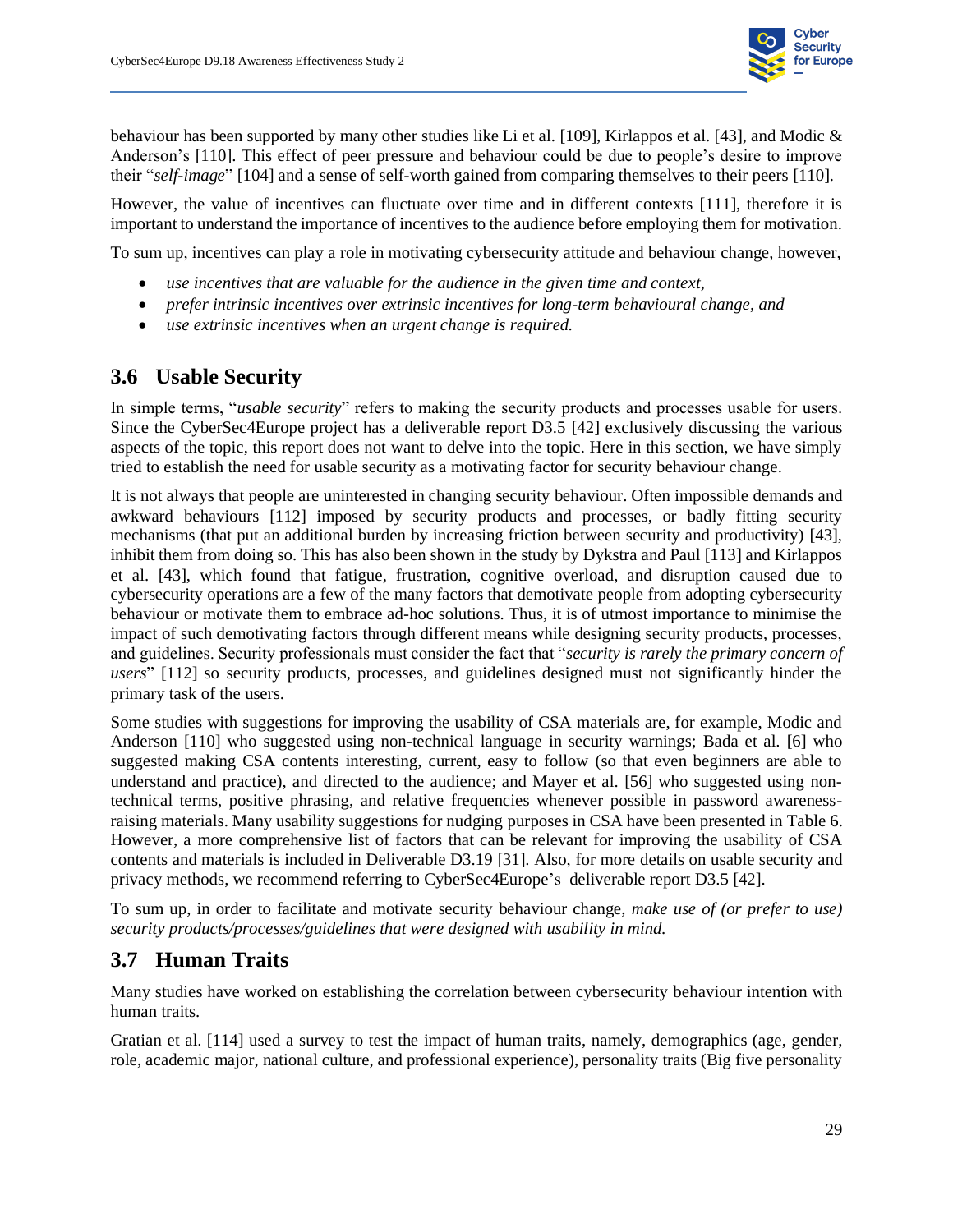behaviour has been supported by many other studies like Li et al. [109], Kirlappos et al. [43], and Modic & Anderson's [110]. This effect of peer pressure and behaviour could be due to people's desire to improve their "*self-image*" [104] and a sense of self-worth gained from comparing themselves to their peers [110].

However, the value of incentives can fluctuate over time and in different contexts [111], therefore it is important to understand the importance of incentives to the audience before employing them for motivation.

To sum up, incentives can play a role in motivating cybersecurity attitude and behaviour change, however,

- *use incentives that are valuable for the audience in the given time and context,*
- *prefer intrinsic incentives over extrinsic incentives for long-term behavioural change, and*
- *use extrinsic incentives when an urgent change is required.*

## 3.6 Usable Security

In simple terms, "*usable security*" refers to making the security products and processes usable for users. Since the CyberSec4Europe project has a deliverable report D3.5 [42] exclusively discussing the various aspects of the topic, this report does not want to delve into the topic. Here in this section, we have simply tried to establish the need for usable security as a motivating factor for security behaviour change.

It is not always that people are uninterested in changing security behaviour. Often impossible demands and awkward behaviours [112] imposed by security products and processes, or badly fitting security mechanisms (that put an additional burden by increasing friction between security and productivity) [43], inhibit them from doing so. This has also been shown in the study by Dykstra and Paul [113] and Kirlappos et al. [43], which found that fatigue, frustration, cognitive overload, and disruption caused due to cybersecurity operations are a few of the many factors that demotivate people from adopting cybersecurity behaviour or motivate them to embrace ad-hoc solutions. Thus, it is of utmost importance to minimise the impact of such demotivating factors through different means while designing security products, processes, and guidelines. Security professionals must consider the fact that "*security is rarely the primary concern of users*" [112] so security products, processes, and guidelines designed must not significantly hinder the primary task of the users.

Some studies with suggestions for improving the usability of CSA materials are, for example, Modic and Anderson [110] who suggested using non-technical language in security warnings; Bada et al. [6] who suggested making CSA contents interesting, current, easy to follow (so that even beginners are able to understand and practice), and directed to the audience; and Mayer et al. [56] who suggested using non-technical terms, positive phrasing, and relative frequencies whenever possible in password awareness-raising materials. Many usability suggestions for nudging purposes in CSA have been presented in Table 6. However, a more comprehensive list of factors that can be relevant for improving the usability of CSA contents and materials is included in Deliverable D3.19 [31]. Also, for more details on usable security and privacy methods, we recommend referring to CyberSec4Europe's deliverable report D3.5 [42].

To sum up, in order to facilitate and motivate security behaviour change, *make use of (or prefer to use) security products/processes/guidelines that were designed with usability in mind.*

## 3.7 Human Traits

Many studies have worked on establishing the correlation between cybersecurity behaviour intention with human traits.

Gratian et al. [114] used a survey to test the impact of human traits, namely, demographics (age, gender, role, academic major, national culture, and professional experience), personality traits (Big five personality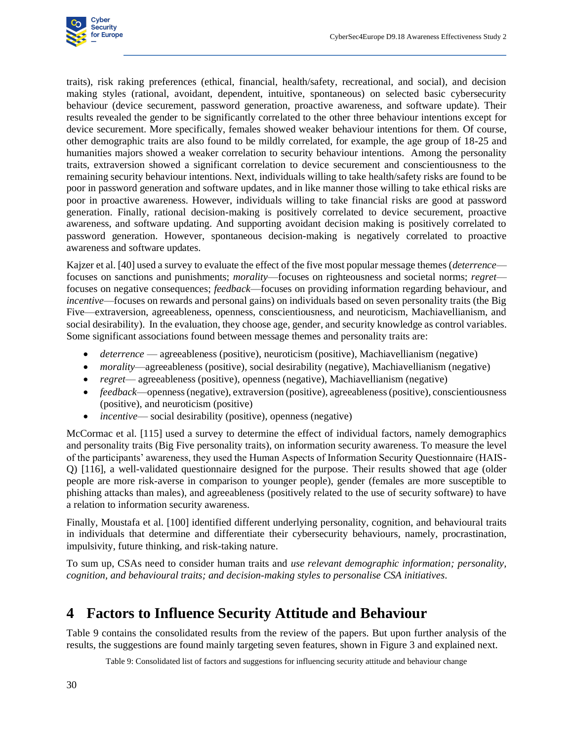traits), risk raking preferences (ethical, financial, health/safety, recreational, and social), and decision making styles (rational, avoidant, dependent, intuitive, spontaneous) on selected basic cybersecurity behaviour (device securement, password generation, proactive awareness, and software update). Their results revealed the gender to be significantly correlated to the other three behaviour intentions except for device securement. More specifically, females showed weaker behaviour intentions for them. Of course, other demographic traits are also found to be mildly correlated, for example, the age group of 18-25 and humanities majors showed a weaker correlation to security behaviour intentions. Among the personality traits, extraversion showed a significant correlation to device securement and conscientiousness to the remaining security behaviour intentions. Next, individuals willing to take health/safety risks are found to be poor in password generation and software updates, and in like manner those willing to take ethical risks are poor in proactive awareness. However, individuals willing to take financial risks are good at password generation. Finally, rational decision-making is positively correlated to device securement, proactive awareness, and software updating. And supporting avoidant decision making is positively correlated to password generation. However, spontaneous decision-making is negatively correlated to proactive awareness and software updates.

Kajzer et al. [40] used a survey to evaluate the effect of the five most popular message themes (*deterrence*—focuses on sanctions and punishments; *morality*—focuses on righteousness and societal norms; *regret*—focuses on negative consequences; *feedback*—focuses on providing information regarding behaviour, and *incentive*—focuses on rewards and personal gains) on individuals based on seven personality traits (the Big Five—extraversion, agreeableness, openness, conscientiousness, and neuroticism, Machiavellianism, and social desirability). In the evaluation, they choose age, gender, and security knowledge as control variables. Some significant associations found between message themes and personality traits are:

- *deterrence* — agreeableness (positive), neuroticism (positive), Machiavellianism (negative)
- *morality*—agreeableness (positive), social desirability (negative), Machiavellianism (negative)
- *regret*— agreeableness (positive), openness (negative), Machiavellianism (negative)
- *feedback*—openness (negative), extraversion (positive), agreeableness (positive), conscientiousness (positive), and neuroticism (positive)
- *incentive*— social desirability (positive), openness (negative)

McCormac et al. [115] used a survey to determine the effect of individual factors, namely demographics and personality traits (Big Five personality traits), on information security awareness. To measure the level of the participants' awareness, they used the Human Aspects of Information Security Questionnaire (HAIS-Q) [116], a well-validated questionnaire designed for the purpose. Their results showed that age (older people are more risk-averse in comparison to younger people), gender (females are more susceptible to phishing attacks than males), and agreeableness (positively related to the use of security software) to have a relation to information security awareness.

Finally, Moustafa et al. [100] identified different underlying personality, cognition, and behavioural traits in individuals that determine and differentiate their cybersecurity behaviours, namely, procrastination, impulsivity, future thinking, and risk-taking nature.

To sum up, CSAs need to consider human traits and *use relevant demographic information; personality, cognition, and behavioural traits; and decision-making styles to personalise CSA initiatives.*

# 4 Factors to Influence Security Attitude and Behaviour

Table 9 contains the consolidated results from the review of the papers. But upon further analysis of the results, the suggestions are found mainly targeting seven features, shown in Figure 3 and explained next.

Table 9: Consolidated list of factors and suggestions for influencing security attitude and behaviour change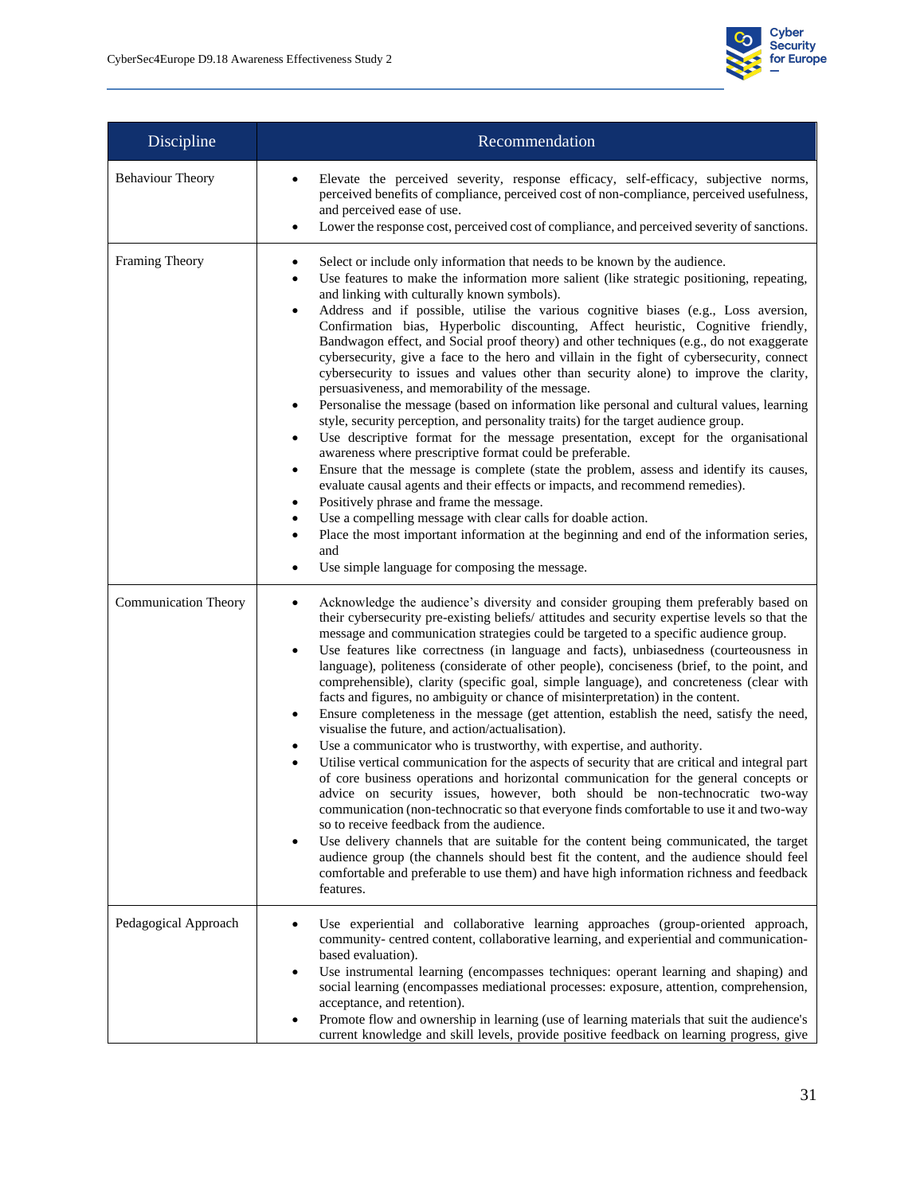| Discipline | Recommendation |
|---|---|
| Behaviour Theory | • Elevate the perceived severity, response efficacy, self-efficacy, subjective norms, perceived benefits of compliance, perceived cost of non-compliance, perceived usefulness, and perceived ease of use.<br>• Lower the response cost, perceived cost of compliance, and perceived severity of sanctions. |
| Framing Theory | • Select or include only information that needs to be known by the audience.<br>• Use features to make the information more salient (like strategic positioning, repeating, and linking with culturally known symbols).<br>• Address and if possible, utilise the various cognitive biases (e.g., Loss aversion, Confirmation bias, Hyperbolic discounting, Affect heuristic, Cognitive friendly, Bandwagon effect, and Social proof theory) and other techniques (e.g., do not exaggerate cybersecurity, give a face to the hero and villain in the fight of cybersecurity, connect cybersecurity to issues and values other than security alone) to improve the clarity, persuasiveness, and memorability of the message.<br>• Personalise the message (based on information like personal and cultural values, learning style, security perception, and personality traits) for the target audience group.<br>• Use descriptive format for the message presentation, except for the organisational awareness where prescriptive format could be preferable.<br>• Ensure that the message is complete (state the problem, assess and identify its causes, evaluate causal agents and their effects or impacts, and recommend remedies).<br>• Positively phrase and frame the message.<br>• Use a compelling message with clear calls for doable action.<br>• Place the most important information at the beginning and end of the information series, and<br>• Use simple language for composing the message. |
| Communication Theory | • Acknowledge the audience's diversity and consider grouping them preferably based on their cybersecurity pre-existing beliefs/ attitudes and security expertise levels so that the message and communication strategies could be targeted to a specific audience group.<br>• Use features like correctness (in language and facts), unbiasedness (courteousness in language), politeness (considerate of other people), conciseness (brief, to the point, and comprehensible), clarity (specific goal, simple language), and concreteness (clear with facts and figures, no ambiguity or chance of misinterpretation) in the content.<br>• Ensure completeness in the message (get attention, establish the need, satisfy the need, visualise the future, and action/actualisation).<br>• Use a communicator who is trustworthy, with expertise, and authority.<br>• Utilise vertical communication for the aspects of security that are critical and integral part of core business operations and horizontal communication for the general concepts or advice on security issues, however, both should be non-technocratic two-way communication (non-technocratic so that everyone finds comfortable to use it and two-way so to receive feedback from the audience.<br>• Use delivery channels that are suitable for the content being communicated, the target audience group (the channels should best fit the content, and the audience should feel comfortable and preferable to use them) and have high information richness and feedback features. |
| Pedagogical Approach | • Use experiential and collaborative learning approaches (group-oriented approach, community- centred content, collaborative learning, and experiential and communication-based evaluation).<br>• Use instrumental learning (encompasses techniques: operant learning and shaping) and social learning (encompasses mediational processes: exposure, attention, comprehension, acceptance, and retention).<br>• Promote flow and ownership in learning (use of learning materials that suit the audience's current knowledge and skill levels, provide positive feedback on learning progress, give |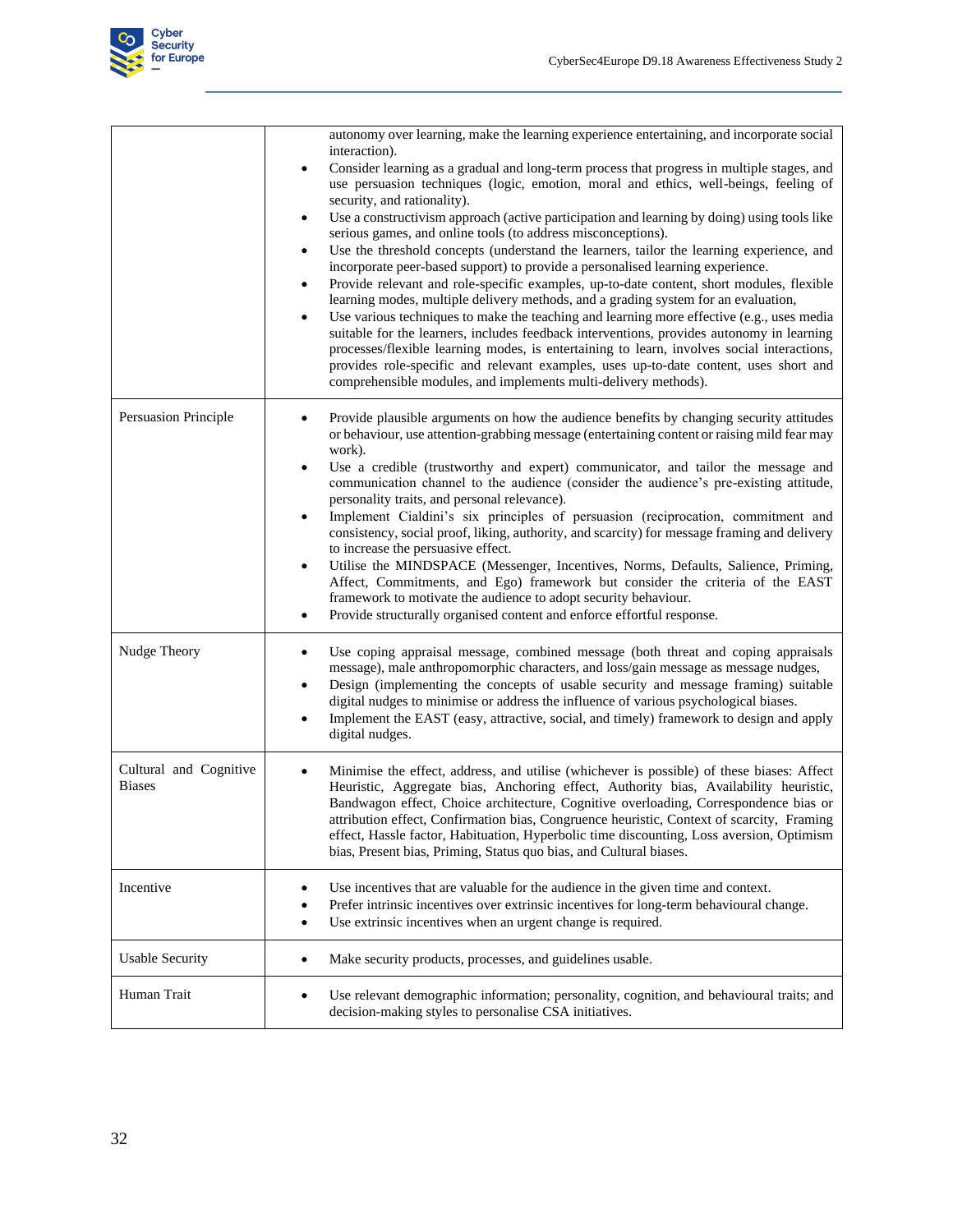| | |
|---|---|
| | autonomy over learning, make the learning experience entertaining, and incorporate social interaction).<br>• Consider learning as a gradual and long-term process that progress in multiple stages, and use persuasion techniques (logic, emotion, moral and ethics, well-beings, feeling of security, and rationality).<br>• Use a constructivism approach (active participation and learning by doing) using tools like serious games, and online tools (to address misconceptions).<br>• Use the threshold concepts (understand the learners, tailor the learning experience, and incorporate peer-based support) to provide a personalised learning experience.<br>• Provide relevant and role-specific examples, up-to-date content, short modules, flexible learning modes, multiple delivery methods, and a grading system for an evaluation,<br>• Use various techniques to make the teaching and learning more effective (e.g., uses media suitable for the learners, includes feedback interventions, provides autonomy in learning processes/flexible learning modes, is entertaining to learn, involves social interactions, provides role-specific and relevant examples, uses up-to-date content, uses short and comprehensible modules, and implements multi-delivery methods). |
| Persuasion Principle | • Provide plausible arguments on how the audience benefits by changing security attitudes or behaviour, use attention-grabbing message (entertaining content or raising mild fear may work).<br>• Use a credible (trustworthy and expert) communicator, and tailor the message and communication channel to the audience (consider the audience's pre-existing attitude, personality traits, and personal relevance).<br>• Implement Cialdini's six principles of persuasion (reciprocation, commitment and consistency, social proof, liking, authority, and scarcity) for message framing and delivery to increase the persuasive effect.<br>• Utilise the MINDSPACE (Messenger, Incentives, Norms, Defaults, Salience, Priming, Affect, Commitments, and Ego) framework but consider the criteria of the EAST framework to motivate the audience to adopt security behaviour.<br>• Provide structurally organised content and enforce effortful response. |
| Nudge Theory | • Use coping appraisal message, combined message (both threat and coping appraisals message), male anthropomorphic characters, and loss/gain message as message nudges,<br>• Design (implementing the concepts of usable security and message framing) suitable digital nudges to minimise or address the influence of various psychological biases.<br>• Implement the EAST (easy, attractive, social, and timely) framework to design and apply digital nudges. |
| Cultural and Cognitive Biases | • Minimise the effect, address, and utilise (whichever is possible) of these biases: Affect Heuristic, Aggregate bias, Anchoring effect, Authority bias, Availability heuristic, Bandwagon effect, Choice architecture, Cognitive overloading, Correspondence bias or attribution effect, Confirmation bias, Congruence heuristic, Context of scarcity, Framing effect, Hassle factor, Habituation, Hyperbolic time discounting, Loss aversion, Optimism bias, Present bias, Priming, Status quo bias, and Cultural biases. |
| Incentive | • Use incentives that are valuable for the audience in the given time and context.<br>• Prefer intrinsic incentives over extrinsic incentives for long-term behavioural change.<br>• Use extrinsic incentives when an urgent change is required. |
| Usable Security | • Make security products, processes, and guidelines usable. |
| Human Trait | • Use relevant demographic information; personality, cognition, and behavioural traits; and decision-making styles to personalise CSA initiatives. |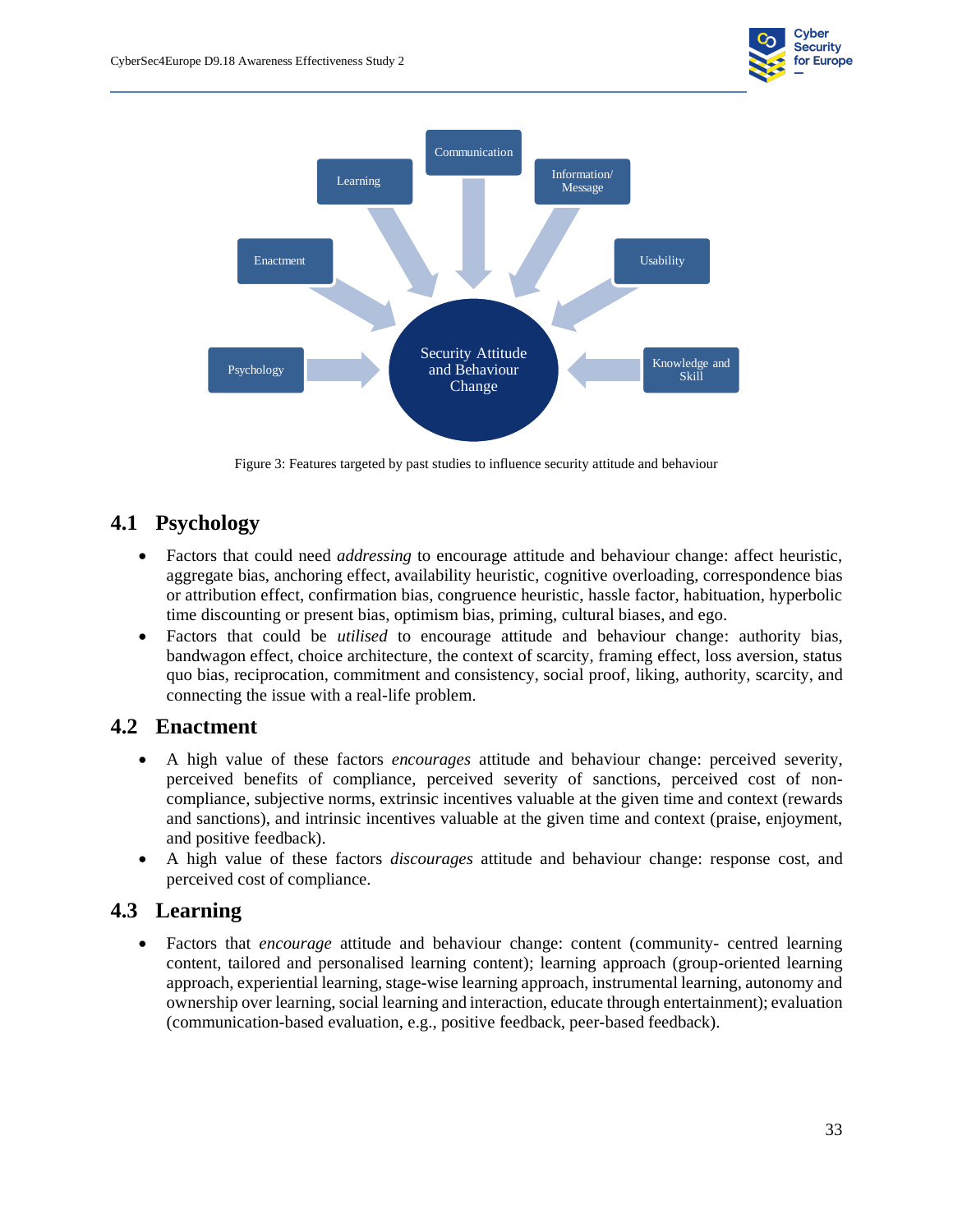Figure 3: Features targeted by past studies to influence security attitude and behaviour

## 4.1 Psychology

- Factors that could need *addressing* to encourage attitude and behaviour change: affect heuristic, aggregate bias, anchoring effect, availability heuristic, cognitive overloading, correspondence bias or attribution effect, confirmation bias, congruence heuristic, hassle factor, habituation, hyperbolic time discounting or present bias, optimism bias, priming, cultural biases, and ego.
- Factors that could be *utilised* to encourage attitude and behaviour change: authority bias, bandwagon effect, choice architecture, the context of scarcity, framing effect, loss aversion, status quo bias, reciprocation, commitment and consistency, social proof, liking, authority, scarcity, and connecting the issue with a real-life problem.

## 4.2 Enactment

- A high value of these factors *encourages* attitude and behaviour change: perceived severity, perceived benefits of compliance, perceived severity of sanctions, perceived cost of non-compliance, subjective norms, extrinsic incentives valuable at the given time and context (rewards and sanctions), and intrinsic incentives valuable at the given time and context (praise, enjoyment, and positive feedback).
- A high value of these factors *discourages* attitude and behaviour change: response cost, and perceived cost of compliance.

## 4.3 Learning

- Factors that *encourage* attitude and behaviour change: content (community- centred learning content, tailored and personalised learning content); learning approach (group-oriented learning approach, experiential learning, stage-wise learning approach, instrumental learning, autonomy and ownership over learning, social learning and interaction, educate through entertainment); evaluation (communication-based evaluation, e.g., positive feedback, peer-based feedback).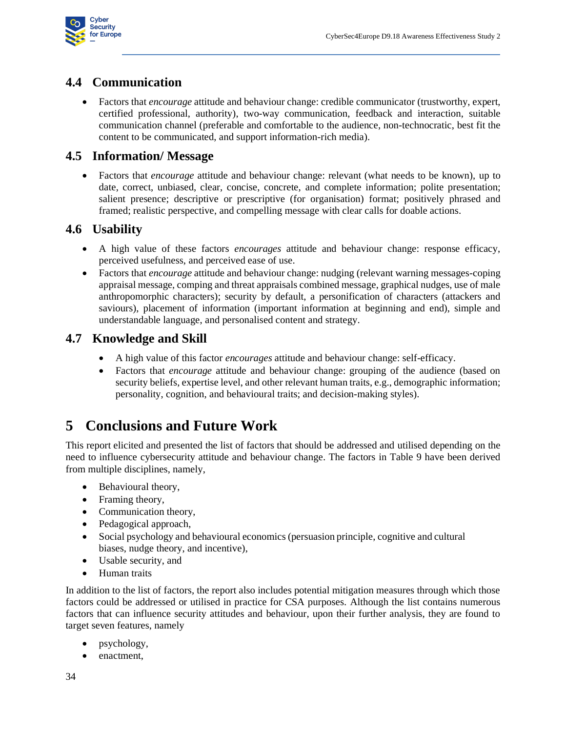## 4.4 Communication

- Factors that *encourage* attitude and behaviour change: credible communicator (trustworthy, expert, certified professional, authority), two-way communication, feedback and interaction, suitable communication channel (preferable and comfortable to the audience, non-technocratic, best fit the content to be communicated, and support information-rich media).

## 4.5 Information/ Message

- Factors that *encourage* attitude and behaviour change: relevant (what needs to be known), up to date, correct, unbiased, clear, concise, concrete, and complete information; polite presentation; salient presence; descriptive or prescriptive (for organisation) format; positively phrased and framed; realistic perspective, and compelling message with clear calls for doable actions.

## 4.6 Usability

- A high value of these factors *encourages* attitude and behaviour change: response efficacy, perceived usefulness, and perceived ease of use.
- Factors that *encourage* attitude and behaviour change: nudging (relevant warning messages-coping appraisal message, comping and threat appraisals combined message, graphical nudges, use of male anthropomorphic characters); security by default, a personification of characters (attackers and saviours), placement of information (important information at beginning and end), simple and understandable language, and personalised content and strategy.

## 4.7 Knowledge and Skill

- A high value of this factor *encourages* attitude and behaviour change: self-efficacy.
- Factors that *encourage* attitude and behaviour change: grouping of the audience (based on security beliefs, expertise level, and other relevant human traits, e.g., demographic information; personality, cognition, and behavioural traits; and decision-making styles).

# 5 Conclusions and Future Work

This report elicited and presented the list of factors that should be addressed and utilised depending on the need to influence cybersecurity attitude and behaviour change. The factors in Table 9 have been derived from multiple disciplines, namely,

- Behavioural theory,
- Framing theory,
- Communication theory,
- Pedagogical approach,
- Social psychology and behavioural economics (persuasion principle, cognitive and cultural biases, nudge theory, and incentive),
- Usable security, and
- Human traits

In addition to the list of factors, the report also includes potential mitigation measures through which those factors could be addressed or utilised in practice for CSA purposes. Although the list contains numerous factors that can influence security attitudes and behaviour, upon their further analysis, they are found to target seven features, namely

- psychology,
- enactment,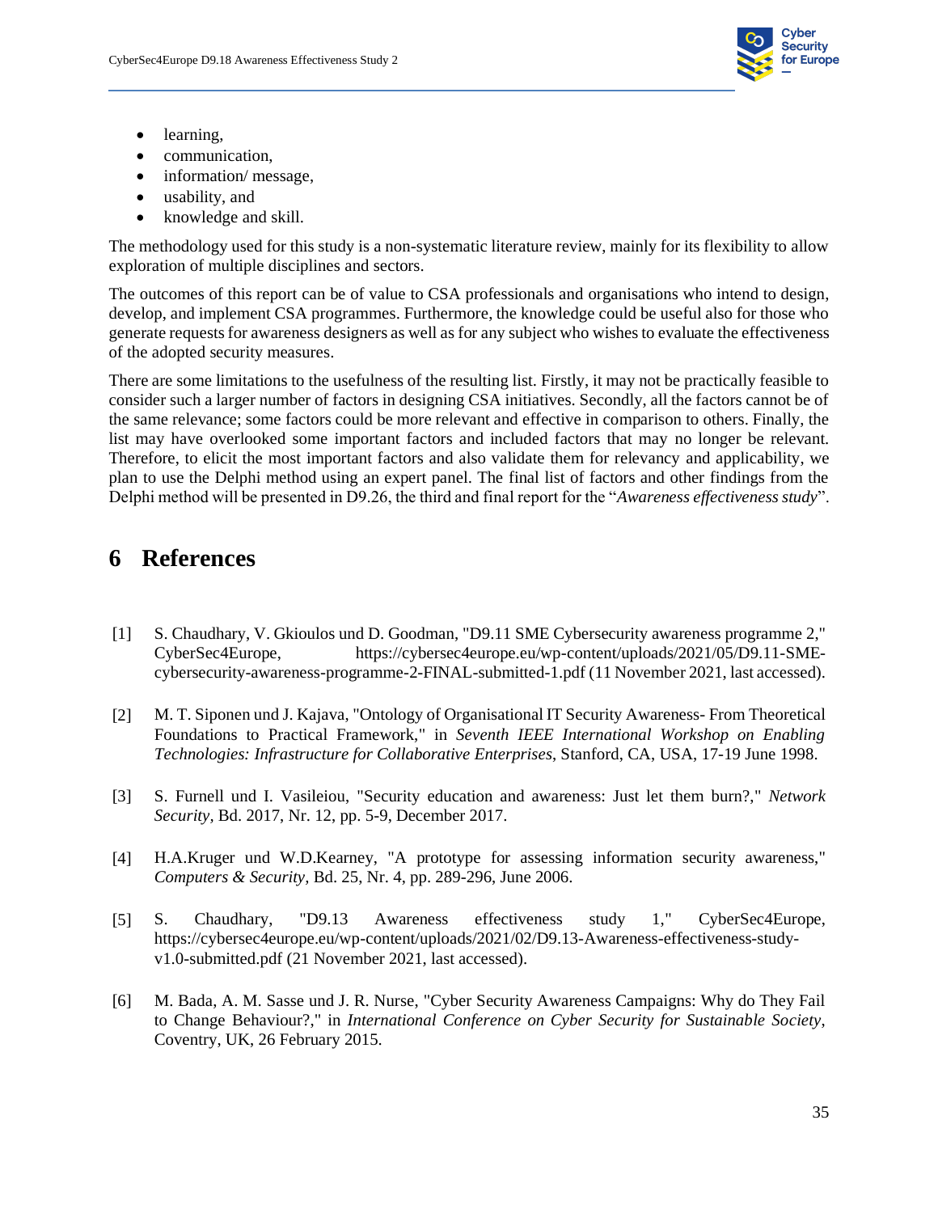- learning,
- communication,
- information/ message,
- usability, and
- knowledge and skill.

The methodology used for this study is a non-systematic literature review, mainly for its flexibility to allow exploration of multiple disciplines and sectors.

The outcomes of this report can be of value to CSA professionals and organisations who intend to design, develop, and implement CSA programmes. Furthermore, the knowledge could be useful also for those who generate requests for awareness designers as well as for any subject who wishes to evaluate the effectiveness of the adopted security measures.

There are some limitations to the usefulness of the resulting list. Firstly, it may not be practically feasible to consider such a larger number of factors in designing CSA initiatives. Secondly, all the factors cannot be of the same relevance; some factors could be more relevant and effective in comparison to others. Finally, the list may have overlooked some important factors and included factors that may no longer be relevant. Therefore, to elicit the most important factors and also validate them for relevancy and applicability, we plan to use the Delphi method using an expert panel. The final list of factors and other findings from the Delphi method will be presented in D9.26, the third and final report for the "*Awareness effectiveness study*".

# 6 References

[1] S. Chaudhary, V. Gkioulos und D. Goodman, "D9.11 SME Cybersecurity awareness programme 2," CyberSec4Europe, https://cybersec4europe.eu/wp-content/uploads/2021/05/D9.11-SME-cybersecurity-awareness-programme-2-FINAL-submitted-1.pdf (11 November 2021, last accessed).

[2] M. T. Siponen und J. Kajava, "Ontology of Organisational IT Security Awareness- From Theoretical Foundations to Practical Framework," in *Seventh IEEE International Workshop on Enabling Technologies: Infrastructure for Collaborative Enterprises*, Stanford, CA, USA, 17-19 June 1998.

[3] S. Furnell und I. Vasileiou, "Security education and awareness: Just let them burn?," *Network Security,* Bd. 2017, Nr. 12, pp. 5-9, December 2017.

[4] H.A.Kruger und W.D.Kearney, "A prototype for assessing information security awareness," *Computers & Security,* Bd. 25, Nr. 4, pp. 289-296, June 2006.

[5] S. Chaudhary, "D9.13 Awareness effectiveness study 1," CyberSec4Europe, https://cybersec4europe.eu/wp-content/uploads/2021/02/D9.13-Awareness-effectiveness-study-v1.0-submitted.pdf (21 November 2021, last accessed).

[6] M. Bada, A. M. Sasse und J. R. Nurse, "Cyber Security Awareness Campaigns: Why do They Fail to Change Behaviour?," in *International Conference on Cyber Security for Sustainable Society*, Coventry, UK, 26 February 2015.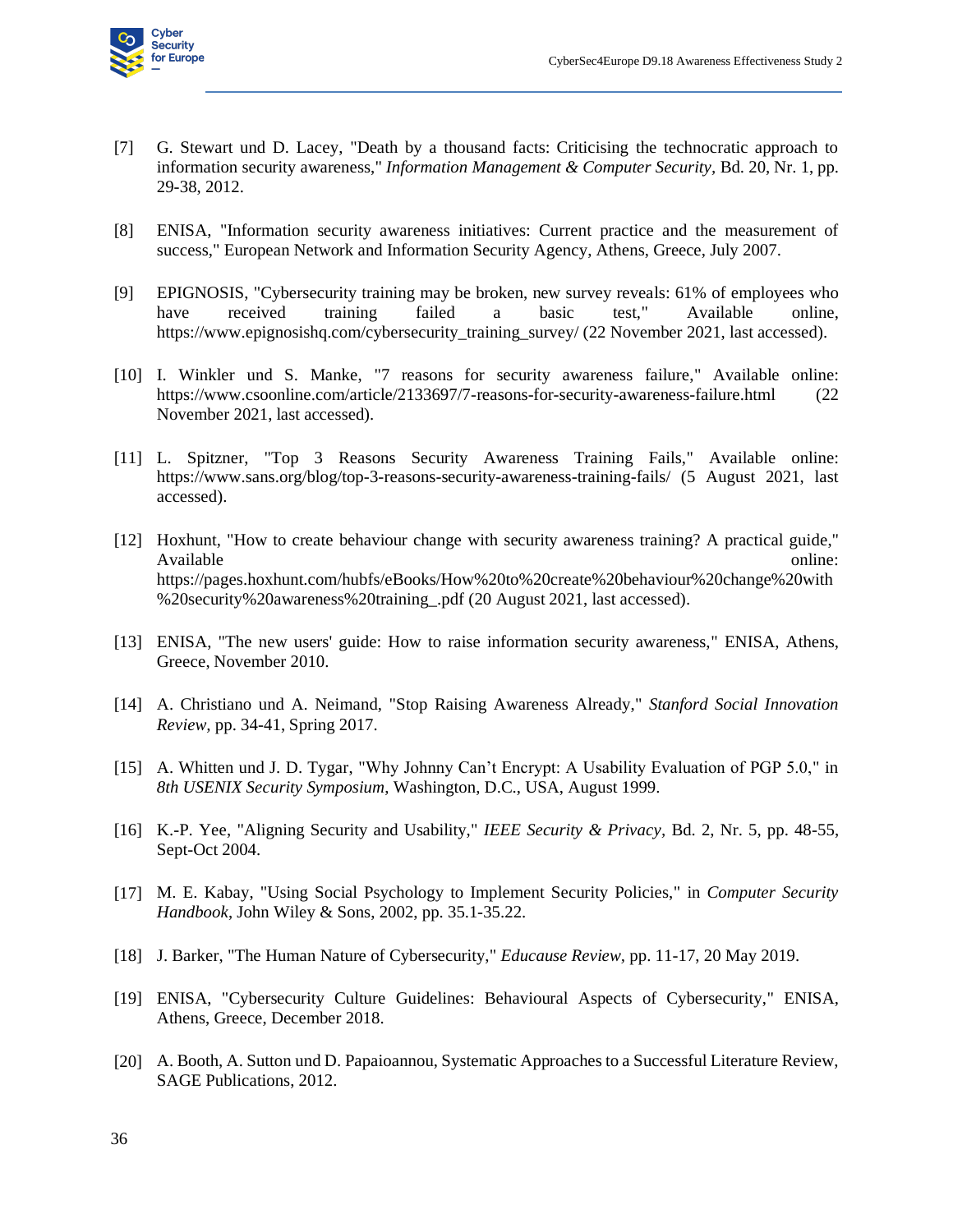[7] G. Stewart und D. Lacey, "Death by a thousand facts: Criticising the technocratic approach to information security awareness," *Information Management & Computer Security*, Bd. 20, Nr. 1, pp. 29-38, 2012.

[8] ENISA, "Information security awareness initiatives: Current practice and the measurement of success," European Network and Information Security Agency, Athens, Greece, July 2007.

[9] EPIGNOSIS, "Cybersecurity training may be broken, new survey reveals: 61% of employees who have received training failed a basic test," Available online, https://www.epignosishq.com/cybersecurity_training_survey/ (22 November 2021, last accessed).

[10] I. Winkler und S. Manke, "7 reasons for security awareness failure," Available online: https://www.csoonline.com/article/2133697/7-reasons-for-security-awareness-failure.html (22 November 2021, last accessed).

[11] L. Spitzner, "Top 3 Reasons Security Awareness Training Fails," Available online: https://www.sans.org/blog/top-3-reasons-security-awareness-training-fails/ (5 August 2021, last accessed).

[12] Hoxhunt, "How to create behaviour change with security awareness training? A practical guide," Available online: https://pages.hoxhunt.com/hubfs/eBooks/How%20to%20create%20behaviour%20change%20with%20security%20awareness%20training_.pdf (20 August 2021, last accessed).

[13] ENISA, "The new users' guide: How to raise information security awareness," ENISA, Athens, Greece, November 2010.

[14] A. Christiano und A. Neimand, "Stop Raising Awareness Already," *Stanford Social Innovation Review*, pp. 34-41, Spring 2017.

[15] A. Whitten und J. D. Tygar, "Why Johnny Can't Encrypt: A Usability Evaluation of PGP 5.0," in *8th USENIX Security Symposium*, Washington, D.C., USA, August 1999.

[16] K.-P. Yee, "Aligning Security and Usability," *IEEE Security & Privacy*, Bd. 2, Nr. 5, pp. 48-55, Sept-Oct 2004.

[17] M. E. Kabay, "Using Social Psychology to Implement Security Policies," in *Computer Security Handbook*, John Wiley & Sons, 2002, pp. 35.1-35.22.

[18] J. Barker, "The Human Nature of Cybersecurity," *Educause Review*, pp. 11-17, 20 May 2019.

[19] ENISA, "Cybersecurity Culture Guidelines: Behavioural Aspects of Cybersecurity," ENISA, Athens, Greece, December 2018.

[20] A. Booth, A. Sutton und D. Papaioannou, Systematic Approaches to a Successful Literature Review, SAGE Publications, 2012.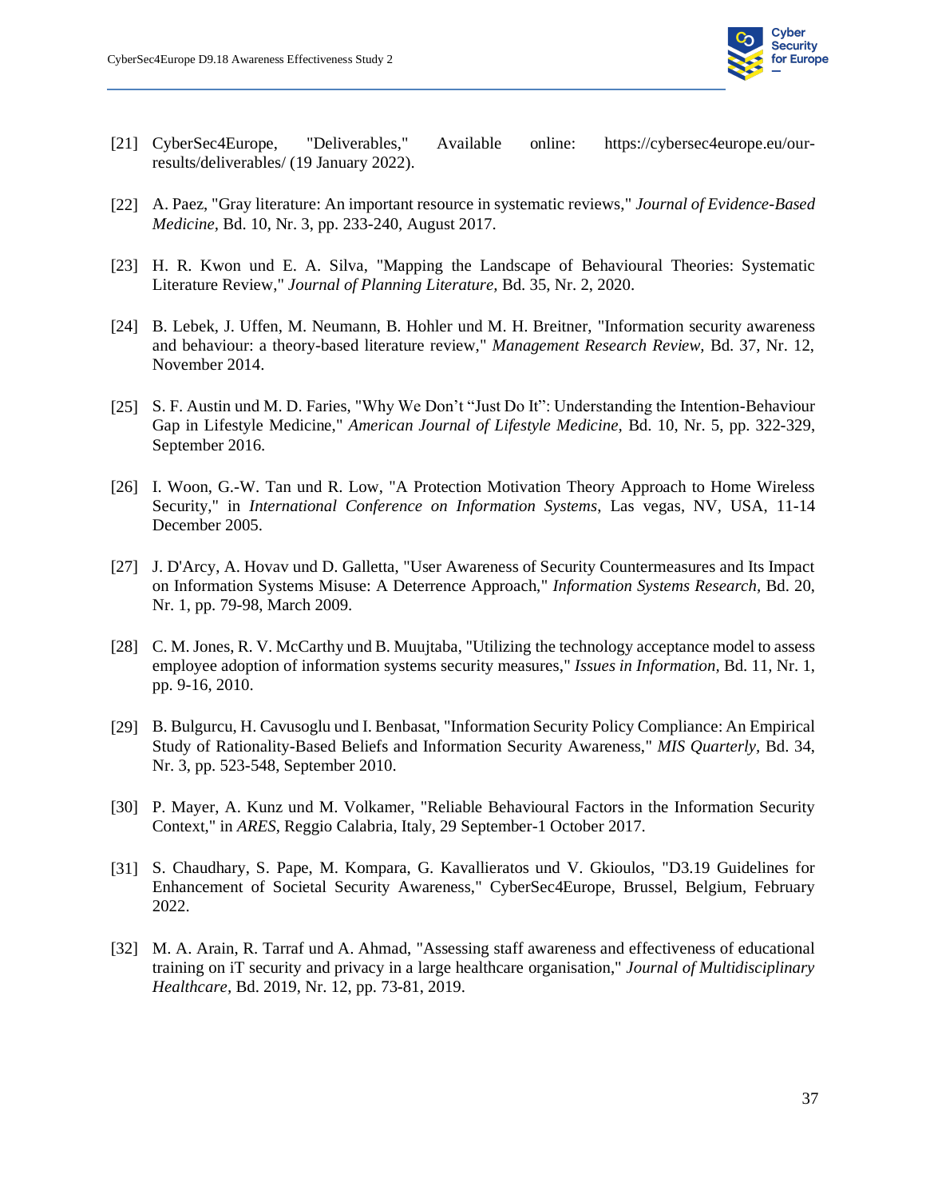[21] CyberSec4Europe, "Deliverables," Available online: https://cybersec4europe.eu/our-results/deliverables/ (19 January 2022).

[22] A. Paez, "Gray literature: An important resource in systematic reviews," *Journal of Evidence-Based Medicine*, Bd. 10, Nr. 3, pp. 233-240, August 2017.

[23] H. R. Kwon und E. A. Silva, "Mapping the Landscape of Behavioural Theories: Systematic Literature Review," *Journal of Planning Literature*, Bd. 35, Nr. 2, 2020.

[24] B. Lebek, J. Uffen, M. Neumann, B. Hohler und M. H. Breitner, "Information security awareness and behaviour: a theory-based literature review," *Management Research Review*, Bd. 37, Nr. 12, November 2014.

[25] S. F. Austin und M. D. Faries, "Why We Don't "Just Do It": Understanding the Intention-Behaviour Gap in Lifestyle Medicine," *American Journal of Lifestyle Medicine*, Bd. 10, Nr. 5, pp. 322-329, September 2016.

[26] I. Woon, G.-W. Tan und R. Low, "A Protection Motivation Theory Approach to Home Wireless Security," in *International Conference on Information Systems*, Las vegas, NV, USA, 11-14 December 2005.

[27] J. D'Arcy, A. Hovav und D. Galletta, "User Awareness of Security Countermeasures and Its Impact on Information Systems Misuse: A Deterrence Approach," *Information Systems Research*, Bd. 20, Nr. 1, pp. 79-98, March 2009.

[28] C. M. Jones, R. V. McCarthy und B. Muujtaba, "Utilizing the technology acceptance model to assess employee adoption of information systems security measures," *Issues in Information*, Bd. 11, Nr. 1, pp. 9-16, 2010.

[29] B. Bulgurcu, H. Cavusoglu und I. Benbasat, "Information Security Policy Compliance: An Empirical Study of Rationality-Based Beliefs and Information Security Awareness," *MIS Quarterly*, Bd. 34, Nr. 3, pp. 523-548, September 2010.

[30] P. Mayer, A. Kunz und M. Volkamer, "Reliable Behavioural Factors in the Information Security Context," in *ARES*, Reggio Calabria, Italy, 29 September-1 October 2017.

[31] S. Chaudhary, S. Pape, M. Kompara, G. Kavallieratos und V. Gkioulos, "D3.19 Guidelines for Enhancement of Societal Security Awareness," CyberSec4Europe, Brussel, Belgium, February 2022.

[32] M. A. Arain, R. Tarraf und A. Ahmad, "Assessing staff awareness and effectiveness of educational training on iT security and privacy in a large healthcare organisation," *Journal of Multidisciplinary Healthcare*, Bd. 2019, Nr. 12, pp. 73-81, 2019.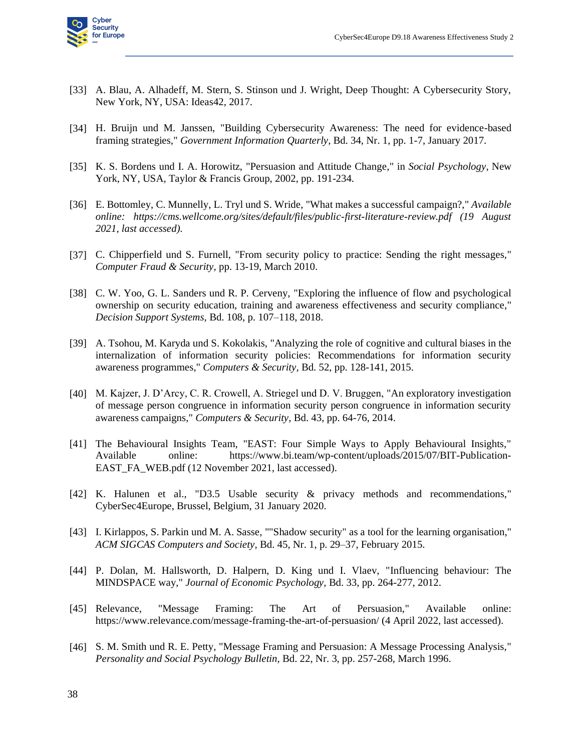[33] A. Blau, A. Alhadeff, M. Stern, S. Stinson und J. Wright, Deep Thought: A Cybersecurity Story, New York, NY, USA: Ideas42, 2017.

[34] H. Bruijn und M. Janssen, "Building Cybersecurity Awareness: The need for evidence-based framing strategies," *Government Information Quarterly*, Bd. 34, Nr. 1, pp. 1-7, January 2017.

[35] K. S. Bordens und I. A. Horowitz, "Persuasion and Attitude Change," in *Social Psychology*, New York, NY, USA, Taylor & Francis Group, 2002, pp. 191-234.

[36] E. Bottomley, C. Munnelly, L. Tryl und S. Wride, "What makes a successful campaign?," *Available online: https://cms.wellcome.org/sites/default/files/public-first-literature-review.pdf (19 August 2021, last accessed).*

[37] C. Chipperfield und S. Furnell, "From security policy to practice: Sending the right messages," *Computer Fraud & Security*, pp. 13-19, March 2010.

[38] C. W. Yoo, G. L. Sanders und R. P. Cerveny, "Exploring the influence of flow and psychological ownership on security education, training and awareness effectiveness and security compliance," *Decision Support Systems*, Bd. 108, p. 107–118, 2018.

[39] A. Tsohou, M. Karyda und S. Kokolakis, "Analyzing the role of cognitive and cultural biases in the internalization of information security policies: Recommendations for information security awareness programmes," *Computers & Security*, Bd. 52, pp. 128-141, 2015.

[40] M. Kajzer, J. D'Arcy, C. R. Crowell, A. Striegel und D. V. Bruggen, "An exploratory investigation of message person congruence in information security person congruence in information security awareness campaigns," *Computers & Security*, Bd. 43, pp. 64-76, 2014.

[41] The Behavioural Insights Team, "EAST: Four Simple Ways to Apply Behavioural Insights," Available online: https://www.bi.team/wp-content/uploads/2015/07/BIT-Publication-EAST_FA_WEB.pdf (12 November 2021, last accessed).

[42] K. Halunen et al., "D3.5 Usable security & privacy methods and recommendations," CyberSec4Europe, Brussel, Belgium, 31 January 2020.

[43] I. Kirlappos, S. Parkin und M. A. Sasse, ""Shadow security" as a tool for the learning organisation," *ACM SIGCAS Computers and Society*, Bd. 45, Nr. 1, p. 29–37, February 2015.

[44] P. Dolan, M. Hallsworth, D. Halpern, D. King und I. Vlaev, "Influencing behaviour: The MINDSPACE way," *Journal of Economic Psychology*, Bd. 33, pp. 264-277, 2012.

[45] Relevance, "Message Framing: The Art of Persuasion," Available online: https://www.relevance.com/message-framing-the-art-of-persuasion/ (4 April 2022, last accessed).

[46] S. M. Smith und R. E. Petty, "Message Framing and Persuasion: A Message Processing Analysis," *Personality and Social Psychology Bulletin*, Bd. 22, Nr. 3, pp. 257-268, March 1996.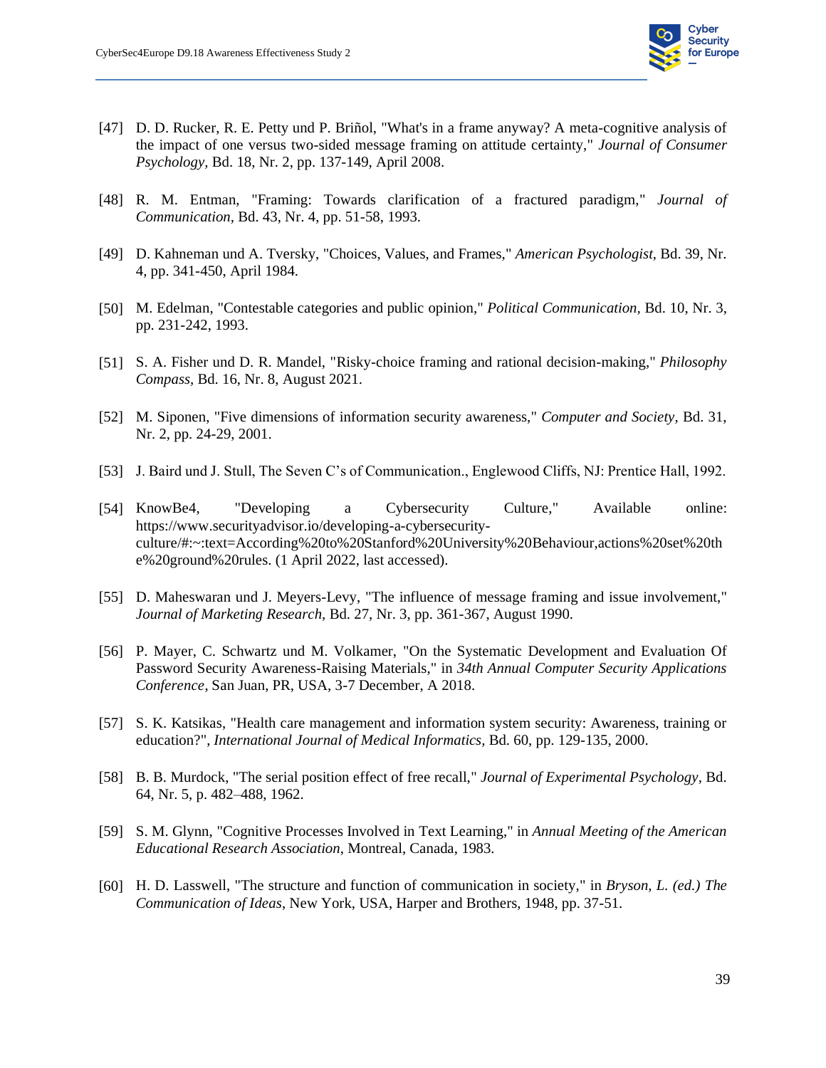[47] D. D. Rucker, R. E. Petty und P. Briñol, "What's in a frame anyway? A meta-cognitive analysis of the impact of one versus two-sided message framing on attitude certainty," *Journal of Consumer Psychology,* Bd. 18, Nr. 2, pp. 137-149, April 2008.

[48] R. M. Entman, "Framing: Towards clarification of a fractured paradigm," *Journal of Communication,* Bd. 43, Nr. 4, pp. 51-58, 1993.

[49] D. Kahneman und A. Tversky, "Choices, Values, and Frames," *American Psychologist,* Bd. 39, Nr. 4, pp. 341-450, April 1984.

[50] M. Edelman, "Contestable categories and public opinion," *Political Communication,* Bd. 10, Nr. 3, pp. 231-242, 1993.

[51] S. A. Fisher und D. R. Mandel, "Risky-choice framing and rational decision-making," *Philosophy Compass,* Bd. 16, Nr. 8, August 2021.

[52] M. Siponen, "Five dimensions of information security awareness," *Computer and Society,* Bd. 31, Nr. 2, pp. 24-29, 2001.

[53] J. Baird und J. Stull, The Seven C's of Communication., Englewood Cliffs, NJ: Prentice Hall, 1992.

[54] KnowBe4, "Developing a Cybersecurity Culture," Available online: https://www.securityadvisor.io/developing-a-cybersecurity-culture/#:~:text=According%20to%20Stanford%20University%20Behaviour,actions%20set%20the%20ground%20rules. (1 April 2022, last accessed).

[55] D. Maheswaran und J. Meyers-Levy, "The influence of message framing and issue involvement," *Journal of Marketing Research,* Bd. 27, Nr. 3, pp. 361-367, August 1990.

[56] P. Mayer, C. Schwartz und M. Volkamer, "On the Systematic Development and Evaluation Of Password Security Awareness-Raising Materials," in *34th Annual Computer Security Applications Conference*, San Juan, PR, USA, 3-7 December, A 2018.

[57] S. K. Katsikas, "Health care management and information system security: Awareness, training or education?", *International Journal of Medical Informatics,* Bd. 60, pp. 129-135, 2000.

[58] B. B. Murdock, "The serial position effect of free recall," *Journal of Experimental Psychology,* Bd. 64, Nr. 5, p. 482–488, 1962.

[59] S. M. Glynn, "Cognitive Processes Involved in Text Learning," in *Annual Meeting of the American Educational Research Association*, Montreal, Canada, 1983.

[60] H. D. Lasswell, "The structure and function of communication in society," in *Bryson, L. (ed.) The Communication of Ideas*, New York, USA, Harper and Brothers, 1948, pp. 37-51.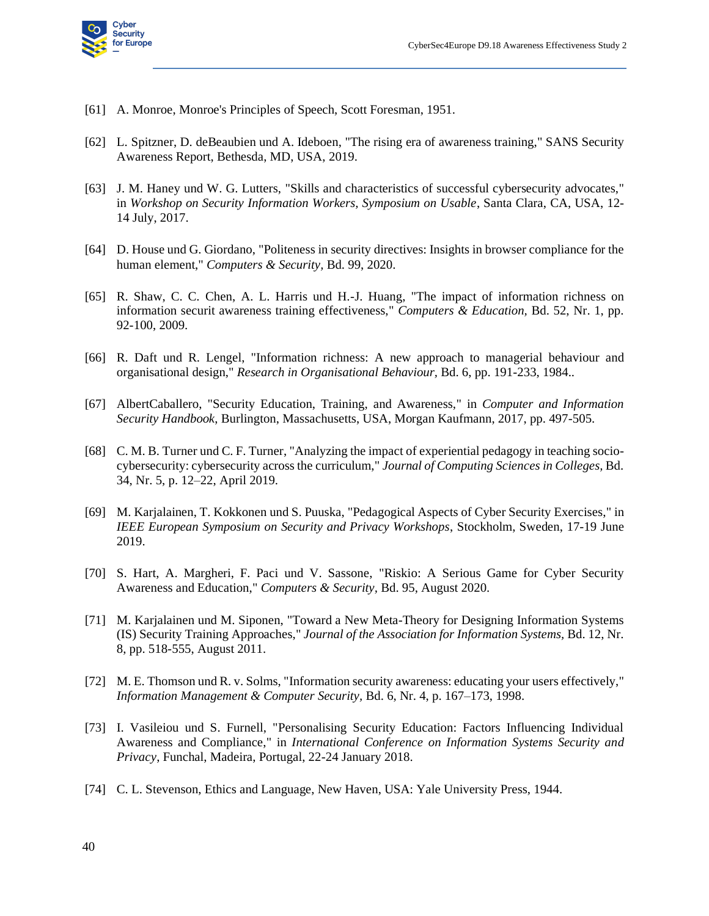[61] A. Monroe, Monroe's Principles of Speech, Scott Foresman, 1951.

[62] L. Spitzner, D. deBeaubien und A. Ideboen, "The rising era of awareness training," SANS Security Awareness Report, Bethesda, MD, USA, 2019.

[63] J. M. Haney und W. G. Lutters, "Skills and characteristics of successful cybersecurity advocates," in *Workshop on Security Information Workers, Symposium on Usable*, Santa Clara, CA, USA, 12-14 July, 2017.

[64] D. House und G. Giordano, "Politeness in security directives: Insights in browser compliance for the human element," *Computers & Security*, Bd. 99, 2020.

[65] R. Shaw, C. C. Chen, A. L. Harris und H.-J. Huang, "The impact of information richness on information securit awareness training effectiveness," *Computers & Education*, Bd. 52, Nr. 1, pp. 92-100, 2009.

[66] R. Daft und R. Lengel, "Information richness: A new approach to managerial behaviour and organisational design," *Research in Organisational Behaviour*, Bd. 6, pp. 191-233, 1984..

[67] AlbertCaballero, "Security Education, Training, and Awareness," in *Computer and Information Security Handbook*, Burlington, Massachusetts, USA, Morgan Kaufmann, 2017, pp. 497-505.

[68] C. M. B. Turner und C. F. Turner, "Analyzing the impact of experiential pedagogy in teaching socio-cybersecurity: cybersecurity across the curriculum," *Journal of Computing Sciences in Colleges*, Bd. 34, Nr. 5, p. 12–22, April 2019.

[69] M. Karjalainen, T. Kokkonen und S. Puuska, "Pedagogical Aspects of Cyber Security Exercises," in *IEEE European Symposium on Security and Privacy Workshops*, Stockholm, Sweden, 17-19 June 2019.

[70] S. Hart, A. Margheri, F. Paci und V. Sassone, "Riskio: A Serious Game for Cyber Security Awareness and Education," *Computers & Security*, Bd. 95, August 2020.

[71] M. Karjalainen und M. Siponen, "Toward a New Meta-Theory for Designing Information Systems (IS) Security Training Approaches," *Journal of the Association for Information Systems*, Bd. 12, Nr. 8, pp. 518-555, August 2011.

[72] M. E. Thomson und R. v. Solms, "Information security awareness: educating your users effectively," *Information Management & Computer Security*, Bd. 6, Nr. 4, p. 167–173, 1998.

[73] I. Vasileiou und S. Furnell, "Personalising Security Education: Factors Influencing Individual Awareness and Compliance," in *International Conference on Information Systems Security and Privacy*, Funchal, Madeira, Portugal, 22-24 January 2018.

[74] C. L. Stevenson, Ethics and Language, New Haven, USA: Yale University Press, 1944.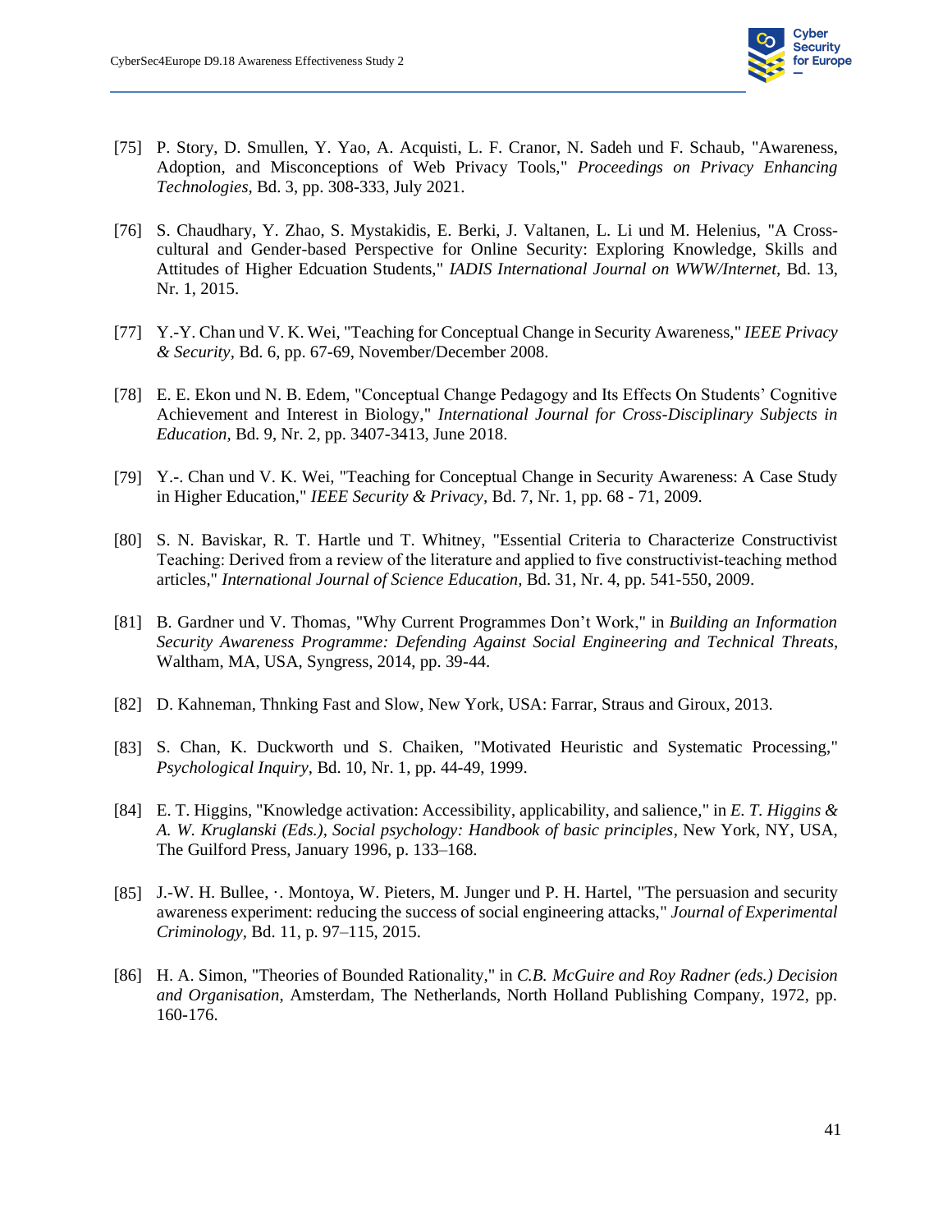[75] P. Story, D. Smullen, Y. Yao, A. Acquisti, L. F. Cranor, N. Sadeh und F. Schaub, "Awareness, Adoption, and Misconceptions of Web Privacy Tools," *Proceedings on Privacy Enhancing Technologies,* Bd. 3, pp. 308-333, July 2021.

[76] S. Chaudhary, Y. Zhao, S. Mystakidis, E. Berki, J. Valtanen, L. Li und M. Helenius, "A Cross-cultural and Gender-based Perspective for Online Security: Exploring Knowledge, Skills and Attitudes of Higher Edcuation Students," *IADIS International Journal on WWW/Internet,* Bd. 13, Nr. 1, 2015.

[77] Y.-Y. Chan und V. K. Wei, "Teaching for Conceptual Change in Security Awareness," *IEEE Privacy & Security,* Bd. 6, pp. 67-69, November/December 2008.

[78] E. E. Ekon und N. B. Edem, "Conceptual Change Pedagogy and Its Effects On Students' Cognitive Achievement and Interest in Biology," *International Journal for Cross-Disciplinary Subjects in Education,* Bd. 9, Nr. 2, pp. 3407-3413, June 2018.

[79] Y.-. Chan und V. K. Wei, "Teaching for Conceptual Change in Security Awareness: A Case Study in Higher Education," *IEEE Security & Privacy,* Bd. 7, Nr. 1, pp. 68 - 71, 2009.

[80] S. N. Baviskar, R. T. Hartle und T. Whitney, "Essential Criteria to Characterize Constructivist Teaching: Derived from a review of the literature and applied to five constructivist-teaching method articles," *International Journal of Science Education,* Bd. 31, Nr. 4, pp. 541-550, 2009.

[81] B. Gardner und V. Thomas, "Why Current Programmes Don't Work," in *Building an Information Security Awareness Programme: Defending Against Social Engineering and Technical Threats*, Waltham, MA, USA, Syngress, 2014, pp. 39-44.

[82] D. Kahneman, Thnking Fast and Slow, New York, USA: Farrar, Straus and Giroux, 2013.

[83] S. Chan, K. Duckworth und S. Chaiken, "Motivated Heuristic and Systematic Processing," *Psychological Inquiry,* Bd. 10, Nr. 1, pp. 44-49, 1999.

[84] E. T. Higgins, "Knowledge activation: Accessibility, applicability, and salience," in *E. T. Higgins & A. W. Kruglanski (Eds.), Social psychology: Handbook of basic principles*, New York, NY, USA, The Guilford Press, January 1996, p. 133–168.

[85] J.-W. H. Bullee, ·. Montoya, W. Pieters, M. Junger und P. H. Hartel, "The persuasion and security awareness experiment: reducing the success of social engineering attacks," *Journal of Experimental Criminology,* Bd. 11, p. 97–115, 2015.

[86] H. A. Simon, "Theories of Bounded Rationality," in *C.B. McGuire and Roy Radner (eds.) Decision and Organisation*, Amsterdam, The Netherlands, North Holland Publishing Company, 1972, pp. 160-176.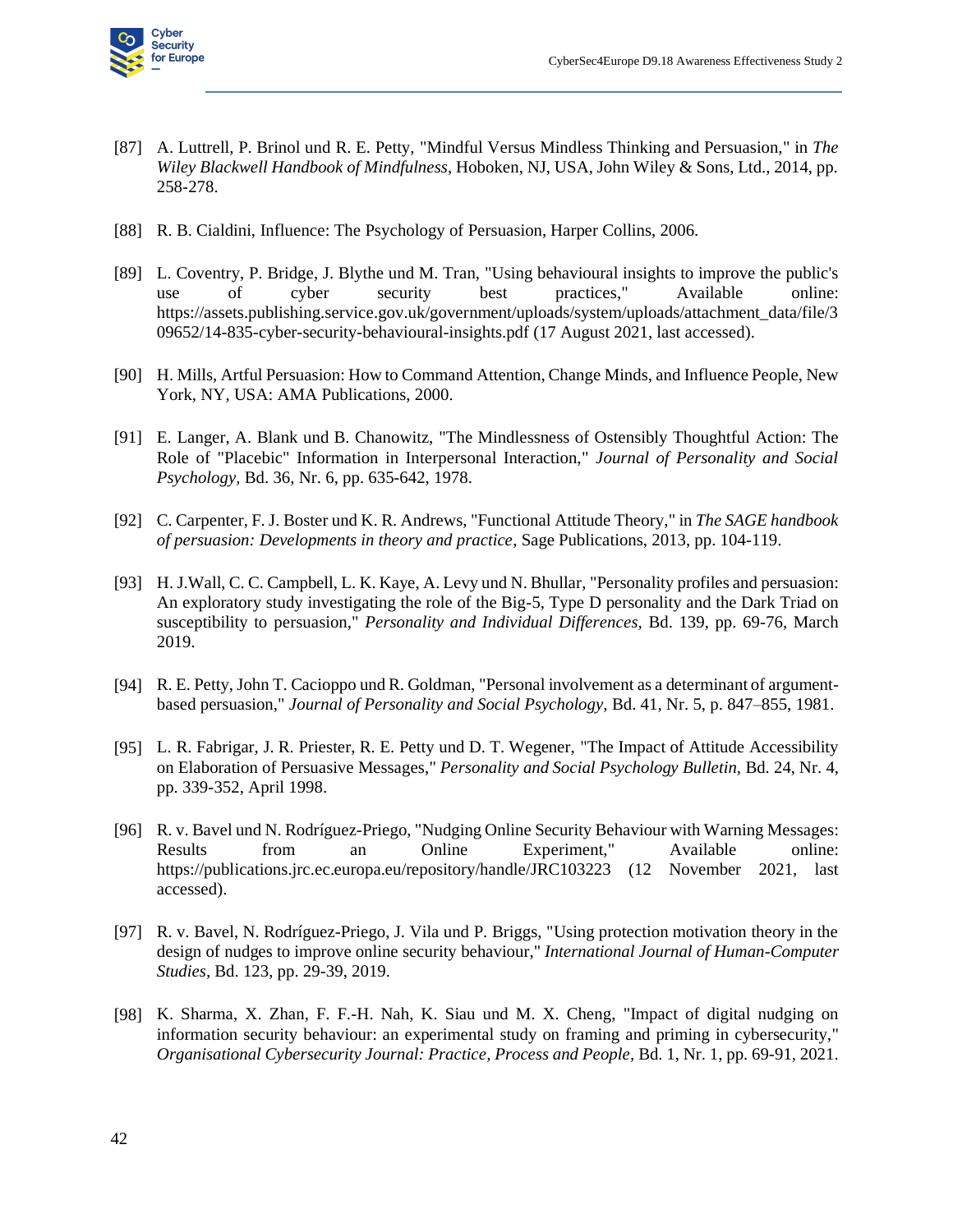[87] A. Luttrell, P. Brinol und R. E. Petty, "Mindful Versus Mindless Thinking and Persuasion," in *The Wiley Blackwell Handbook of Mindfulness*, Hoboken, NJ, USA, John Wiley & Sons, Ltd., 2014, pp. 258-278.

[88] R. B. Cialdini, Influence: The Psychology of Persuasion, Harper Collins, 2006.

[89] L. Coventry, P. Bridge, J. Blythe und M. Tran, "Using behavioural insights to improve the public's use of cyber security best practices," Available online: https://assets.publishing.service.gov.uk/government/uploads/system/uploads/attachment_data/file/309652/14-835-cyber-security-behavioural-insights.pdf (17 August 2021, last accessed).

[90] H. Mills, Artful Persuasion: How to Command Attention, Change Minds, and Influence People, New York, NY, USA: AMA Publications, 2000.

[91] E. Langer, A. Blank und B. Chanowitz, "The Mindlessness of Ostensibly Thoughtful Action: The Role of "Placebic" Information in Interpersonal Interaction," *Journal of Personality and Social Psychology*, Bd. 36, Nr. 6, pp. 635-642, 1978.

[92] C. Carpenter, F. J. Boster und K. R. Andrews, "Functional Attitude Theory," in *The SAGE handbook of persuasion: Developments in theory and practice*, Sage Publications, 2013, pp. 104-119.

[93] H. J.Wall, C. C. Campbell, L. K. Kaye, A. Levy und N. Bhullar, "Personality profiles and persuasion: An exploratory study investigating the role of the Big-5, Type D personality and the Dark Triad on susceptibility to persuasion," *Personality and Individual Differences*, Bd. 139, pp. 69-76, March 2019.

[94] R. E. Petty, John T. Cacioppo und R. Goldman, "Personal involvement as a determinant of argument-based persuasion," *Journal of Personality and Social Psychology*, Bd. 41, Nr. 5, p. 847–855, 1981.

[95] L. R. Fabrigar, J. R. Priester, R. E. Petty und D. T. Wegener, "The Impact of Attitude Accessibility on Elaboration of Persuasive Messages," *Personality and Social Psychology Bulletin*, Bd. 24, Nr. 4, pp. 339-352, April 1998.

[96] R. v. Bavel und N. Rodríguez-Priego, "Nudging Online Security Behaviour with Warning Messages: Results from an Online Experiment," Available online: https://publications.jrc.ec.europa.eu/repository/handle/JRC103223 (12 November 2021, last accessed).

[97] R. v. Bavel, N. Rodríguez-Priego, J. Vila und P. Briggs, "Using protection motivation theory in the design of nudges to improve online security behaviour," *International Journal of Human-Computer Studies*, Bd. 123, pp. 29-39, 2019.

[98] K. Sharma, X. Zhan, F. F.-H. Nah, K. Siau und M. X. Cheng, "Impact of digital nudging on information security behaviour: an experimental study on framing and priming in cybersecurity," *Organisational Cybersecurity Journal: Practice, Process and People*, Bd. 1, Nr. 1, pp. 69-91, 2021.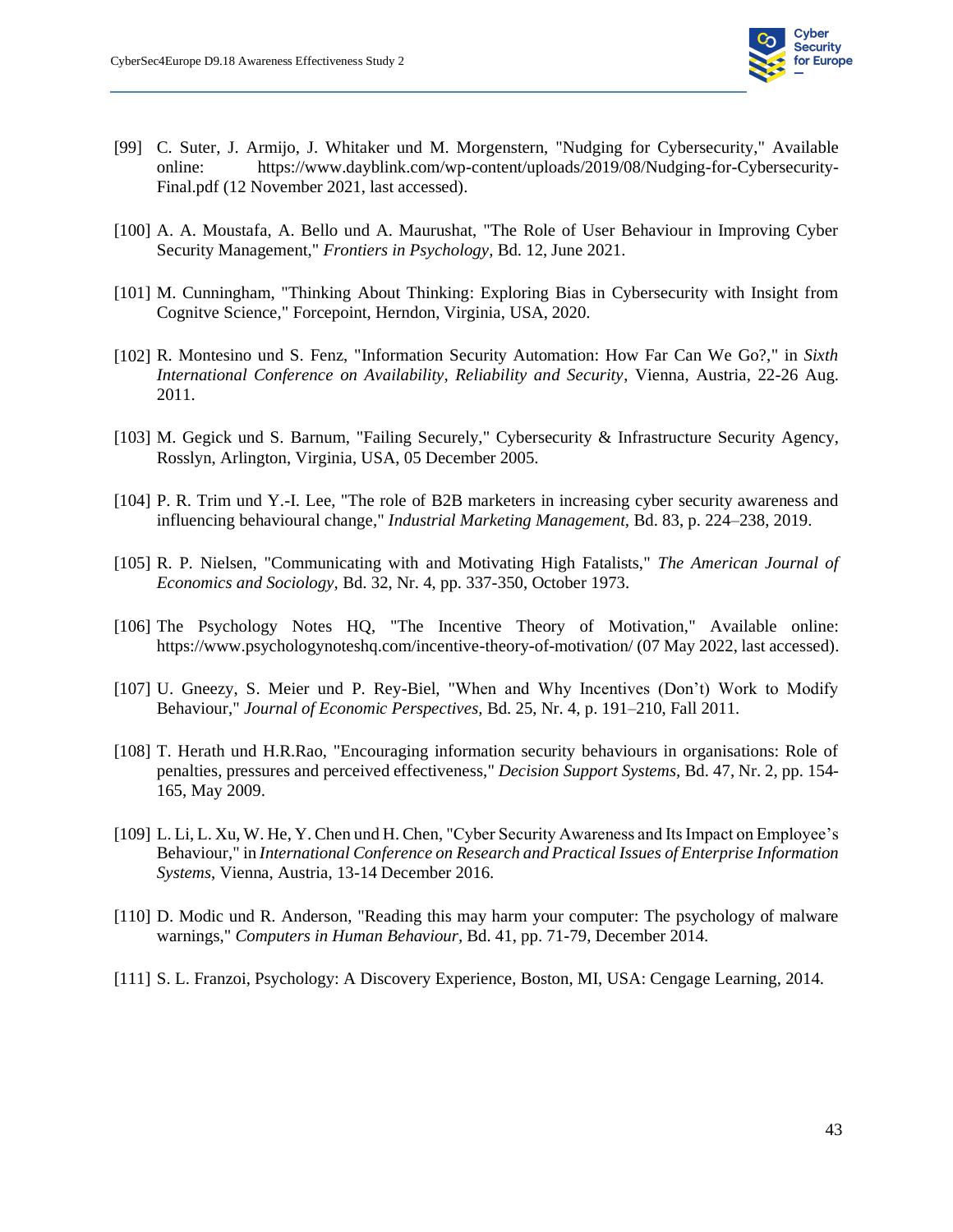[99] C. Suter, J. Armijo, J. Whitaker und M. Morgenstern, "Nudging for Cybersecurity," Available online: https://www.dayblink.com/wp-content/uploads/2019/08/Nudging-for-Cybersecurity-Final.pdf (12 November 2021, last accessed).

[100] A. A. Moustafa, A. Bello und A. Maurushat, "The Role of User Behaviour in Improving Cyber Security Management," *Frontiers in Psychology*, Bd. 12, June 2021.

[101] M. Cunningham, "Thinking About Thinking: Exploring Bias in Cybersecurity with Insight from Cognitve Science," Forcepoint, Herndon, Virginia, USA, 2020.

[102] R. Montesino und S. Fenz, "Information Security Automation: How Far Can We Go?," in *Sixth International Conference on Availability, Reliability and Security*, Vienna, Austria, 22-26 Aug. 2011.

[103] M. Gegick und S. Barnum, "Failing Securely," Cybersecurity & Infrastructure Security Agency, Rosslyn, Arlington, Virginia, USA, 05 December 2005.

[104] P. R. Trim und Y.-I. Lee, "The role of B2B marketers in increasing cyber security awareness and influencing behavioural change," *Industrial Marketing Management*, Bd. 83, p. 224–238, 2019.

[105] R. P. Nielsen, "Communicating with and Motivating High Fatalists," *The American Journal of Economics and Sociology*, Bd. 32, Nr. 4, pp. 337-350, October 1973.

[106] The Psychology Notes HQ, "The Incentive Theory of Motivation," Available online: https://www.psychologynoteshq.com/incentive-theory-of-motivation/ (07 May 2022, last accessed).

[107] U. Gneezy, S. Meier und P. Rey-Biel, "When and Why Incentives (Don't) Work to Modify Behaviour," *Journal of Economic Perspectives*, Bd. 25, Nr. 4, p. 191–210, Fall 2011.

[108] T. Herath und H.R.Rao, "Encouraging information security behaviours in organisations: Role of penalties, pressures and perceived effectiveness," *Decision Support Systems*, Bd. 47, Nr. 2, pp. 154-165, May 2009.

[109] L. Li, L. Xu, W. He, Y. Chen und H. Chen, "Cyber Security Awareness and Its Impact on Employee's Behaviour," in *International Conference on Research and Practical Issues of Enterprise Information Systems*, Vienna, Austria, 13-14 December 2016.

[110] D. Modic und R. Anderson, "Reading this may harm your computer: The psychology of malware warnings," *Computers in Human Behaviour*, Bd. 41, pp. 71-79, December 2014.

[111] S. L. Franzoi, Psychology: A Discovery Experience, Boston, MI, USA: Cengage Learning, 2014.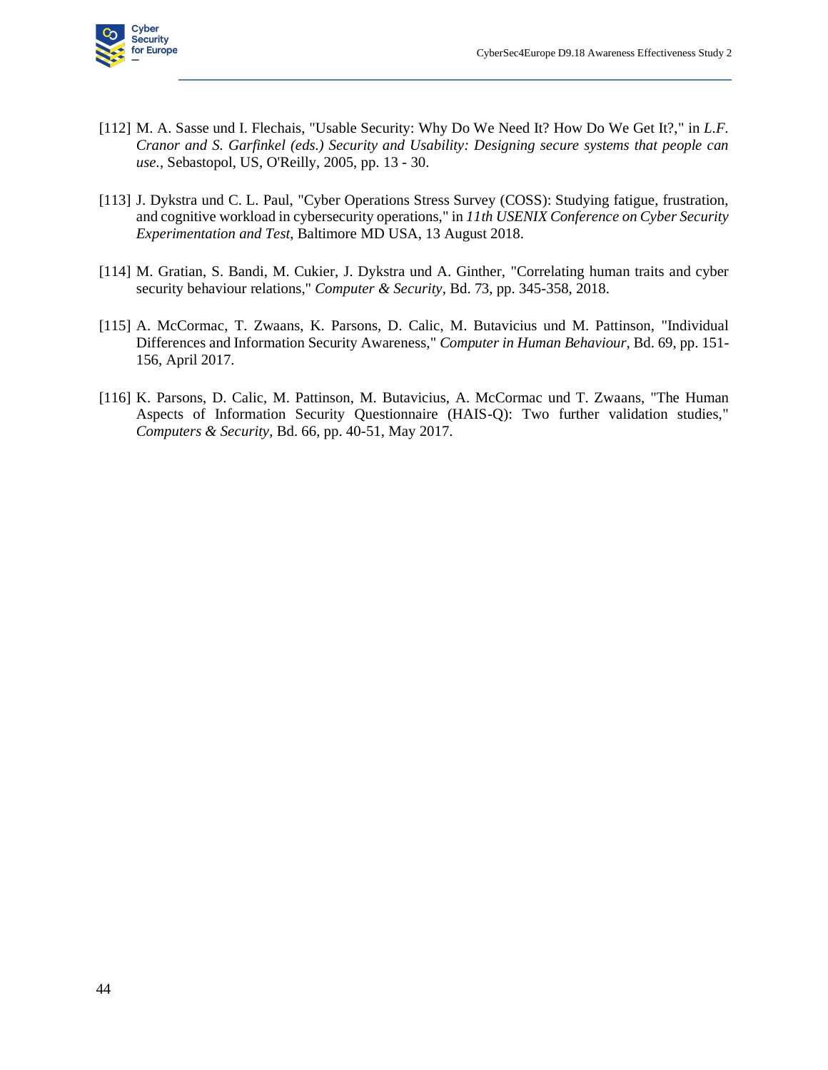[112] M. A. Sasse und I. Flechais, "Usable Security: Why Do We Need It? How Do We Get It?," in *L.F. Cranor and S. Garfinkel (eds.) Security and Usability: Designing secure systems that people can use.*, Sebastopol, US, O'Reilly, 2005, pp. 13 - 30.

[113] J. Dykstra und C. L. Paul, "Cyber Operations Stress Survey (COSS): Studying fatigue, frustration, and cognitive workload in cybersecurity operations," in *11th USENIX Conference on Cyber Security Experimentation and Test*, Baltimore MD USA, 13 August 2018.

[114] M. Gratian, S. Bandi, M. Cukier, J. Dykstra und A. Ginther, "Correlating human traits and cyber security behaviour relations," *Computer & Security*, Bd. 73, pp. 345-358, 2018.

[115] A. McCormac, T. Zwaans, K. Parsons, D. Calic, M. Butavicius und M. Pattinson, "Individual Differences and Information Security Awareness," *Computer in Human Behaviour*, Bd. 69, pp. 151-156, April 2017.

[116] K. Parsons, D. Calic, M. Pattinson, M. Butavicius, A. McCormac und T. Zwaans, "The Human Aspects of Information Security Questionnaire (HAIS-Q): Two further validation studies," *Computers & Security*, Bd. 66, pp. 40-51, May 2017.